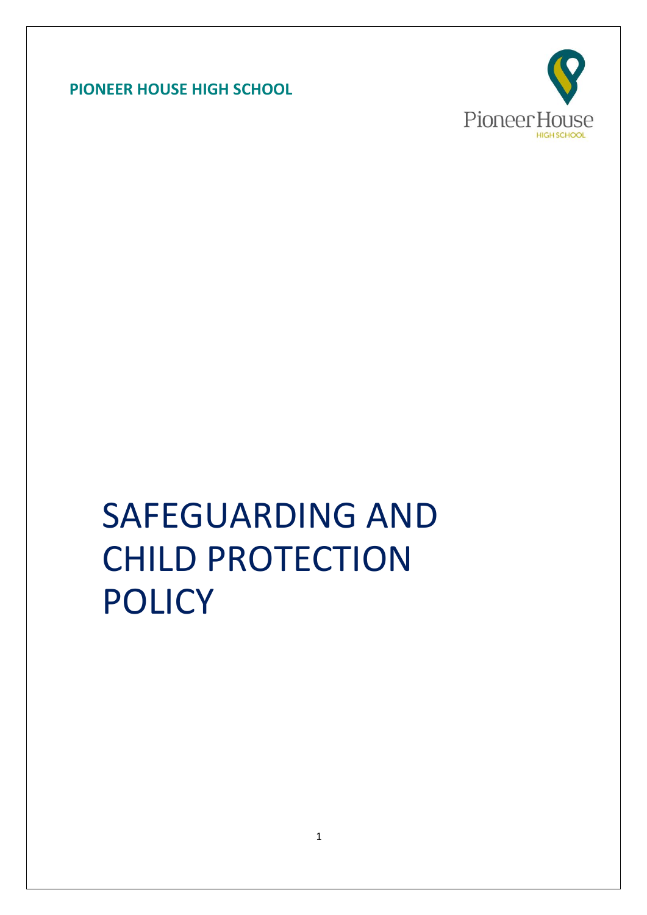**PIONEER HOUSE HIGH SCHOOL**

Pioneer House
HIGH SCHOOL

# SAFEGUARDING AND CHILD PROTECTION POLICY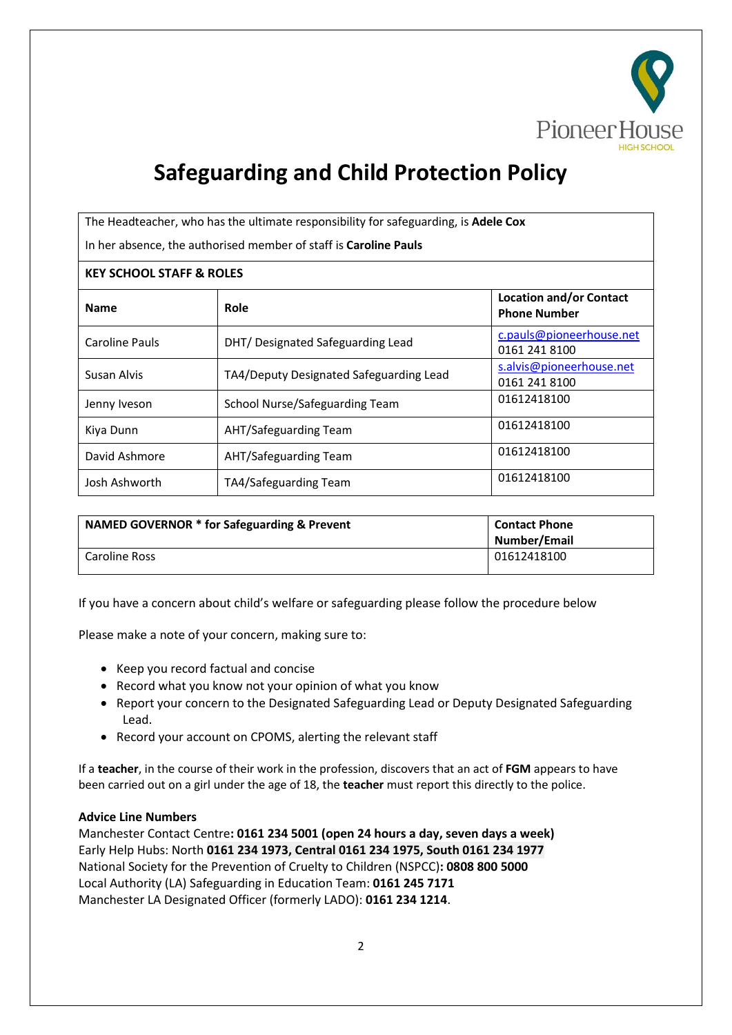# Safeguarding and Child Protection Policy

| The Headteacher, who has the ultimate responsibility for safeguarding, is **Adele Cox**<br>In her absence, the authorised member of staff is **Caroline Pauls** | | |
|---|---|---|
| **KEY SCHOOL STAFF & ROLES** | | |
| **Name** | **Role** | **Location and/or Contact Phone Number** |
| Caroline Pauls | DHT/ Designated Safeguarding Lead | c.pauls@pioneerhouse.net<br>0161 241 8100 |
| Susan Alvis | TA4/Deputy Designated Safeguarding Lead | s.alvis@pioneerhouse.net<br>0161 241 8100 |
| Jenny Iveson | School Nurse/Safeguarding Team | 01612418100 |
| Kiya Dunn | AHT/Safeguarding Team | 01612418100 |
| David Ashmore | AHT/Safeguarding Team | 01612418100 |
| Josh Ashworth | TA4/Safeguarding Team | 01612418100 |

| **NAMED GOVERNOR * for Safeguarding & Prevent** | **Contact Phone Number/Email** |
|---|---|
| Caroline Ross | 01612418100 |

If you have a concern about child's welfare or safeguarding please follow the procedure below

Please make a note of your concern, making sure to:

- Keep you record factual and concise
- Record what you know not your opinion of what you know
- Report your concern to the Designated Safeguarding Lead or Deputy Designated Safeguarding Lead.
- Record your account on CPOMS, alerting the relevant staff

If a **teacher**, in the course of their work in the profession, discovers that an act of **FGM** appears to have been carried out on a girl under the age of 18, the **teacher** must report this directly to the police.

**Advice Line Numbers**
Manchester Contact Centre**: 0161 234 5001 (open 24 hours a day, seven days a week)**
Early Help Hubs: North **0161 234 1973, Central 0161 234 1975, South 0161 234 1977**
National Society for the Prevention of Cruelty to Children (NSPCC)**: 0808 800 5000**
Local Authority (LA) Safeguarding in Education Team: **0161 245 7171**
Manchester LA Designated Officer (formerly LADO): **0161 234 1214**.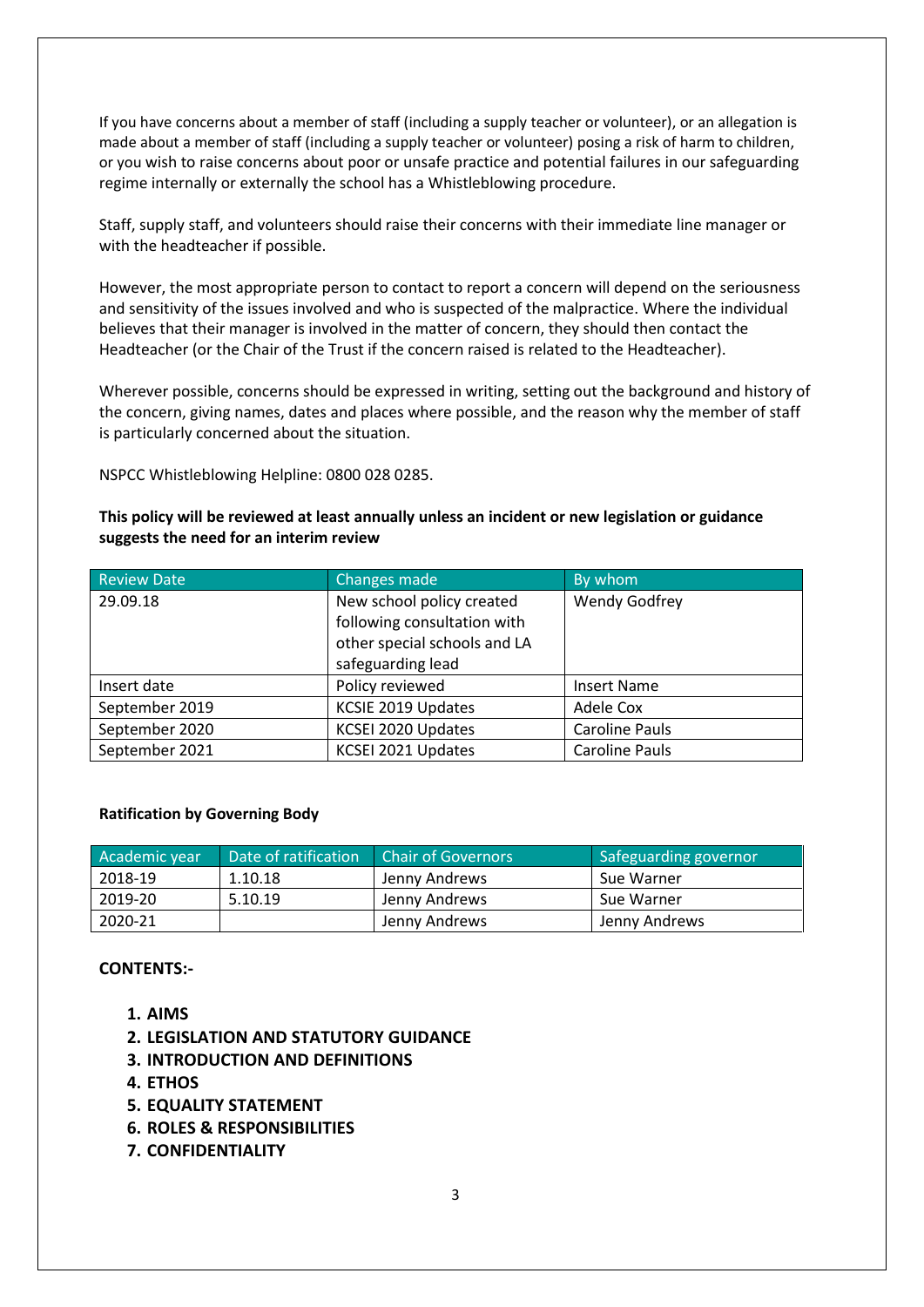If you have concerns about a member of staff (including a supply teacher or volunteer), or an allegation is made about a member of staff (including a supply teacher or volunteer) posing a risk of harm to children, or you wish to raise concerns about poor or unsafe practice and potential failures in our safeguarding regime internally or externally the school has a Whistleblowing procedure.

Staff, supply staff, and volunteers should raise their concerns with their immediate line manager or with the headteacher if possible.

However, the most appropriate person to contact to report a concern will depend on the seriousness and sensitivity of the issues involved and who is suspected of the malpractice. Where the individual believes that their manager is involved in the matter of concern, they should then contact the Headteacher (or the Chair of the Trust if the concern raised is related to the Headteacher).

Wherever possible, concerns should be expressed in writing, setting out the background and history of the concern, giving names, dates and places where possible, and the reason why the member of staff is particularly concerned about the situation.

NSPCC Whistleblowing Helpline: 0800 028 0285.

**This policy will be reviewed at least annually unless an incident or new legislation or guidance suggests the need for an interim review**

| Review Date | Changes made | By whom |
|---|---|---|
| 29.09.18 | New school policy created following consultation with other special schools and LA safeguarding lead | Wendy Godfrey |
| Insert date | Policy reviewed | Insert Name |
| September 2019 | KCSIE 2019 Updates | Adele Cox |
| September 2020 | KCSEI 2020 Updates | Caroline Pauls |
| September 2021 | KCSEI 2021 Updates | Caroline Pauls |

**Ratification by Governing Body**

| Academic year | Date of ratification | Chair of Governors | Safeguarding governor |
|---|---|---|---|
| 2018-19 | 1.10.18 | Jenny Andrews | Sue Warner |
| 2019-20 | 5.10.19 | Jenny Andrews | Sue Warner |
| 2020-21 | | Jenny Andrews | Jenny Andrews |

**CONTENTS:-**

1. **AIMS**
2. **LEGISLATION AND STATUTORY GUIDANCE**
3. **INTRODUCTION AND DEFINITIONS**
4. **ETHOS**
5. **EQUALITY STATEMENT**
6. **ROLES & RESPONSIBILITIES**
7. **CONFIDENTIALITY**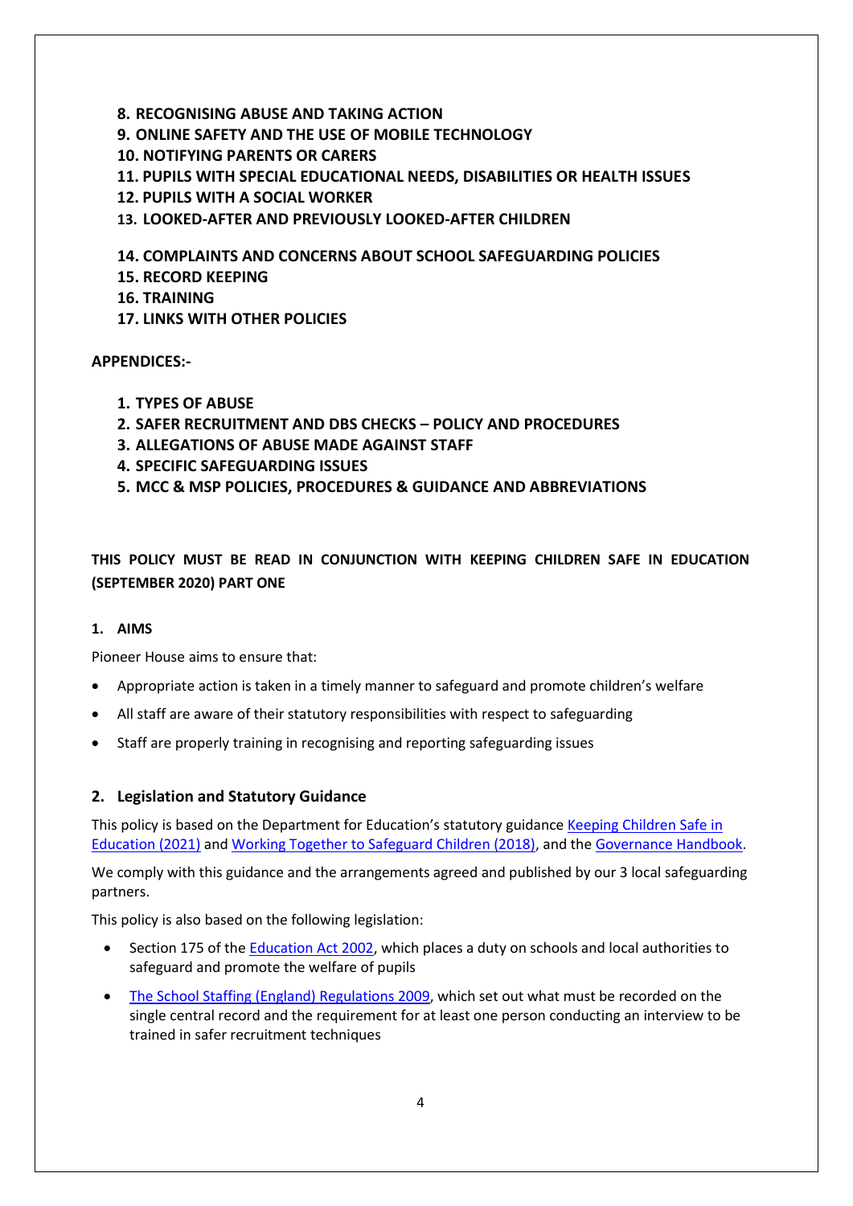8. **RECOGNISING ABUSE AND TAKING ACTION**
9. **ONLINE SAFETY AND THE USE OF MOBILE TECHNOLOGY**
10. **NOTIFYING PARENTS OR CARERS**
11. **PUPILS WITH SPECIAL EDUCATIONAL NEEDS, DISABILITIES OR HEALTH ISSUES**
12. **PUPILS WITH A SOCIAL WORKER**
13. **LOOKED-AFTER AND PREVIOUSLY LOOKED-AFTER CHILDREN**
14. **COMPLAINTS AND CONCERNS ABOUT SCHOOL SAFEGUARDING POLICIES**
15. **RECORD KEEPING**
16. **TRAINING**
17. **LINKS WITH OTHER POLICIES**

**APPENDICES:-**

1. **TYPES OF ABUSE**
2. **SAFER RECRUITMENT AND DBS CHECKS – POLICY AND PROCEDURES**
3. **ALLEGATIONS OF ABUSE MADE AGAINST STAFF**
4. **SPECIFIC SAFEGUARDING ISSUES**
5. **MCC & MSP POLICIES, PROCEDURES & GUIDANCE AND ABBREVIATIONS**

**THIS POLICY MUST BE READ IN CONJUNCTION WITH KEEPING CHILDREN SAFE IN EDUCATION (SEPTEMBER 2020) PART ONE**

## 1. AIMS

Pioneer House aims to ensure that:

- Appropriate action is taken in a timely manner to safeguard and promote children's welfare
- All staff are aware of their statutory responsibilities with respect to safeguarding
- Staff are properly training in recognising and reporting safeguarding issues

## 2. Legislation and Statutory Guidance

This policy is based on the Department for Education's statutory guidance Keeping Children Safe in Education (2021) and Working Together to Safeguard Children (2018), and the Governance Handbook.

We comply with this guidance and the arrangements agreed and published by our 3 local safeguarding partners.

This policy is also based on the following legislation:

- Section 175 of the Education Act 2002, which places a duty on schools and local authorities to safeguard and promote the welfare of pupils
- The School Staffing (England) Regulations 2009, which set out what must be recorded on the single central record and the requirement for at least one person conducting an interview to be trained in safer recruitment techniques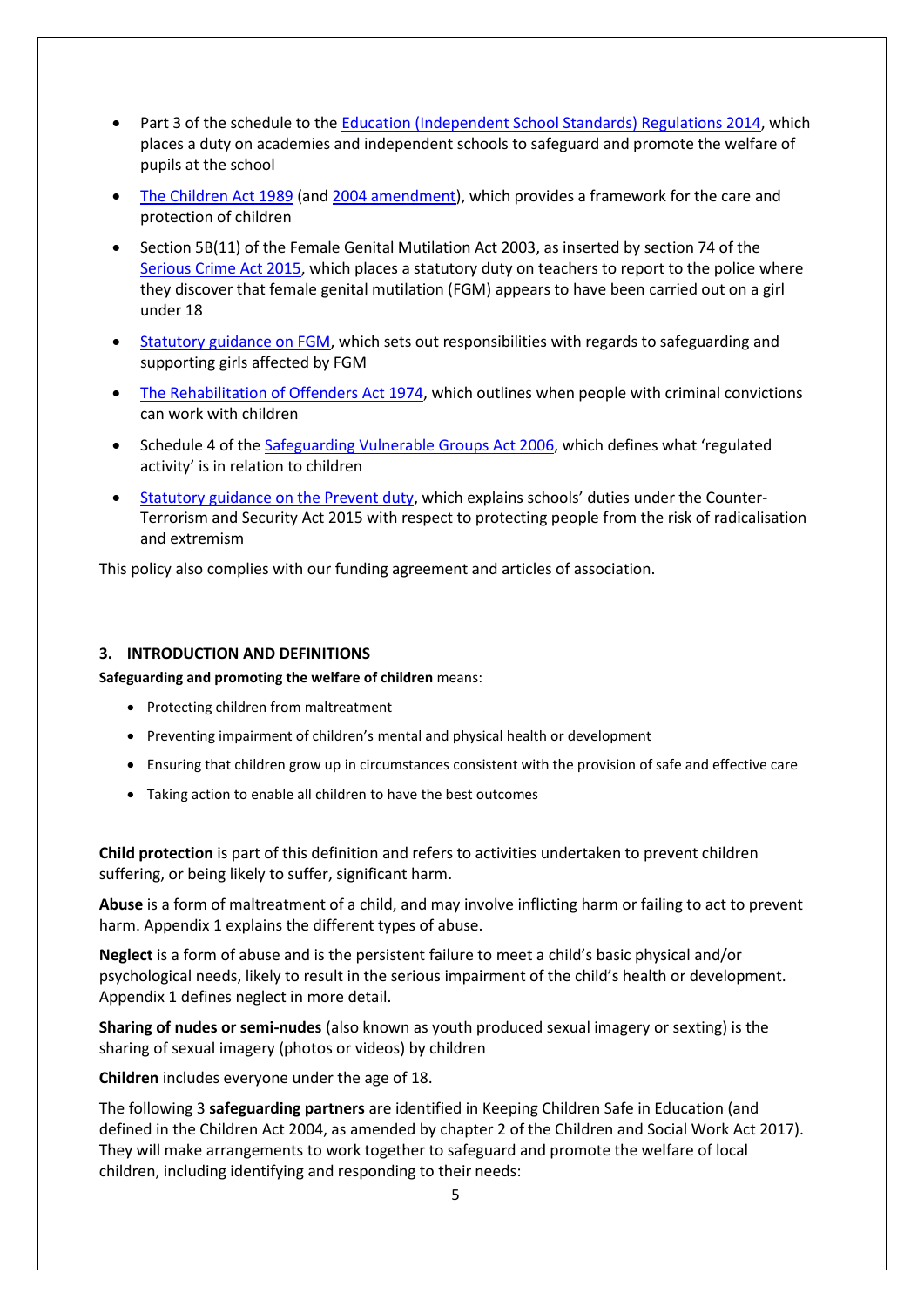- Part 3 of the schedule to the Education (Independent School Standards) Regulations 2014, which places a duty on academies and independent schools to safeguard and promote the welfare of pupils at the school
- The Children Act 1989 (and 2004 amendment), which provides a framework for the care and protection of children
- Section 5B(11) of the Female Genital Mutilation Act 2003, as inserted by section 74 of the Serious Crime Act 2015, which places a statutory duty on teachers to report to the police where they discover that female genital mutilation (FGM) appears to have been carried out on a girl under 18
- Statutory guidance on FGM, which sets out responsibilities with regards to safeguarding and supporting girls affected by FGM
- The Rehabilitation of Offenders Act 1974, which outlines when people with criminal convictions can work with children
- Schedule 4 of the Safeguarding Vulnerable Groups Act 2006, which defines what 'regulated activity' is in relation to children
- Statutory guidance on the Prevent duty, which explains schools' duties under the Counter-Terrorism and Security Act 2015 with respect to protecting people from the risk of radicalisation and extremism

This policy also complies with our funding agreement and articles of association.

## 3. INTRODUCTION AND DEFINITIONS

**Safeguarding and promoting the welfare of children** means:

- Protecting children from maltreatment
- Preventing impairment of children's mental and physical health or development
- Ensuring that children grow up in circumstances consistent with the provision of safe and effective care
- Taking action to enable all children to have the best outcomes

**Child protection** is part of this definition and refers to activities undertaken to prevent children suffering, or being likely to suffer, significant harm.

**Abuse** is a form of maltreatment of a child, and may involve inflicting harm or failing to act to prevent harm. Appendix 1 explains the different types of abuse.

**Neglect** is a form of abuse and is the persistent failure to meet a child's basic physical and/or psychological needs, likely to result in the serious impairment of the child's health or development. Appendix 1 defines neglect in more detail.

**Sharing of nudes or semi-nudes** (also known as youth produced sexual imagery or sexting) is the sharing of sexual imagery (photos or videos) by children

**Children** includes everyone under the age of 18.

The following 3 **safeguarding partners** are identified in Keeping Children Safe in Education (and defined in the Children Act 2004, as amended by chapter 2 of the Children and Social Work Act 2017). They will make arrangements to work together to safeguard and promote the welfare of local children, including identifying and responding to their needs: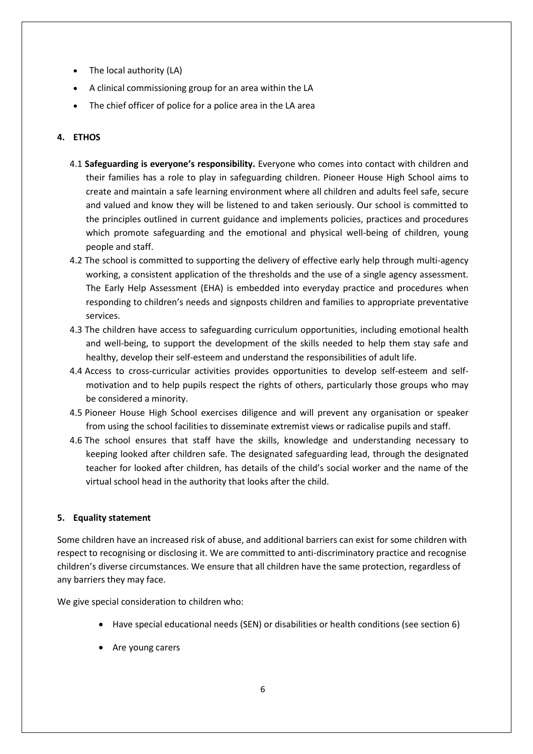- The local authority (LA)
- A clinical commissioning group for an area within the LA
- The chief officer of police for a police area in the LA area

## 4. ETHOS

4.1 **Safeguarding is everyone's responsibility.** Everyone who comes into contact with children and their families has a role to play in safeguarding children. Pioneer House High School aims to create and maintain a safe learning environment where all children and adults feel safe, secure and valued and know they will be listened to and taken seriously. Our school is committed to the principles outlined in current guidance and implements policies, practices and procedures which promote safeguarding and the emotional and physical well-being of children, young people and staff.

4.2 The school is committed to supporting the delivery of effective early help through multi-agency working, a consistent application of the thresholds and the use of a single agency assessment. The Early Help Assessment (EHA) is embedded into everyday practice and procedures when responding to children's needs and signposts children and families to appropriate preventative services.

4.3 The children have access to safeguarding curriculum opportunities, including emotional health and well-being, to support the development of the skills needed to help them stay safe and healthy, develop their self-esteem and understand the responsibilities of adult life.

4.4 Access to cross-curricular activities provides opportunities to develop self-esteem and self-motivation and to help pupils respect the rights of others, particularly those groups who may be considered a minority.

4.5 Pioneer House High School exercises diligence and will prevent any organisation or speaker from using the school facilities to disseminate extremist views or radicalise pupils and staff.

4.6 The school ensures that staff have the skills, knowledge and understanding necessary to keeping looked after children safe. The designated safeguarding lead, through the designated teacher for looked after children, has details of the child's social worker and the name of the virtual school head in the authority that looks after the child.

## 5. Equality statement

Some children have an increased risk of abuse, and additional barriers can exist for some children with respect to recognising or disclosing it. We are committed to anti-discriminatory practice and recognise children's diverse circumstances. We ensure that all children have the same protection, regardless of any barriers they may face.

We give special consideration to children who:

- Have special educational needs (SEN) or disabilities or health conditions (see section 6)
- Are young carers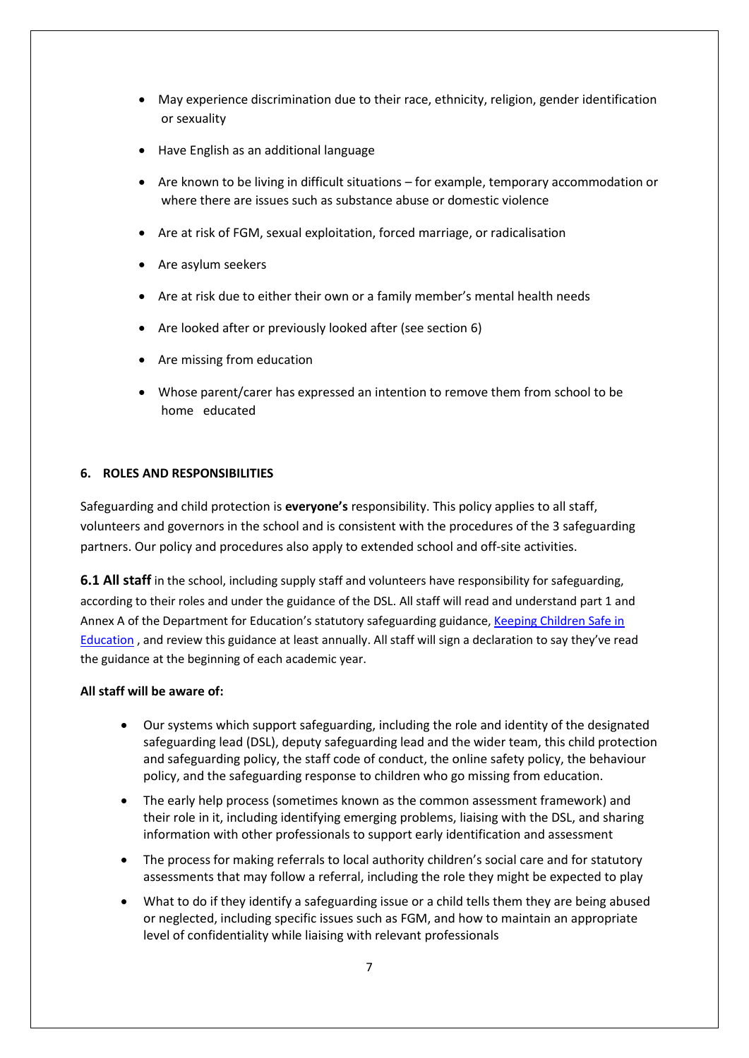- May experience discrimination due to their race, ethnicity, religion, gender identification or sexuality
- Have English as an additional language
- Are known to be living in difficult situations – for example, temporary accommodation or where there are issues such as substance abuse or domestic violence
- Are at risk of FGM, sexual exploitation, forced marriage, or radicalisation
- Are asylum seekers
- Are at risk due to either their own or a family member's mental health needs
- Are looked after or previously looked after (see section 6)
- Are missing from education
- Whose parent/carer has expressed an intention to remove them from school to be home educated

## 6. ROLES AND RESPONSIBILITIES

Safeguarding and child protection is **everyone's** responsibility. This policy applies to all staff, volunteers and governors in the school and is consistent with the procedures of the 3 safeguarding partners. Our policy and procedures also apply to extended school and off-site activities.

**6.1 All staff** in the school, including supply staff and volunteers have responsibility for safeguarding, according to their roles and under the guidance of the DSL. All staff will read and understand part 1 and Annex A of the Department for Education's statutory safeguarding guidance, Keeping Children Safe in Education , and review this guidance at least annually. All staff will sign a declaration to say they've read the guidance at the beginning of each academic year.

**All staff will be aware of:**

- Our systems which support safeguarding, including the role and identity of the designated safeguarding lead (DSL), deputy safeguarding lead and the wider team, this child protection and safeguarding policy, the staff code of conduct, the online safety policy, the behaviour policy, and the safeguarding response to children who go missing from education.
- The early help process (sometimes known as the common assessment framework) and their role in it, including identifying emerging problems, liaising with the DSL, and sharing information with other professionals to support early identification and assessment
- The process for making referrals to local authority children's social care and for statutory assessments that may follow a referral, including the role they might be expected to play
- What to do if they identify a safeguarding issue or a child tells them they are being abused or neglected, including specific issues such as FGM, and how to maintain an appropriate level of confidentiality while liaising with relevant professionals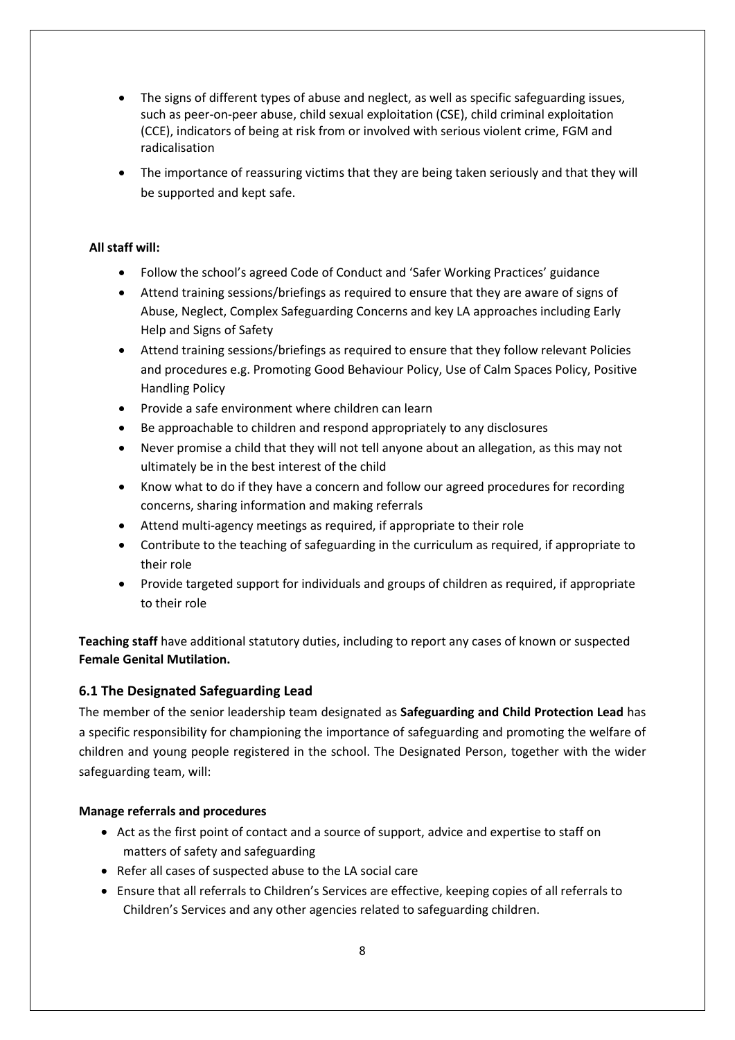- The signs of different types of abuse and neglect, as well as specific safeguarding issues, such as peer-on-peer abuse, child sexual exploitation (CSE), child criminal exploitation (CCE), indicators of being at risk from or involved with serious violent crime, FGM and radicalisation
- The importance of reassuring victims that they are being taken seriously and that they will be supported and kept safe.

**All staff will:**

- Follow the school's agreed Code of Conduct and 'Safer Working Practices' guidance
- Attend training sessions/briefings as required to ensure that they are aware of signs of Abuse, Neglect, Complex Safeguarding Concerns and key LA approaches including Early Help and Signs of Safety
- Attend training sessions/briefings as required to ensure that they follow relevant Policies and procedures e.g. Promoting Good Behaviour Policy, Use of Calm Spaces Policy, Positive Handling Policy
- Provide a safe environment where children can learn
- Be approachable to children and respond appropriately to any disclosures
- Never promise a child that they will not tell anyone about an allegation, as this may not ultimately be in the best interest of the child
- Know what to do if they have a concern and follow our agreed procedures for recording concerns, sharing information and making referrals
- Attend multi-agency meetings as required, if appropriate to their role
- Contribute to the teaching of safeguarding in the curriculum as required, if appropriate to their role
- Provide targeted support for individuals and groups of children as required, if appropriate to their role

**Teaching staff** have additional statutory duties, including to report any cases of known or suspected **Female Genital Mutilation.**

## 6.1 The Designated Safeguarding Lead

The member of the senior leadership team designated as **Safeguarding and Child Protection Lead** has a specific responsibility for championing the importance of safeguarding and promoting the welfare of children and young people registered in the school. The Designated Person, together with the wider safeguarding team, will:

**Manage referrals and procedures**

- Act as the first point of contact and a source of support, advice and expertise to staff on matters of safety and safeguarding
- Refer all cases of suspected abuse to the LA social care
- Ensure that all referrals to Children's Services are effective, keeping copies of all referrals to Children's Services and any other agencies related to safeguarding children.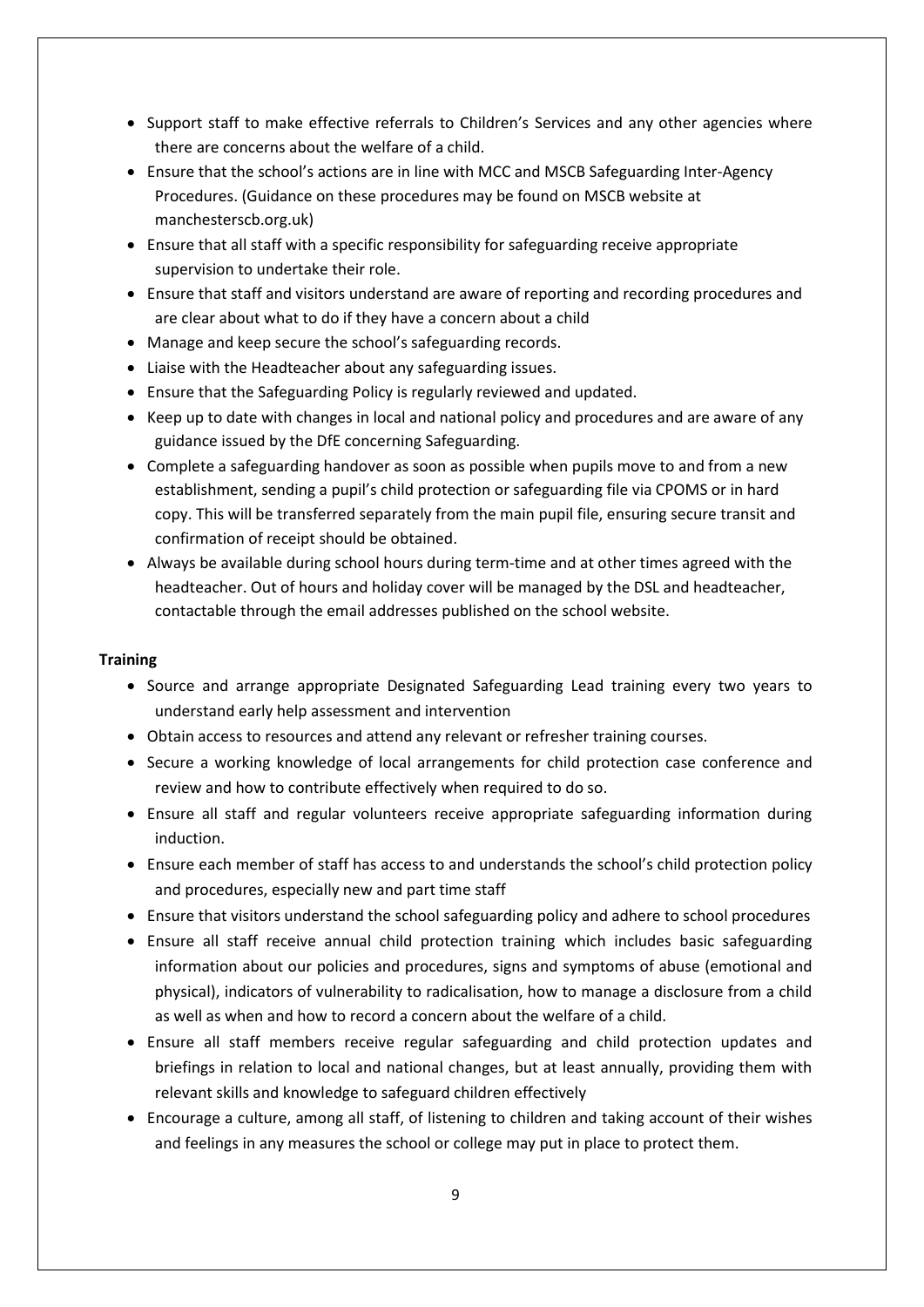- Support staff to make effective referrals to Children's Services and any other agencies where there are concerns about the welfare of a child.
- Ensure that the school's actions are in line with MCC and MSCB Safeguarding Inter-Agency Procedures. (Guidance on these procedures may be found on MSCB website at manchesterscb.org.uk)
- Ensure that all staff with a specific responsibility for safeguarding receive appropriate supervision to undertake their role.
- Ensure that staff and visitors understand are aware of reporting and recording procedures and are clear about what to do if they have a concern about a child
- Manage and keep secure the school's safeguarding records.
- Liaise with the Headteacher about any safeguarding issues.
- Ensure that the Safeguarding Policy is regularly reviewed and updated.
- Keep up to date with changes in local and national policy and procedures and are aware of any guidance issued by the DfE concerning Safeguarding.
- Complete a safeguarding handover as soon as possible when pupils move to and from a new establishment, sending a pupil's child protection or safeguarding file via CPOMS or in hard copy. This will be transferred separately from the main pupil file, ensuring secure transit and confirmation of receipt should be obtained.
- Always be available during school hours during term-time and at other times agreed with the headteacher. Out of hours and holiday cover will be managed by the DSL and headteacher, contactable through the email addresses published on the school website.

**Training**

- Source and arrange appropriate Designated Safeguarding Lead training every two years to understand early help assessment and intervention
- Obtain access to resources and attend any relevant or refresher training courses.
- Secure a working knowledge of local arrangements for child protection case conference and review and how to contribute effectively when required to do so.
- Ensure all staff and regular volunteers receive appropriate safeguarding information during induction.
- Ensure each member of staff has access to and understands the school's child protection policy and procedures, especially new and part time staff
- Ensure that visitors understand the school safeguarding policy and adhere to school procedures
- Ensure all staff receive annual child protection training which includes basic safeguarding information about our policies and procedures, signs and symptoms of abuse (emotional and physical), indicators of vulnerability to radicalisation, how to manage a disclosure from a child as well as when and how to record a concern about the welfare of a child.
- Ensure all staff members receive regular safeguarding and child protection updates and briefings in relation to local and national changes, but at least annually, providing them with relevant skills and knowledge to safeguard children effectively
- Encourage a culture, among all staff, of listening to children and taking account of their wishes and feelings in any measures the school or college may put in place to protect them.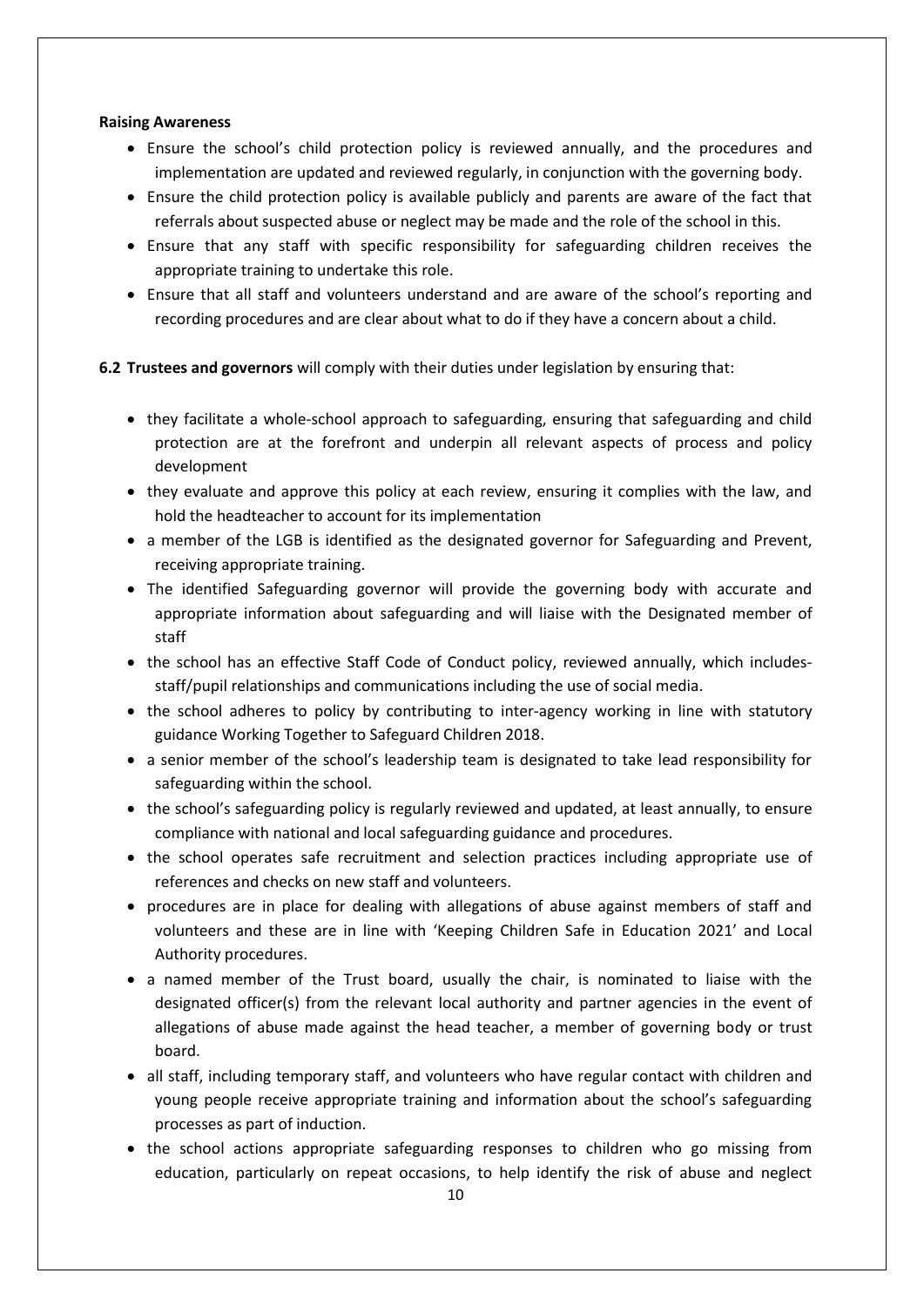**Raising Awareness**

- Ensure the school's child protection policy is reviewed annually, and the procedures and implementation are updated and reviewed regularly, in conjunction with the governing body.
- Ensure the child protection policy is available publicly and parents are aware of the fact that referrals about suspected abuse or neglect may be made and the role of the school in this.
- Ensure that any staff with specific responsibility for safeguarding children receives the appropriate training to undertake this role.
- Ensure that all staff and volunteers understand and are aware of the school's reporting and recording procedures and are clear about what to do if they have a concern about a child.

**6.2 Trustees and governors** will comply with their duties under legislation by ensuring that:

- they facilitate a whole-school approach to safeguarding, ensuring that safeguarding and child protection are at the forefront and underpin all relevant aspects of process and policy development
- they evaluate and approve this policy at each review, ensuring it complies with the law, and hold the headteacher to account for its implementation
- a member of the LGB is identified as the designated governor for Safeguarding and Prevent, receiving appropriate training.
- The identified Safeguarding governor will provide the governing body with accurate and appropriate information about safeguarding and will liaise with the Designated member of staff
- the school has an effective Staff Code of Conduct policy, reviewed annually, which includes- staff/pupil relationships and communications including the use of social media.
- the school adheres to policy by contributing to inter-agency working in line with statutory guidance Working Together to Safeguard Children 2018.
- a senior member of the school's leadership team is designated to take lead responsibility for safeguarding within the school.
- the school's safeguarding policy is regularly reviewed and updated, at least annually, to ensure compliance with national and local safeguarding guidance and procedures.
- the school operates safe recruitment and selection practices including appropriate use of references and checks on new staff and volunteers.
- procedures are in place for dealing with allegations of abuse against members of staff and volunteers and these are in line with 'Keeping Children Safe in Education 2021' and Local Authority procedures.
- a named member of the Trust board, usually the chair, is nominated to liaise with the designated officer(s) from the relevant local authority and partner agencies in the event of allegations of abuse made against the head teacher, a member of governing body or trust board.
- all staff, including temporary staff, and volunteers who have regular contact with children and young people receive appropriate training and information about the school's safeguarding processes as part of induction.
- the school actions appropriate safeguarding responses to children who go missing from education, particularly on repeat occasions, to help identify the risk of abuse and neglect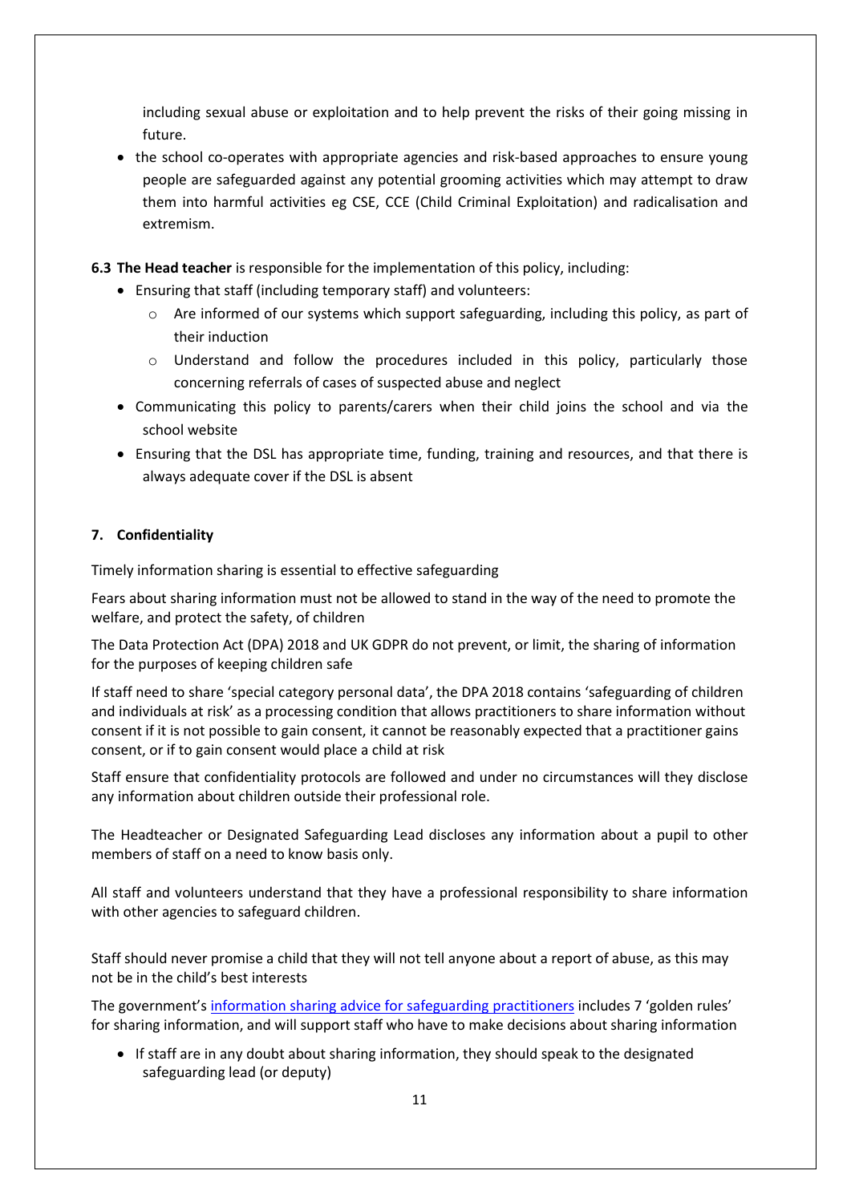including sexual abuse or exploitation and to help prevent the risks of their going missing in future.

- the school co-operates with appropriate agencies and risk-based approaches to ensure young people are safeguarded against any potential grooming activities which may attempt to draw them into harmful activities eg CSE, CCE (Child Criminal Exploitation) and radicalisation and extremism.

**6.3 The Head teacher** is responsible for the implementation of this policy, including:

- Ensuring that staff (including temporary staff) and volunteers:
    - Are informed of our systems which support safeguarding, including this policy, as part of their induction
    - Understand and follow the procedures included in this policy, particularly those concerning referrals of cases of suspected abuse and neglect
- Communicating this policy to parents/carers when their child joins the school and via the school website
- Ensuring that the DSL has appropriate time, funding, training and resources, and that there is always adequate cover if the DSL is absent

## 7. Confidentiality

Timely information sharing is essential to effective safeguarding

Fears about sharing information must not be allowed to stand in the way of the need to promote the welfare, and protect the safety, of children

The Data Protection Act (DPA) 2018 and UK GDPR do not prevent, or limit, the sharing of information for the purposes of keeping children safe

If staff need to share 'special category personal data', the DPA 2018 contains 'safeguarding of children and individuals at risk' as a processing condition that allows practitioners to share information without consent if it is not possible to gain consent, it cannot be reasonably expected that a practitioner gains consent, or if to gain consent would place a child at risk

Staff ensure that confidentiality protocols are followed and under no circumstances will they disclose any information about children outside their professional role.

The Headteacher or Designated Safeguarding Lead discloses any information about a pupil to other members of staff on a need to know basis only.

All staff and volunteers understand that they have a professional responsibility to share information with other agencies to safeguard children.

Staff should never promise a child that they will not tell anyone about a report of abuse, as this may not be in the child's best interests

The government's information sharing advice for safeguarding practitioners includes 7 'golden rules' for sharing information, and will support staff who have to make decisions about sharing information

- If staff are in any doubt about sharing information, they should speak to the designated safeguarding lead (or deputy)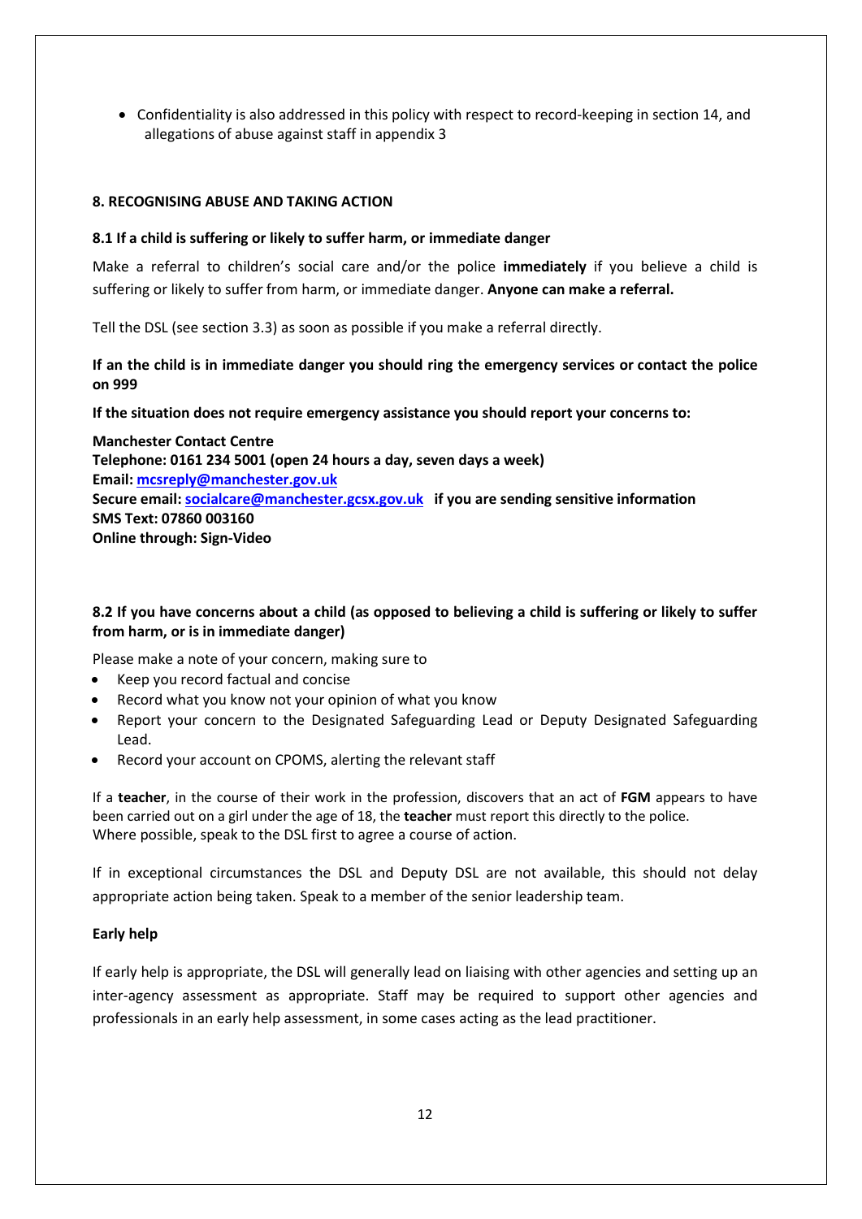- Confidentiality is also addressed in this policy with respect to record-keeping in section 14, and allegations of abuse against staff in appendix 3

## 8. RECOGNISING ABUSE AND TAKING ACTION

### 8.1 If a child is suffering or likely to suffer harm, or immediate danger

Make a referral to children's social care and/or the police **immediately** if you believe a child is suffering or likely to suffer from harm, or immediate danger. **Anyone can make a referral.**

Tell the DSL (see section 3.3) as soon as possible if you make a referral directly.

**If an the child is in immediate danger you should ring the emergency services or contact the police on 999**

**If the situation does not require emergency assistance you should report your concerns to:**

**Manchester Contact Centre**
**Telephone: 0161 234 5001 (open 24 hours a day, seven days a week)**
**Email: mcsreply@manchester.gov.uk**
**Secure email: socialcare@manchester.gcsx.gov.uk if you are sending sensitive information**
**SMS Text: 07860 003160**
**Online through: Sign-Video**

### 8.2 If you have concerns about a child (as opposed to believing a child is suffering or likely to suffer from harm, or is in immediate danger)

Please make a note of your concern, making sure to

- Keep you record factual and concise
- Record what you know not your opinion of what you know
- Report your concern to the Designated Safeguarding Lead or Deputy Designated Safeguarding Lead.
- Record your account on CPOMS, alerting the relevant staff

If a **teacher**, in the course of their work in the profession, discovers that an act of **FGM** appears to have been carried out on a girl under the age of 18, the **teacher** must report this directly to the police.
Where possible, speak to the DSL first to agree a course of action.

If in exceptional circumstances the DSL and Deputy DSL are not available, this should not delay appropriate action being taken. Speak to a member of the senior leadership team.

**Early help**

If early help is appropriate, the DSL will generally lead on liaising with other agencies and setting up an inter-agency assessment as appropriate. Staff may be required to support other agencies and professionals in an early help assessment, in some cases acting as the lead practitioner.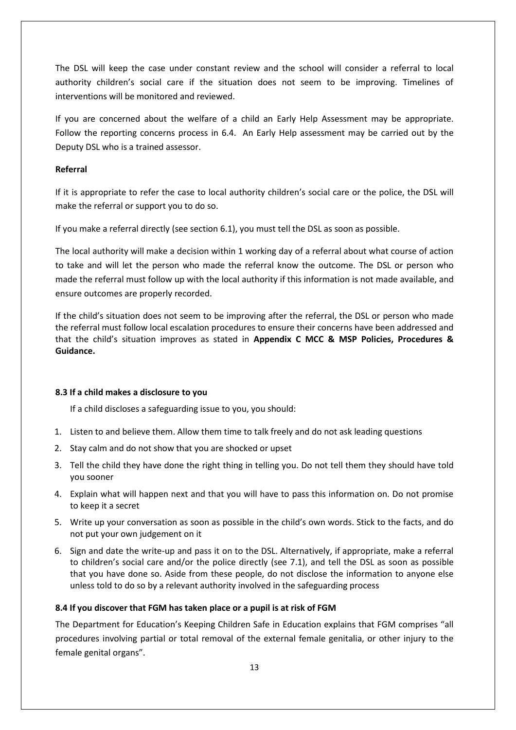The DSL will keep the case under constant review and the school will consider a referral to local authority children's social care if the situation does not seem to be improving. Timelines of interventions will be monitored and reviewed.

If you are concerned about the welfare of a child an Early Help Assessment may be appropriate. Follow the reporting concerns process in 6.4. An Early Help assessment may be carried out by the Deputy DSL who is a trained assessor.

**Referral**

If it is appropriate to refer the case to local authority children's social care or the police, the DSL will make the referral or support you to do so.

If you make a referral directly (see section 6.1), you must tell the DSL as soon as possible.

The local authority will make a decision within 1 working day of a referral about what course of action to take and will let the person who made the referral know the outcome. The DSL or person who made the referral must follow up with the local authority if this information is not made available, and ensure outcomes are properly recorded.

If the child's situation does not seem to be improving after the referral, the DSL or person who made the referral must follow local escalation procedures to ensure their concerns have been addressed and that the child's situation improves as stated in **Appendix C MCC & MSP Policies, Procedures & Guidance.**

### 8.3 If a child makes a disclosure to you

If a child discloses a safeguarding issue to you, you should:

1. Listen to and believe them. Allow them time to talk freely and do not ask leading questions
2. Stay calm and do not show that you are shocked or upset
3. Tell the child they have done the right thing in telling you. Do not tell them they should have told you sooner
4. Explain what will happen next and that you will have to pass this information on. Do not promise to keep it a secret
5. Write up your conversation as soon as possible in the child's own words. Stick to the facts, and do not put your own judgement on it
6. Sign and date the write-up and pass it on to the DSL. Alternatively, if appropriate, make a referral to children's social care and/or the police directly (see 7.1), and tell the DSL as soon as possible that you have done so. Aside from these people, do not disclose the information to anyone else unless told to do so by a relevant authority involved in the safeguarding process

### 8.4 If you discover that FGM has taken place or a pupil is at risk of FGM

The Department for Education's Keeping Children Safe in Education explains that FGM comprises "all procedures involving partial or total removal of the external female genitalia, or other injury to the female genital organs".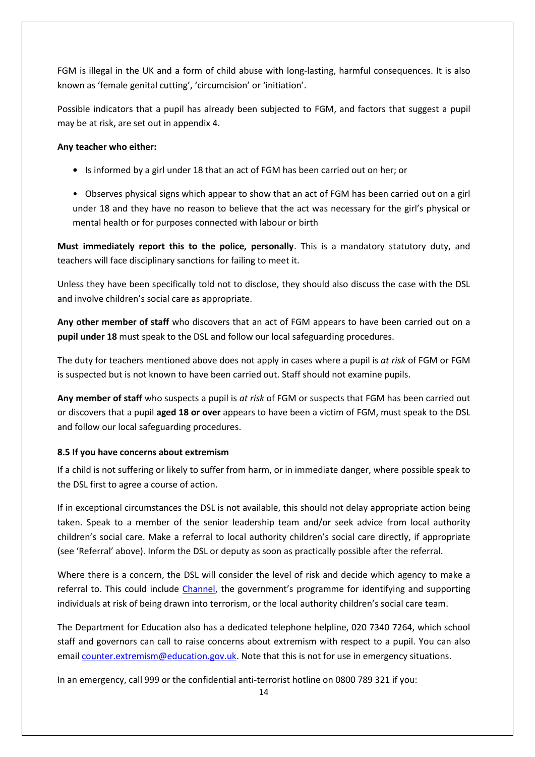FGM is illegal in the UK and a form of child abuse with long-lasting, harmful consequences. It is also known as 'female genital cutting', 'circumcision' or 'initiation'.

Possible indicators that a pupil has already been subjected to FGM, and factors that suggest a pupil may be at risk, are set out in appendix 4.

**Any teacher who either:**

- Is informed by a girl under 18 that an act of FGM has been carried out on her; or
- Observes physical signs which appear to show that an act of FGM has been carried out on a girl under 18 and they have no reason to believe that the act was necessary for the girl's physical or mental health or for purposes connected with labour or birth

**Must immediately report this to the police, personally**. This is a mandatory statutory duty, and teachers will face disciplinary sanctions for failing to meet it.

Unless they have been specifically told not to disclose, they should also discuss the case with the DSL and involve children's social care as appropriate.

**Any other member of staff** who discovers that an act of FGM appears to have been carried out on a **pupil under 18** must speak to the DSL and follow our local safeguarding procedures.

The duty for teachers mentioned above does not apply in cases where a pupil is *at risk* of FGM or FGM is suspected but is not known to have been carried out. Staff should not examine pupils.

**Any member of staff** who suspects a pupil is *at risk* of FGM or suspects that FGM has been carried out or discovers that a pupil **aged 18 or over** appears to have been a victim of FGM, must speak to the DSL and follow our local safeguarding procedures.

#### 8.5 If you have concerns about extremism

If a child is not suffering or likely to suffer from harm, or in immediate danger, where possible speak to the DSL first to agree a course of action.

If in exceptional circumstances the DSL is not available, this should not delay appropriate action being taken. Speak to a member of the senior leadership team and/or seek advice from local authority children's social care. Make a referral to local authority children's social care directly, if appropriate (see 'Referral' above). Inform the DSL or deputy as soon as practically possible after the referral.

Where there is a concern, the DSL will consider the level of risk and decide which agency to make a referral to. This could include Channel, the government's programme for identifying and supporting individuals at risk of being drawn into terrorism, or the local authority children's social care team.

The Department for Education also has a dedicated telephone helpline, 020 7340 7264, which school staff and governors can call to raise concerns about extremism with respect to a pupil. You can also email counter.extremism@education.gov.uk. Note that this is not for use in emergency situations.

In an emergency, call 999 or the confidential anti-terrorist hotline on 0800 789 321 if you: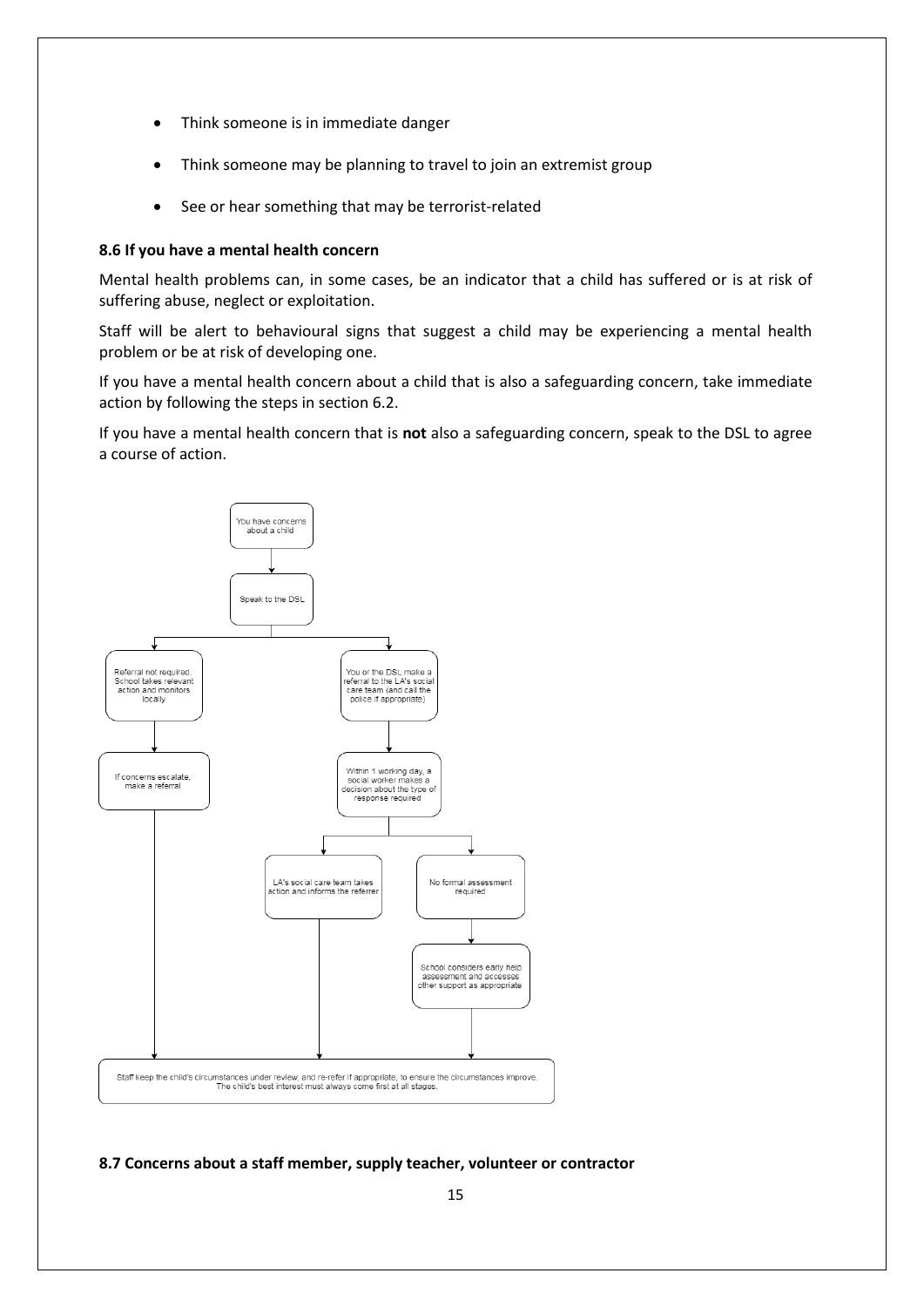- Think someone is in immediate danger
- Think someone may be planning to travel to join an extremist group
- See or hear something that may be terrorist-related

### 8.6 If you have a mental health concern

Mental health problems can, in some cases, be an indicator that a child has suffered or is at risk of suffering abuse, neglect or exploitation.

Staff will be alert to behavioural signs that suggest a child may be experiencing a mental health problem or be at risk of developing one.

If you have a mental health concern about a child that is also a safeguarding concern, take immediate action by following the steps in section 6.2.

If you have a mental health concern that is **not** also a safeguarding concern, speak to the DSL to agree a course of action.

You have concerns about a child

→ Speak to the DSL

→ Referral not required. School takes relevant action and monitors locally
  → If concerns escalate, make a referral

→ You or the DSL make a referral to the LA's social care team (and call the police if appropriate)
  → Within 1 working day, a social worker makes a decision about the type of response required
    → LA's social care team takes action and informs the referrer
    → No formal assessment required
      → School considers early help assessment and accesses other support as appropriate

→ Staff keep the child's circumstances under review, and re-refer if appropriate, to ensure the circumstances improve. The child's best interest must always come first at all stages.

### 8.7 Concerns about a staff member, supply teacher, volunteer or contractor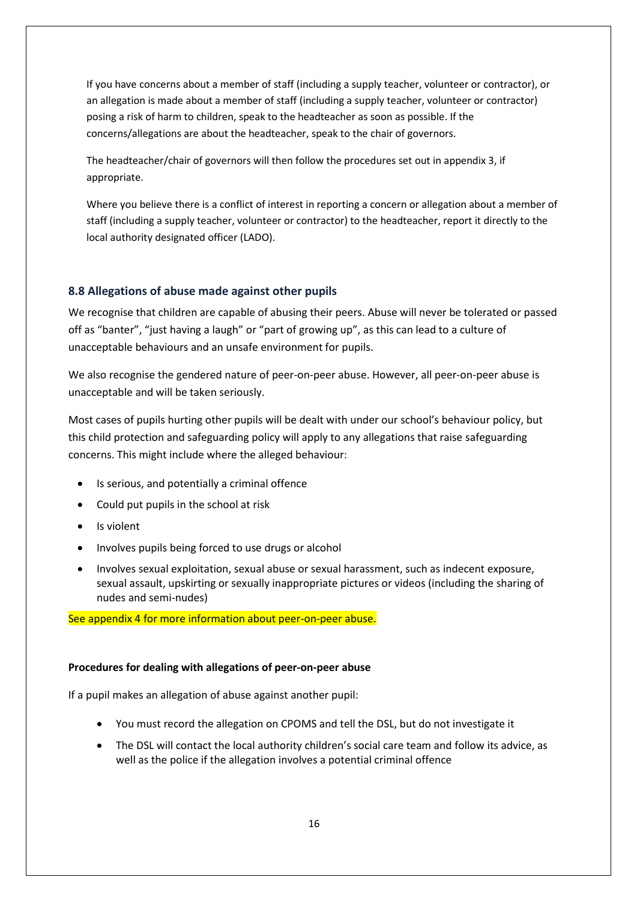If you have concerns about a member of staff (including a supply teacher, volunteer or contractor), or an allegation is made about a member of staff (including a supply teacher, volunteer or contractor) posing a risk of harm to children, speak to the headteacher as soon as possible. If the concerns/allegations are about the headteacher, speak to the chair of governors.

The headteacher/chair of governors will then follow the procedures set out in appendix 3, if appropriate.

Where you believe there is a conflict of interest in reporting a concern or allegation about a member of staff (including a supply teacher, volunteer or contractor) to the headteacher, report it directly to the local authority designated officer (LADO).

### 8.8 Allegations of abuse made against other pupils

We recognise that children are capable of abusing their peers. Abuse will never be tolerated or passed off as "banter", "just having a laugh" or "part of growing up", as this can lead to a culture of unacceptable behaviours and an unsafe environment for pupils.

We also recognise the gendered nature of peer-on-peer abuse. However, all peer-on-peer abuse is unacceptable and will be taken seriously.

Most cases of pupils hurting other pupils will be dealt with under our school's behaviour policy, but this child protection and safeguarding policy will apply to any allegations that raise safeguarding concerns. This might include where the alleged behaviour:

- Is serious, and potentially a criminal offence
- Could put pupils in the school at risk
- Is violent
- Involves pupils being forced to use drugs or alcohol
- Involves sexual exploitation, sexual abuse or sexual harassment, such as indecent exposure, sexual assault, upskirting or sexually inappropriate pictures or videos (including the sharing of nudes and semi-nudes)

See appendix 4 for more information about peer-on-peer abuse.

**Procedures for dealing with allegations of peer-on-peer abuse**

If a pupil makes an allegation of abuse against another pupil:

- You must record the allegation on CPOMS and tell the DSL, but do not investigate it
- The DSL will contact the local authority children's social care team and follow its advice, as well as the police if the allegation involves a potential criminal offence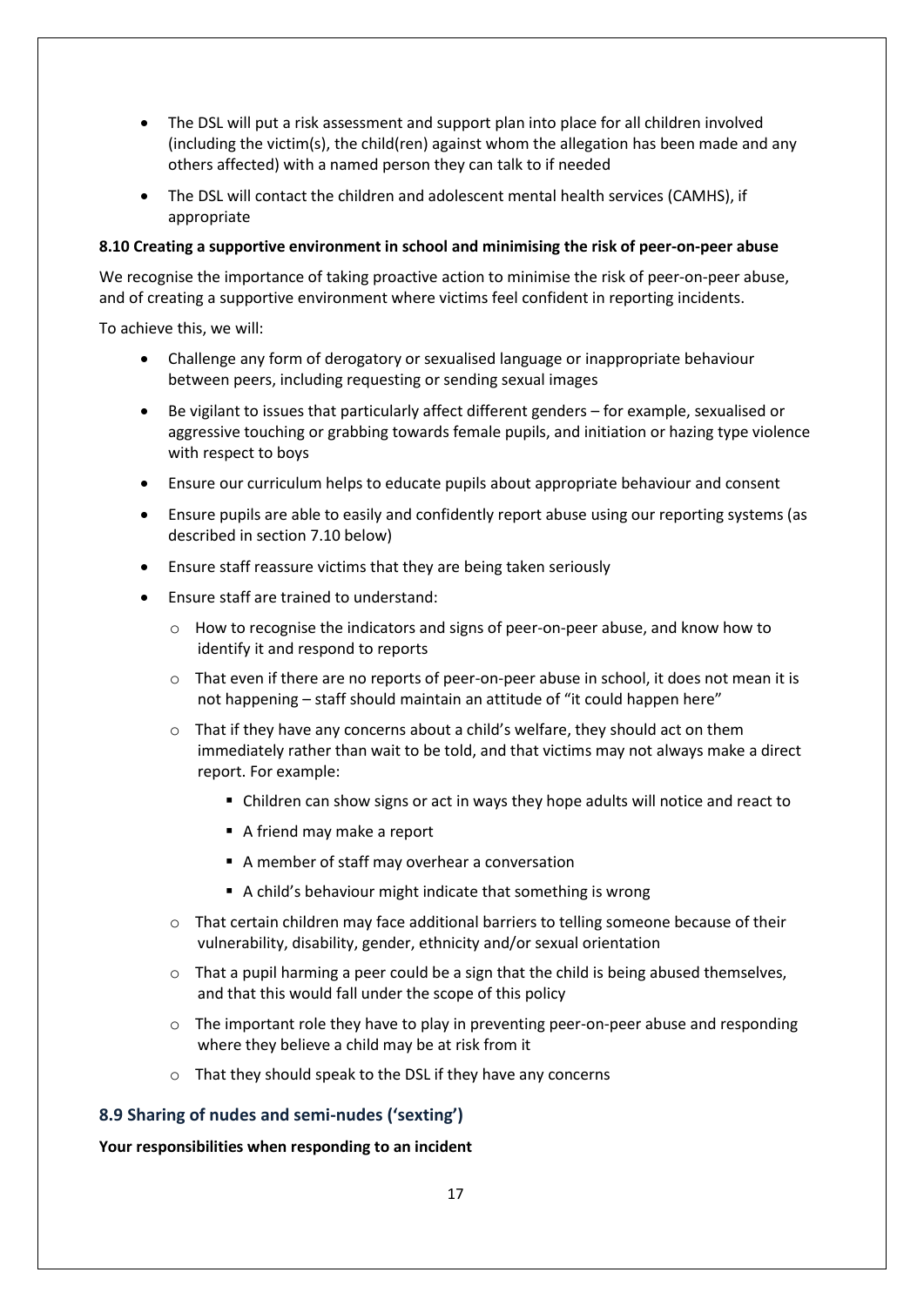- The DSL will put a risk assessment and support plan into place for all children involved (including the victim(s), the child(ren) against whom the allegation has been made and any others affected) with a named person they can talk to if needed
- The DSL will contact the children and adolescent mental health services (CAMHS), if appropriate

**8.10 Creating a supportive environment in school and minimising the risk of peer-on-peer abuse**

We recognise the importance of taking proactive action to minimise the risk of peer-on-peer abuse, and of creating a supportive environment where victims feel confident in reporting incidents.

To achieve this, we will:

- Challenge any form of derogatory or sexualised language or inappropriate behaviour between peers, including requesting or sending sexual images
- Be vigilant to issues that particularly affect different genders – for example, sexualised or aggressive touching or grabbing towards female pupils, and initiation or hazing type violence with respect to boys
- Ensure our curriculum helps to educate pupils about appropriate behaviour and consent
- Ensure pupils are able to easily and confidently report abuse using our reporting systems (as described in section 7.10 below)
- Ensure staff reassure victims that they are being taken seriously
- Ensure staff are trained to understand:
  - How to recognise the indicators and signs of peer-on-peer abuse, and know how to identify it and respond to reports
  - That even if there are no reports of peer-on-peer abuse in school, it does not mean it is not happening – staff should maintain an attitude of "it could happen here"
  - That if they have any concerns about a child's welfare, they should act on them immediately rather than wait to be told, and that victims may not always make a direct report. For example:
    - Children can show signs or act in ways they hope adults will notice and react to
    - A friend may make a report
    - A member of staff may overhear a conversation
    - A child's behaviour might indicate that something is wrong
  - That certain children may face additional barriers to telling someone because of their vulnerability, disability, gender, ethnicity and/or sexual orientation
  - That a pupil harming a peer could be a sign that the child is being abused themselves, and that this would fall under the scope of this policy
  - The important role they have to play in preventing peer-on-peer abuse and responding where they believe a child may be at risk from it
  - That they should speak to the DSL if they have any concerns

## 8.9 Sharing of nudes and semi-nudes ('sexting')

**Your responsibilities when responding to an incident**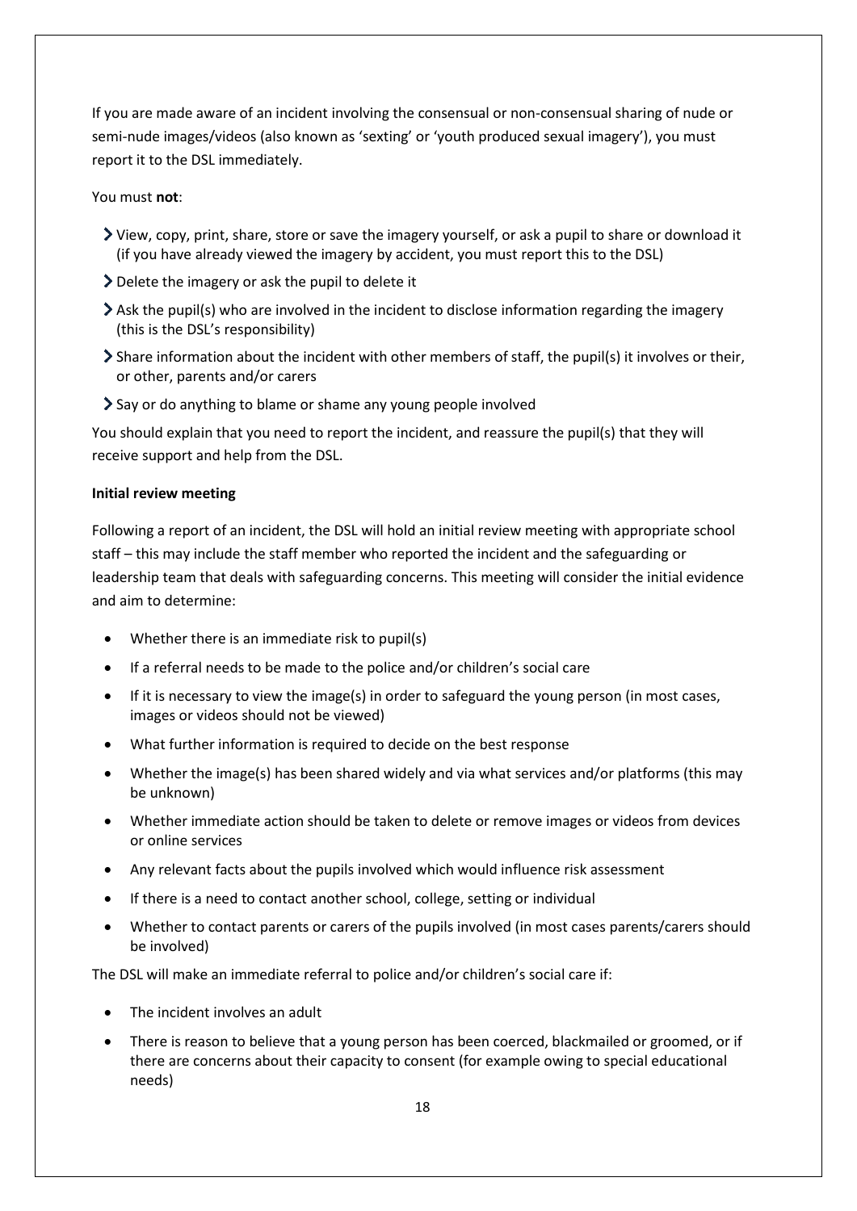If you are made aware of an incident involving the consensual or non-consensual sharing of nude or semi-nude images/videos (also known as 'sexting' or 'youth produced sexual imagery'), you must report it to the DSL immediately.

You must **not**:

- View, copy, print, share, store or save the imagery yourself, or ask a pupil to share or download it (if you have already viewed the imagery by accident, you must report this to the DSL)
- Delete the imagery or ask the pupil to delete it
- Ask the pupil(s) who are involved in the incident to disclose information regarding the imagery (this is the DSL's responsibility)
- Share information about the incident with other members of staff, the pupil(s) it involves or their, or other, parents and/or carers
- Say or do anything to blame or shame any young people involved

You should explain that you need to report the incident, and reassure the pupil(s) that they will receive support and help from the DSL.

**Initial review meeting**

Following a report of an incident, the DSL will hold an initial review meeting with appropriate school staff – this may include the staff member who reported the incident and the safeguarding or leadership team that deals with safeguarding concerns. This meeting will consider the initial evidence and aim to determine:

- Whether there is an immediate risk to pupil(s)
- If a referral needs to be made to the police and/or children's social care
- If it is necessary to view the image(s) in order to safeguard the young person (in most cases, images or videos should not be viewed)
- What further information is required to decide on the best response
- Whether the image(s) has been shared widely and via what services and/or platforms (this may be unknown)
- Whether immediate action should be taken to delete or remove images or videos from devices or online services
- Any relevant facts about the pupils involved which would influence risk assessment
- If there is a need to contact another school, college, setting or individual
- Whether to contact parents or carers of the pupils involved (in most cases parents/carers should be involved)

The DSL will make an immediate referral to police and/or children's social care if:

- The incident involves an adult
- There is reason to believe that a young person has been coerced, blackmailed or groomed, or if there are concerns about their capacity to consent (for example owing to special educational needs)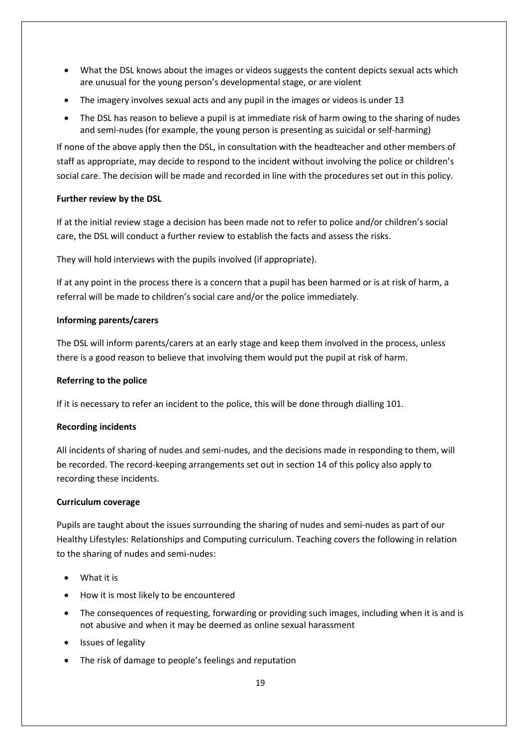- What the DSL knows about the images or videos suggests the content depicts sexual acts which are unusual for the young person's developmental stage, or are violent
- The imagery involves sexual acts and any pupil in the images or videos is under 13
- The DSL has reason to believe a pupil is at immediate risk of harm owing to the sharing of nudes and semi-nudes (for example, the young person is presenting as suicidal or self-harming)

If none of the above apply then the DSL, in consultation with the headteacher and other members of staff as appropriate, may decide to respond to the incident without involving the police or children's social care. The decision will be made and recorded in line with the procedures set out in this policy.

**Further review by the DSL**

If at the initial review stage a decision has been made not to refer to police and/or children's social care, the DSL will conduct a further review to establish the facts and assess the risks.

They will hold interviews with the pupils involved (if appropriate).

If at any point in the process there is a concern that a pupil has been harmed or is at risk of harm, a referral will be made to children's social care and/or the police immediately.

**Informing parents/carers**

The DSL will inform parents/carers at an early stage and keep them involved in the process, unless there is a good reason to believe that involving them would put the pupil at risk of harm.

**Referring to the police**

If it is necessary to refer an incident to the police, this will be done through dialling 101.

**Recording incidents**

All incidents of sharing of nudes and semi-nudes, and the decisions made in responding to them, will be recorded. The record-keeping arrangements set out in section 14 of this policy also apply to recording these incidents.

**Curriculum coverage**

Pupils are taught about the issues surrounding the sharing of nudes and semi-nudes as part of our Healthy Lifestyles: Relationships and Computing curriculum. Teaching covers the following in relation to the sharing of nudes and semi-nudes:

- What it is
- How it is most likely to be encountered
- The consequences of requesting, forwarding or providing such images, including when it is and is not abusive and when it may be deemed as online sexual harassment
- Issues of legality
- The risk of damage to people's feelings and reputation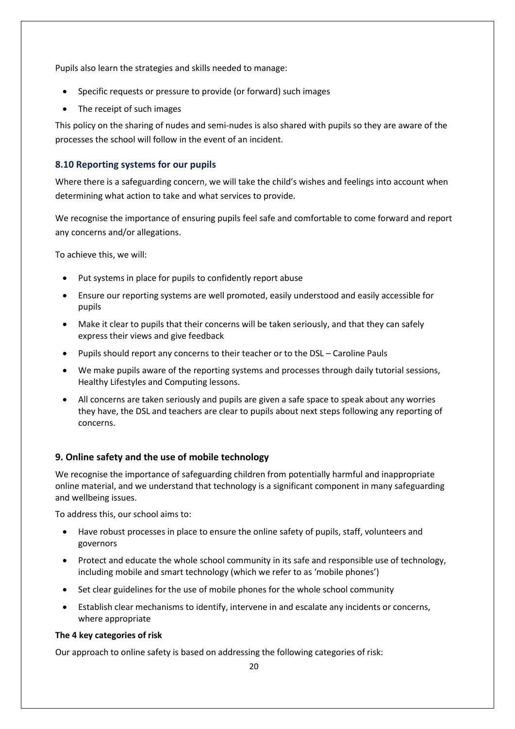Pupils also learn the strategies and skills needed to manage:

- Specific requests or pressure to provide (or forward) such images
- The receipt of such images

This policy on the sharing of nudes and semi-nudes is also shared with pupils so they are aware of the processes the school will follow in the event of an incident.

### 8.10 Reporting systems for our pupils

Where there is a safeguarding concern, we will take the child's wishes and feelings into account when determining what action to take and what services to provide.

We recognise the importance of ensuring pupils feel safe and comfortable to come forward and report any concerns and/or allegations.

To achieve this, we will:

- Put systems in place for pupils to confidently report abuse
- Ensure our reporting systems are well promoted, easily understood and easily accessible for pupils
- Make it clear to pupils that their concerns will be taken seriously, and that they can safely express their views and give feedback
- Pupils should report any concerns to their teacher or to the DSL – Caroline Pauls
- We make pupils aware of the reporting systems and processes through daily tutorial sessions, Healthy Lifestyles and Computing lessons.
- All concerns are taken seriously and pupils are given a safe space to speak about any worries they have, the DSL and teachers are clear to pupils about next steps following any reporting of concerns.

## 9. Online safety and the use of mobile technology

We recognise the importance of safeguarding children from potentially harmful and inappropriate online material, and we understand that technology is a significant component in many safeguarding and wellbeing issues.

To address this, our school aims to:

- Have robust processes in place to ensure the online safety of pupils, staff, volunteers and governors
- Protect and educate the whole school community in its safe and responsible use of technology, including mobile and smart technology (which we refer to as 'mobile phones')
- Set clear guidelines for the use of mobile phones for the whole school community
- Establish clear mechanisms to identify, intervene in and escalate any incidents or concerns, where appropriate

**The 4 key categories of risk**

Our approach to online safety is based on addressing the following categories of risk: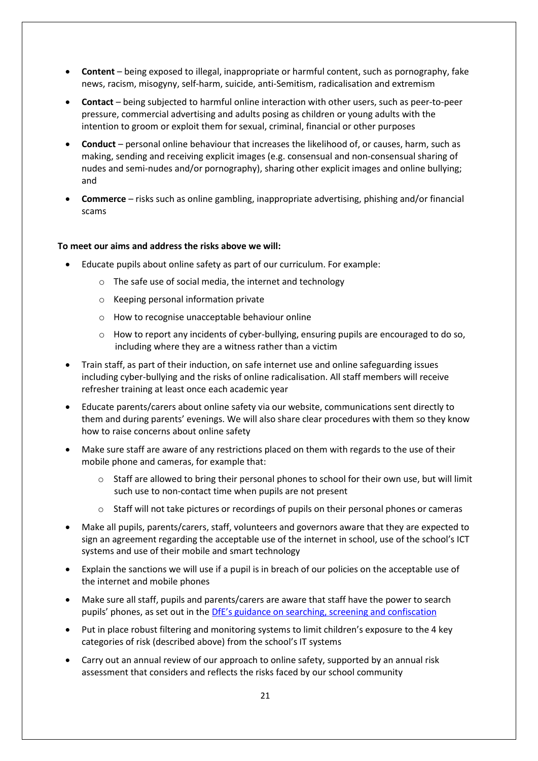- **Content** – being exposed to illegal, inappropriate or harmful content, such as pornography, fake news, racism, misogyny, self-harm, suicide, anti-Semitism, radicalisation and extremism
- **Contact** – being subjected to harmful online interaction with other users, such as peer-to-peer pressure, commercial advertising and adults posing as children or young adults with the intention to groom or exploit them for sexual, criminal, financial or other purposes
- **Conduct** – personal online behaviour that increases the likelihood of, or causes, harm, such as making, sending and receiving explicit images (e.g. consensual and non-consensual sharing of nudes and semi-nudes and/or pornography), sharing other explicit images and online bullying; and
- **Commerce** – risks such as online gambling, inappropriate advertising, phishing and/or financial scams

**To meet our aims and address the risks above we will:**

- Educate pupils about online safety as part of our curriculum. For example:
  - The safe use of social media, the internet and technology
  - Keeping personal information private
  - How to recognise unacceptable behaviour online
  - How to report any incidents of cyber-bullying, ensuring pupils are encouraged to do so, including where they are a witness rather than a victim
- Train staff, as part of their induction, on safe internet use and online safeguarding issues including cyber-bullying and the risks of online radicalisation. All staff members will receive refresher training at least once each academic year
- Educate parents/carers about online safety via our website, communications sent directly to them and during parents' evenings. We will also share clear procedures with them so they know how to raise concerns about online safety
- Make sure staff are aware of any restrictions placed on them with regards to the use of their mobile phone and cameras, for example that:
  - Staff are allowed to bring their personal phones to school for their own use, but will limit such use to non-contact time when pupils are not present
  - Staff will not take pictures or recordings of pupils on their personal phones or cameras
- Make all pupils, parents/carers, staff, volunteers and governors aware that they are expected to sign an agreement regarding the acceptable use of the internet in school, use of the school's ICT systems and use of their mobile and smart technology
- Explain the sanctions we will use if a pupil is in breach of our policies on the acceptable use of the internet and mobile phones
- Make sure all staff, pupils and parents/carers are aware that staff have the power to search pupils' phones, as set out in the DfE's guidance on searching, screening and confiscation
- Put in place robust filtering and monitoring systems to limit children's exposure to the 4 key categories of risk (described above) from the school's IT systems
- Carry out an annual review of our approach to online safety, supported by an annual risk assessment that considers and reflects the risks faced by our school community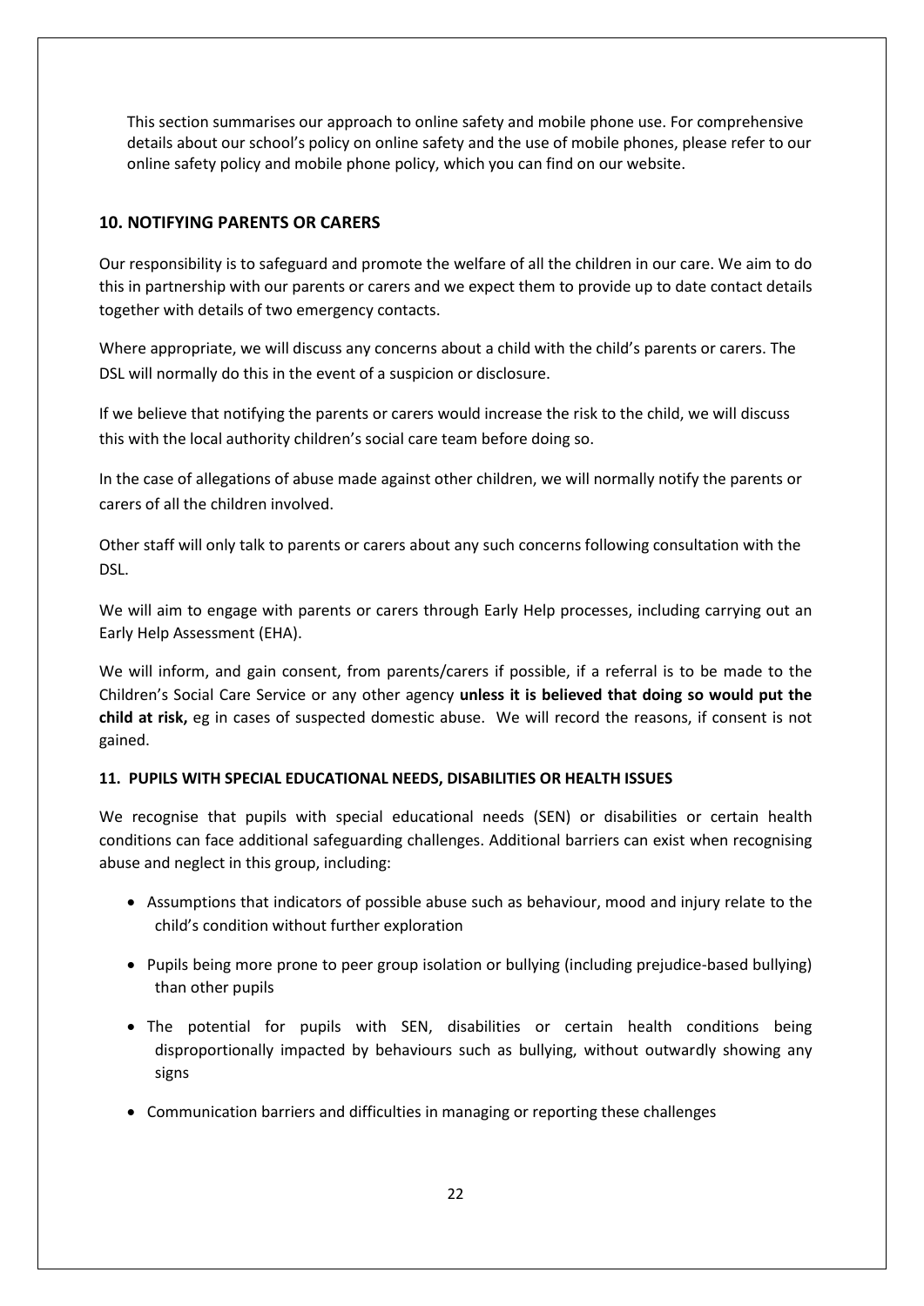This section summarises our approach to online safety and mobile phone use. For comprehensive details about our school's policy on online safety and the use of mobile phones, please refer to our online safety policy and mobile phone policy, which you can find on our website.

## 10. NOTIFYING PARENTS OR CARERS

Our responsibility is to safeguard and promote the welfare of all the children in our care. We aim to do this in partnership with our parents or carers and we expect them to provide up to date contact details together with details of two emergency contacts.

Where appropriate, we will discuss any concerns about a child with the child's parents or carers. The DSL will normally do this in the event of a suspicion or disclosure.

If we believe that notifying the parents or carers would increase the risk to the child, we will discuss this with the local authority children's social care team before doing so.

In the case of allegations of abuse made against other children, we will normally notify the parents or carers of all the children involved.

Other staff will only talk to parents or carers about any such concerns following consultation with the DSL.

We will aim to engage with parents or carers through Early Help processes, including carrying out an Early Help Assessment (EHA).

We will inform, and gain consent, from parents/carers if possible, if a referral is to be made to the Children's Social Care Service or any other agency **unless it is believed that doing so would put the child at risk,** eg in cases of suspected domestic abuse. We will record the reasons, if consent is not gained.

### 11. PUPILS WITH SPECIAL EDUCATIONAL NEEDS, DISABILITIES OR HEALTH ISSUES

We recognise that pupils with special educational needs (SEN) or disabilities or certain health conditions can face additional safeguarding challenges. Additional barriers can exist when recognising abuse and neglect in this group, including:

- Assumptions that indicators of possible abuse such as behaviour, mood and injury relate to the child's condition without further exploration
- Pupils being more prone to peer group isolation or bullying (including prejudice-based bullying) than other pupils
- The potential for pupils with SEN, disabilities or certain health conditions being disproportionally impacted by behaviours such as bullying, without outwardly showing any signs
- Communication barriers and difficulties in managing or reporting these challenges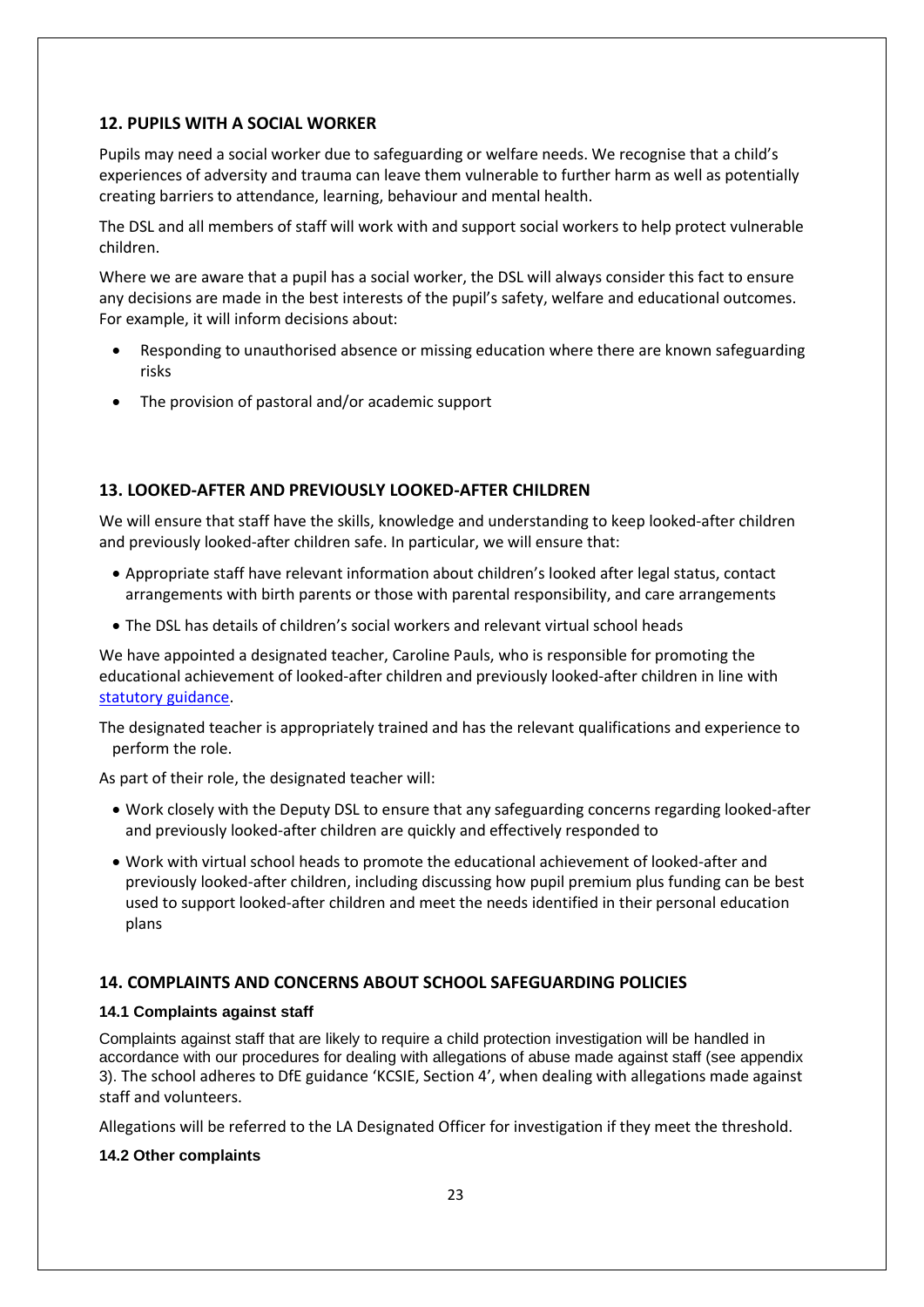## 12. PUPILS WITH A SOCIAL WORKER

Pupils may need a social worker due to safeguarding or welfare needs. We recognise that a child's experiences of adversity and trauma can leave them vulnerable to further harm as well as potentially creating barriers to attendance, learning, behaviour and mental health.

The DSL and all members of staff will work with and support social workers to help protect vulnerable children.

Where we are aware that a pupil has a social worker, the DSL will always consider this fact to ensure any decisions are made in the best interests of the pupil's safety, welfare and educational outcomes. For example, it will inform decisions about:

- Responding to unauthorised absence or missing education where there are known safeguarding risks
- The provision of pastoral and/or academic support

## 13. LOOKED-AFTER AND PREVIOUSLY LOOKED-AFTER CHILDREN

We will ensure that staff have the skills, knowledge and understanding to keep looked-after children and previously looked-after children safe. In particular, we will ensure that:

- Appropriate staff have relevant information about children's looked after legal status, contact arrangements with birth parents or those with parental responsibility, and care arrangements
- The DSL has details of children's social workers and relevant virtual school heads

We have appointed a designated teacher, Caroline Pauls, who is responsible for promoting the educational achievement of looked-after children and previously looked-after children in line with statutory guidance.

The designated teacher is appropriately trained and has the relevant qualifications and experience to perform the role.

As part of their role, the designated teacher will:

- Work closely with the Deputy DSL to ensure that any safeguarding concerns regarding looked-after and previously looked-after children are quickly and effectively responded to
- Work with virtual school heads to promote the educational achievement of looked-after and previously looked-after children, including discussing how pupil premium plus funding can be best used to support looked-after children and meet the needs identified in their personal education plans

## 14. COMPLAINTS AND CONCERNS ABOUT SCHOOL SAFEGUARDING POLICIES

### 14.1 Complaints against staff

Complaints against staff that are likely to require a child protection investigation will be handled in accordance with our procedures for dealing with allegations of abuse made against staff (see appendix 3). The school adheres to DfE guidance 'KCSIE, Section 4', when dealing with allegations made against staff and volunteers.

Allegations will be referred to the LA Designated Officer for investigation if they meet the threshold.

### 14.2 Other complaints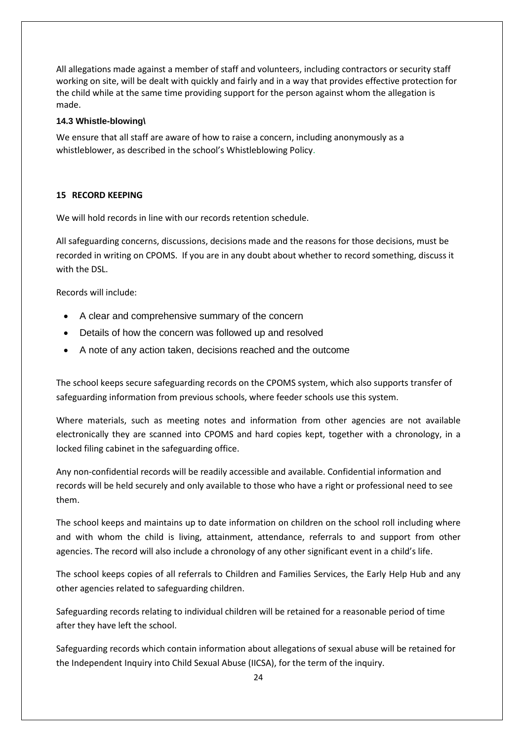All allegations made against a member of staff and volunteers, including contractors or security staff working on site, will be dealt with quickly and fairly and in a way that provides effective protection for the child while at the same time providing support for the person against whom the allegation is made.

### 14.3 Whistle-blowing\

We ensure that all staff are aware of how to raise a concern, including anonymously as a whistleblower, as described in the school's Whistleblowing Policy.

## 15 RECORD KEEPING

We will hold records in line with our records retention schedule.

All safeguarding concerns, discussions, decisions made and the reasons for those decisions, must be recorded in writing on CPOMS. If you are in any doubt about whether to record something, discuss it with the DSL.

Records will include:

- A clear and comprehensive summary of the concern
- Details of how the concern was followed up and resolved
- A note of any action taken, decisions reached and the outcome

The school keeps secure safeguarding records on the CPOMS system, which also supports transfer of safeguarding information from previous schools, where feeder schools use this system.

Where materials, such as meeting notes and information from other agencies are not available electronically they are scanned into CPOMS and hard copies kept, together with a chronology, in a locked filing cabinet in the safeguarding office.

Any non-confidential records will be readily accessible and available. Confidential information and records will be held securely and only available to those who have a right or professional need to see them.

The school keeps and maintains up to date information on children on the school roll including where and with whom the child is living, attainment, attendance, referrals to and support from other agencies. The record will also include a chronology of any other significant event in a child's life.

The school keeps copies of all referrals to Children and Families Services, the Early Help Hub and any other agencies related to safeguarding children.

Safeguarding records relating to individual children will be retained for a reasonable period of time after they have left the school.

Safeguarding records which contain information about allegations of sexual abuse will be retained for the Independent Inquiry into Child Sexual Abuse (IICSA), for the term of the inquiry.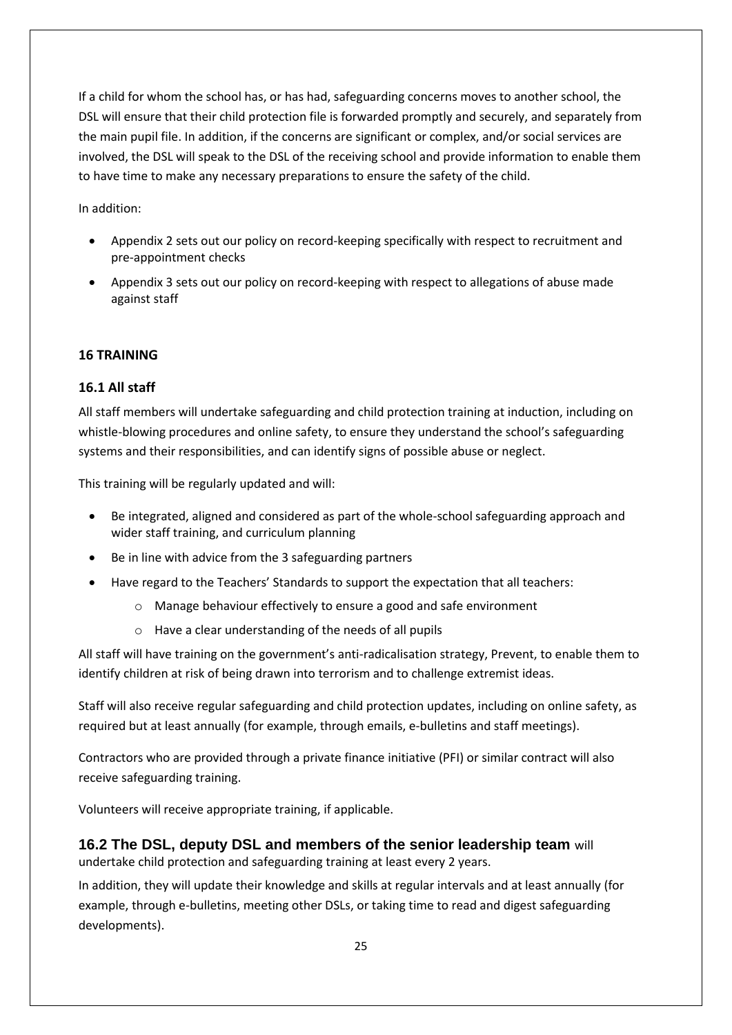If a child for whom the school has, or has had, safeguarding concerns moves to another school, the DSL will ensure that their child protection file is forwarded promptly and securely, and separately from the main pupil file. In addition, if the concerns are significant or complex, and/or social services are involved, the DSL will speak to the DSL of the receiving school and provide information to enable them to have time to make any necessary preparations to ensure the safety of the child.

In addition:

- Appendix 2 sets out our policy on record-keeping specifically with respect to recruitment and pre-appointment checks
- Appendix 3 sets out our policy on record-keeping with respect to allegations of abuse made against staff

## 16 TRAINING

### 16.1 All staff

All staff members will undertake safeguarding and child protection training at induction, including on whistle-blowing procedures and online safety, to ensure they understand the school's safeguarding systems and their responsibilities, and can identify signs of possible abuse or neglect.

This training will be regularly updated and will:

- Be integrated, aligned and considered as part of the whole-school safeguarding approach and wider staff training, and curriculum planning
- Be in line with advice from the 3 safeguarding partners
- Have regard to the Teachers' Standards to support the expectation that all teachers:
    - Manage behaviour effectively to ensure a good and safe environment
    - Have a clear understanding of the needs of all pupils

All staff will have training on the government's anti-radicalisation strategy, Prevent, to enable them to identify children at risk of being drawn into terrorism and to challenge extremist ideas.

Staff will also receive regular safeguarding and child protection updates, including on online safety, as required but at least annually (for example, through emails, e-bulletins and staff meetings).

Contractors who are provided through a private finance initiative (PFI) or similar contract will also receive safeguarding training.

Volunteers will receive appropriate training, if applicable.

### 16.2 The DSL, deputy DSL and members of the senior leadership team will undertake child protection and safeguarding training at least every 2 years.

In addition, they will update their knowledge and skills at regular intervals and at least annually (for example, through e-bulletins, meeting other DSLs, or taking time to read and digest safeguarding developments).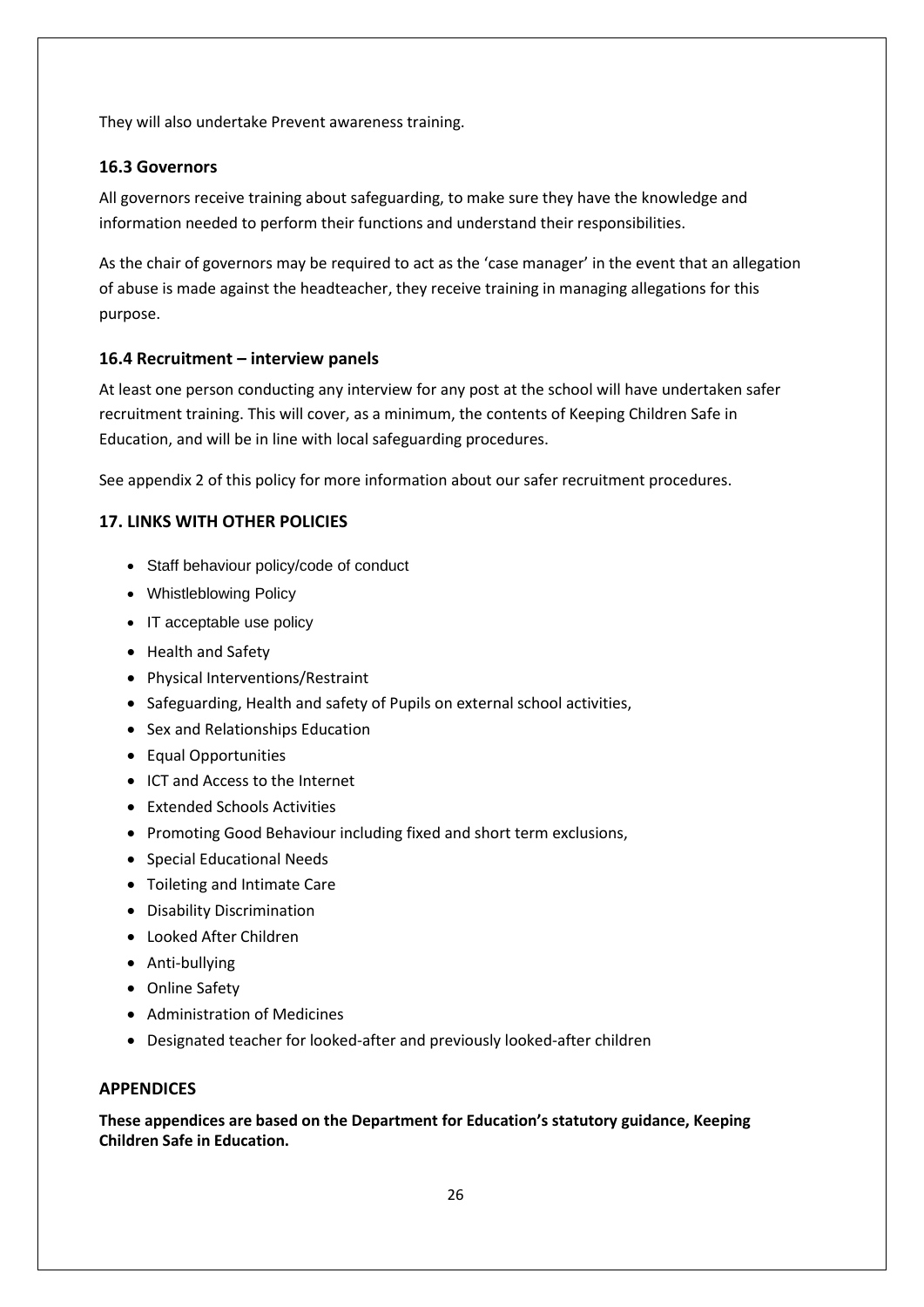They will also undertake Prevent awareness training.

### 16.3 Governors

All governors receive training about safeguarding, to make sure they have the knowledge and information needed to perform their functions and understand their responsibilities.

As the chair of governors may be required to act as the 'case manager' in the event that an allegation of abuse is made against the headteacher, they receive training in managing allegations for this purpose.

### 16.4 Recruitment – interview panels

At least one person conducting any interview for any post at the school will have undertaken safer recruitment training. This will cover, as a minimum, the contents of Keeping Children Safe in Education, and will be in line with local safeguarding procedures.

See appendix 2 of this policy for more information about our safer recruitment procedures.

## 17. LINKS WITH OTHER POLICIES

- Staff behaviour policy/code of conduct
- Whistleblowing Policy
- IT acceptable use policy
- Health and Safety
- Physical Interventions/Restraint
- Safeguarding, Health and safety of Pupils on external school activities,
- Sex and Relationships Education
- Equal Opportunities
- ICT and Access to the Internet
- Extended Schools Activities
- Promoting Good Behaviour including fixed and short term exclusions,
- Special Educational Needs
- Toileting and Intimate Care
- Disability Discrimination
- Looked After Children
- Anti-bullying
- Online Safety
- Administration of Medicines
- Designated teacher for looked-after and previously looked-after children

## APPENDICES

**These appendices are based on the Department for Education's statutory guidance, Keeping Children Safe in Education.**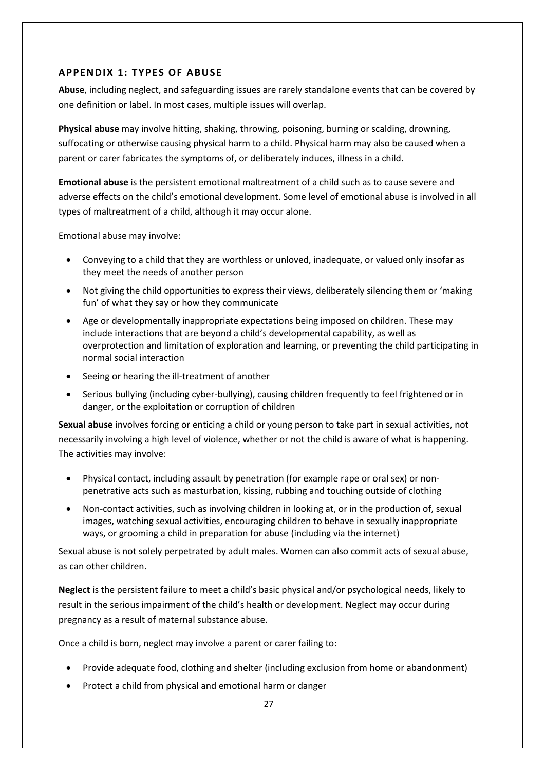## APPENDIX 1: TYPES OF ABUSE

**Abuse**, including neglect, and safeguarding issues are rarely standalone events that can be covered by one definition or label. In most cases, multiple issues will overlap.

**Physical abuse** may involve hitting, shaking, throwing, poisoning, burning or scalding, drowning, suffocating or otherwise causing physical harm to a child. Physical harm may also be caused when a parent or carer fabricates the symptoms of, or deliberately induces, illness in a child.

**Emotional abuse** is the persistent emotional maltreatment of a child such as to cause severe and adverse effects on the child's emotional development. Some level of emotional abuse is involved in all types of maltreatment of a child, although it may occur alone.

Emotional abuse may involve:

- Conveying to a child that they are worthless or unloved, inadequate, or valued only insofar as they meet the needs of another person
- Not giving the child opportunities to express their views, deliberately silencing them or 'making fun' of what they say or how they communicate
- Age or developmentally inappropriate expectations being imposed on children. These may include interactions that are beyond a child's developmental capability, as well as overprotection and limitation of exploration and learning, or preventing the child participating in normal social interaction
- Seeing or hearing the ill-treatment of another
- Serious bullying (including cyber-bullying), causing children frequently to feel frightened or in danger, or the exploitation or corruption of children

**Sexual abuse** involves forcing or enticing a child or young person to take part in sexual activities, not necessarily involving a high level of violence, whether or not the child is aware of what is happening. The activities may involve:

- Physical contact, including assault by penetration (for example rape or oral sex) or non-penetrative acts such as masturbation, kissing, rubbing and touching outside of clothing
- Non-contact activities, such as involving children in looking at, or in the production of, sexual images, watching sexual activities, encouraging children to behave in sexually inappropriate ways, or grooming a child in preparation for abuse (including via the internet)

Sexual abuse is not solely perpetrated by adult males. Women can also commit acts of sexual abuse, as can other children.

**Neglect** is the persistent failure to meet a child's basic physical and/or psychological needs, likely to result in the serious impairment of the child's health or development. Neglect may occur during pregnancy as a result of maternal substance abuse.

Once a child is born, neglect may involve a parent or carer failing to:

- Provide adequate food, clothing and shelter (including exclusion from home or abandonment)
- Protect a child from physical and emotional harm or danger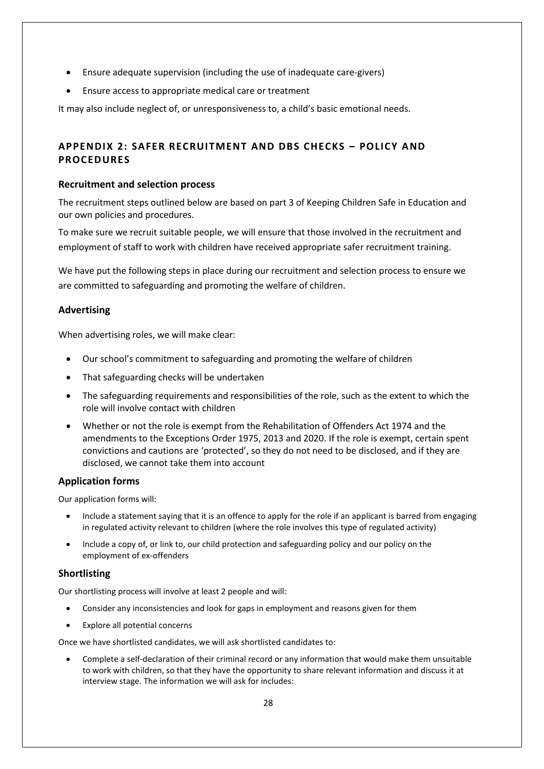- Ensure adequate supervision (including the use of inadequate care-givers)
- Ensure access to appropriate medical care or treatment

It may also include neglect of, or unresponsiveness to, a child's basic emotional needs.

## APPENDIX 2: SAFER RECRUITMENT AND DBS CHECKS – POLICY AND PROCEDURES

### Recruitment and selection process

The recruitment steps outlined below are based on part 3 of Keeping Children Safe in Education and our own policies and procedures.

To make sure we recruit suitable people, we will ensure that those involved in the recruitment and employment of staff to work with children have received appropriate safer recruitment training.

We have put the following steps in place during our recruitment and selection process to ensure we are committed to safeguarding and promoting the welfare of children.

### Advertising

When advertising roles, we will make clear:

- Our school's commitment to safeguarding and promoting the welfare of children
- That safeguarding checks will be undertaken
- The safeguarding requirements and responsibilities of the role, such as the extent to which the role will involve contact with children
- Whether or not the role is exempt from the Rehabilitation of Offenders Act 1974 and the amendments to the Exceptions Order 1975, 2013 and 2020. If the role is exempt, certain spent convictions and cautions are 'protected', so they do not need to be disclosed, and if they are disclosed, we cannot take them into account

### Application forms

Our application forms will:

- Include a statement saying that it is an offence to apply for the role if an applicant is barred from engaging in regulated activity relevant to children (where the role involves this type of regulated activity)
- Include a copy of, or link to, our child protection and safeguarding policy and our policy on the employment of ex-offenders

### Shortlisting

Our shortlisting process will involve at least 2 people and will:

- Consider any inconsistencies and look for gaps in employment and reasons given for them
- Explore all potential concerns

Once we have shortlisted candidates, we will ask shortlisted candidates to:

- Complete a self-declaration of their criminal record or any information that would make them unsuitable to work with children, so that they have the opportunity to share relevant information and discuss it at interview stage. The information we will ask for includes: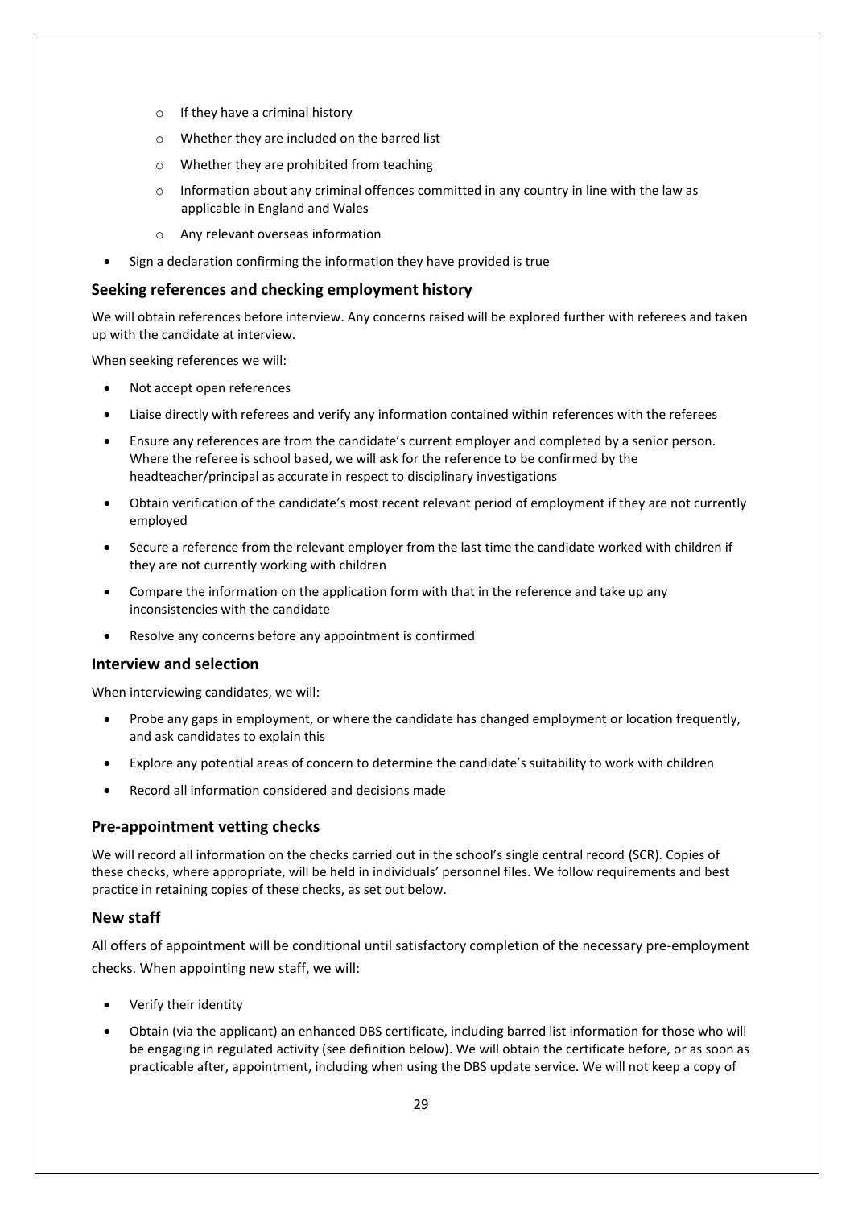- If they have a criminal history
  - Whether they are included on the barred list
  - Whether they are prohibited from teaching
  - Information about any criminal offences committed in any country in line with the law as applicable in England and Wales
  - Any relevant overseas information
- Sign a declaration confirming the information they have provided is true

### Seeking references and checking employment history

We will obtain references before interview. Any concerns raised will be explored further with referees and taken up with the candidate at interview.

When seeking references we will:

- Not accept open references
- Liaise directly with referees and verify any information contained within references with the referees
- Ensure any references are from the candidate's current employer and completed by a senior person. Where the referee is school based, we will ask for the reference to be confirmed by the headteacher/principal as accurate in respect to disciplinary investigations
- Obtain verification of the candidate's most recent relevant period of employment if they are not currently employed
- Secure a reference from the relevant employer from the last time the candidate worked with children if they are not currently working with children
- Compare the information on the application form with that in the reference and take up any inconsistencies with the candidate
- Resolve any concerns before any appointment is confirmed

### Interview and selection

When interviewing candidates, we will:

- Probe any gaps in employment, or where the candidate has changed employment or location frequently, and ask candidates to explain this
- Explore any potential areas of concern to determine the candidate's suitability to work with children
- Record all information considered and decisions made

### Pre-appointment vetting checks

We will record all information on the checks carried out in the school's single central record (SCR). Copies of these checks, where appropriate, will be held in individuals' personnel files. We follow requirements and best practice in retaining copies of these checks, as set out below.

### New staff

All offers of appointment will be conditional until satisfactory completion of the necessary pre-employment checks. When appointing new staff, we will:

- Verify their identity
- Obtain (via the applicant) an enhanced DBS certificate, including barred list information for those who will be engaging in regulated activity (see definition below). We will obtain the certificate before, or as soon as practicable after, appointment, including when using the DBS update service. We will not keep a copy of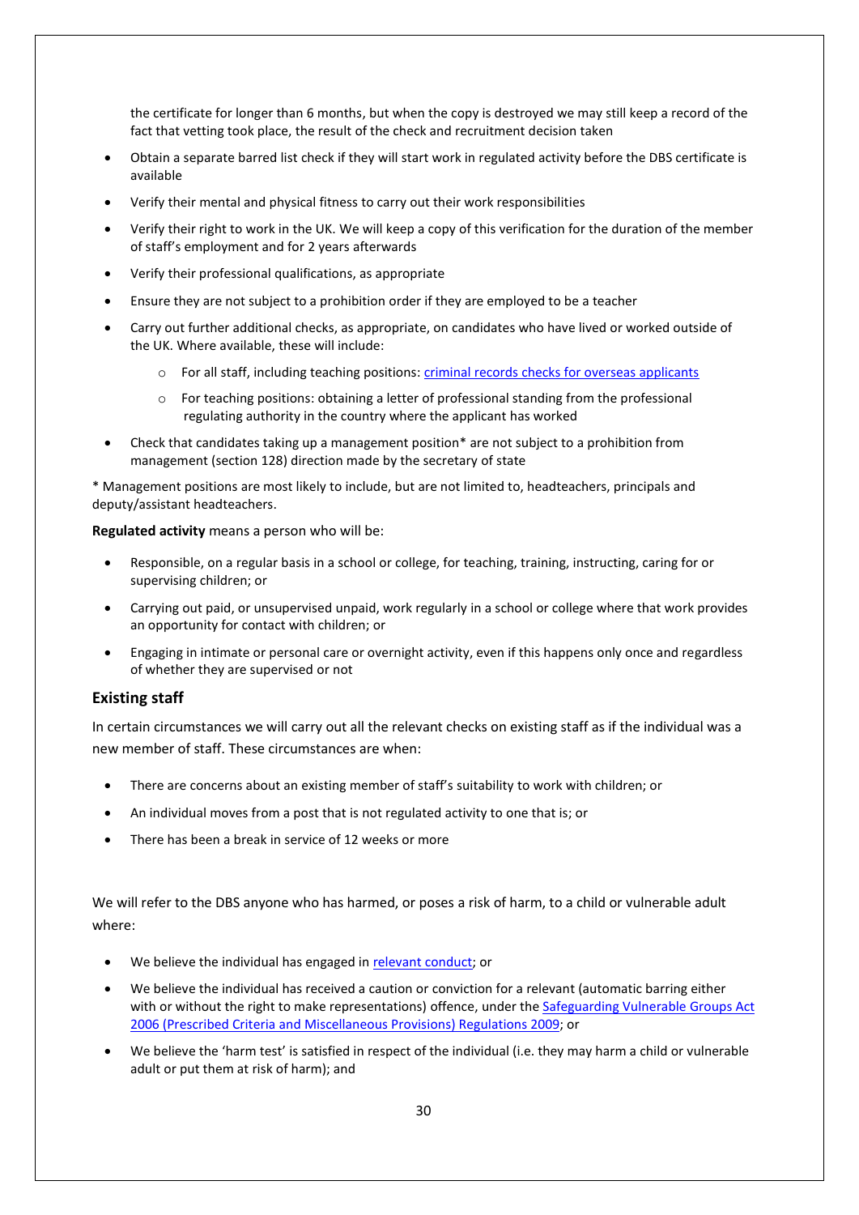the certificate for longer than 6 months, but when the copy is destroyed we may still keep a record of the fact that vetting took place, the result of the check and recruitment decision taken

- Obtain a separate barred list check if they will start work in regulated activity before the DBS certificate is available
- Verify their mental and physical fitness to carry out their work responsibilities
- Verify their right to work in the UK. We will keep a copy of this verification for the duration of the member of staff's employment and for 2 years afterwards
- Verify their professional qualifications, as appropriate
- Ensure they are not subject to a prohibition order if they are employed to be a teacher
- Carry out further additional checks, as appropriate, on candidates who have lived or worked outside of the UK. Where available, these will include:
    - For all staff, including teaching positions: [criminal records checks for overseas applicants]
    - For teaching positions: obtaining a letter of professional standing from the professional regulating authority in the country where the applicant has worked
- Check that candidates taking up a management position* are not subject to a prohibition from management (section 128) direction made by the secretary of state

* Management positions are most likely to include, but are not limited to, headteachers, principals and deputy/assistant headteachers.

**Regulated activity** means a person who will be:

- Responsible, on a regular basis in a school or college, for teaching, training, instructing, caring for or supervising children; or
- Carrying out paid, or unsupervised unpaid, work regularly in a school or college where that work provides an opportunity for contact with children; or
- Engaging in intimate or personal care or overnight activity, even if this happens only once and regardless of whether they are supervised or not

## Existing staff

In certain circumstances we will carry out all the relevant checks on existing staff as if the individual was a new member of staff. These circumstances are when:

- There are concerns about an existing member of staff's suitability to work with children; or
- An individual moves from a post that is not regulated activity to one that is; or
- There has been a break in service of 12 weeks or more

We will refer to the DBS anyone who has harmed, or poses a risk of harm, to a child or vulnerable adult where:

- We believe the individual has engaged in [relevant conduct]; or
- We believe the individual has received a caution or conviction for a relevant (automatic barring either with or without the right to make representations) offence, under the [Safeguarding Vulnerable Groups Act 2006 (Prescribed Criteria and Miscellaneous Provisions) Regulations 2009]; or
- We believe the 'harm test' is satisfied in respect of the individual (i.e. they may harm a child or vulnerable adult or put them at risk of harm); and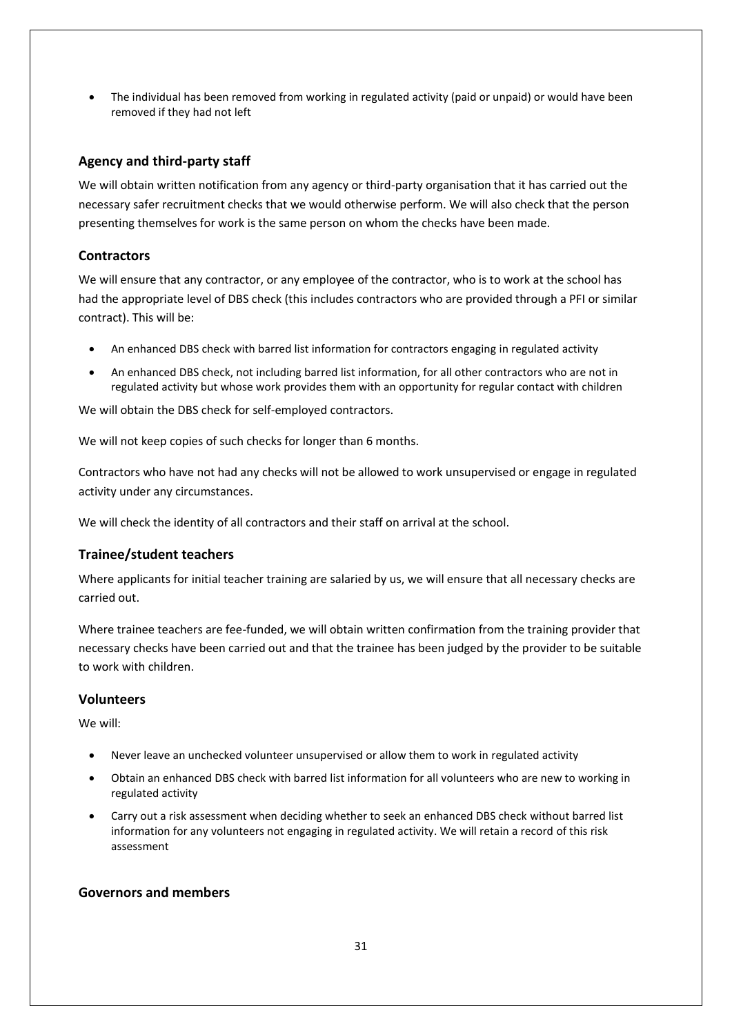- The individual has been removed from working in regulated activity (paid or unpaid) or would have been removed if they had not left

### Agency and third-party staff

We will obtain written notification from any agency or third-party organisation that it has carried out the necessary safer recruitment checks that we would otherwise perform. We will also check that the person presenting themselves for work is the same person on whom the checks have been made.

### Contractors

We will ensure that any contractor, or any employee of the contractor, who is to work at the school has had the appropriate level of DBS check (this includes contractors who are provided through a PFI or similar contract). This will be:

- An enhanced DBS check with barred list information for contractors engaging in regulated activity
- An enhanced DBS check, not including barred list information, for all other contractors who are not in regulated activity but whose work provides them with an opportunity for regular contact with children

We will obtain the DBS check for self-employed contractors.

We will not keep copies of such checks for longer than 6 months.

Contractors who have not had any checks will not be allowed to work unsupervised or engage in regulated activity under any circumstances.

We will check the identity of all contractors and their staff on arrival at the school.

### Trainee/student teachers

Where applicants for initial teacher training are salaried by us, we will ensure that all necessary checks are carried out.

Where trainee teachers are fee-funded, we will obtain written confirmation from the training provider that necessary checks have been carried out and that the trainee has been judged by the provider to be suitable to work with children.

### Volunteers

We will:

- Never leave an unchecked volunteer unsupervised or allow them to work in regulated activity
- Obtain an enhanced DBS check with barred list information for all volunteers who are new to working in regulated activity
- Carry out a risk assessment when deciding whether to seek an enhanced DBS check without barred list information for any volunteers not engaging in regulated activity. We will retain a record of this risk assessment

### Governors and members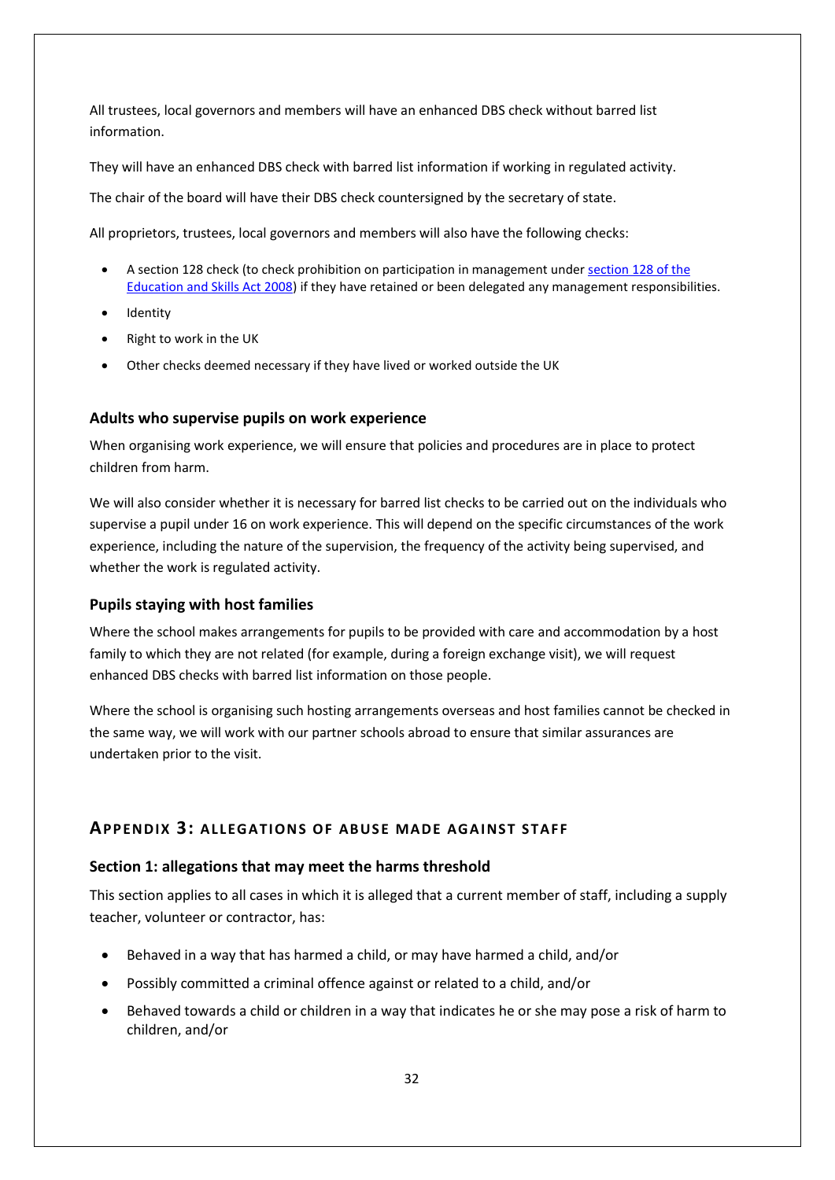All trustees, local governors and members will have an enhanced DBS check without barred list information.

They will have an enhanced DBS check with barred list information if working in regulated activity.

The chair of the board will have their DBS check countersigned by the secretary of state.

All proprietors, trustees, local governors and members will also have the following checks:

- A section 128 check (to check prohibition on participation in management under [section 128 of the Education and Skills Act 2008](#)) if they have retained or been delegated any management responsibilities.
- Identity
- Right to work in the UK
- Other checks deemed necessary if they have lived or worked outside the UK

### Adults who supervise pupils on work experience

When organising work experience, we will ensure that policies and procedures are in place to protect children from harm.

We will also consider whether it is necessary for barred list checks to be carried out on the individuals who supervise a pupil under 16 on work experience. This will depend on the specific circumstances of the work experience, including the nature of the supervision, the frequency of the activity being supervised, and whether the work is regulated activity.

### Pupils staying with host families

Where the school makes arrangements for pupils to be provided with care and accommodation by a host family to which they are not related (for example, during a foreign exchange visit), we will request enhanced DBS checks with barred list information on those people.

Where the school is organising such hosting arrangements overseas and host families cannot be checked in the same way, we will work with our partner schools abroad to ensure that similar assurances are undertaken prior to the visit.

## Appendix 3: Allegations of abuse made against staff

### Section 1: allegations that may meet the harms threshold

This section applies to all cases in which it is alleged that a current member of staff, including a supply teacher, volunteer or contractor, has:

- Behaved in a way that has harmed a child, or may have harmed a child, and/or
- Possibly committed a criminal offence against or related to a child, and/or
- Behaved towards a child or children in a way that indicates he or she may pose a risk of harm to children, and/or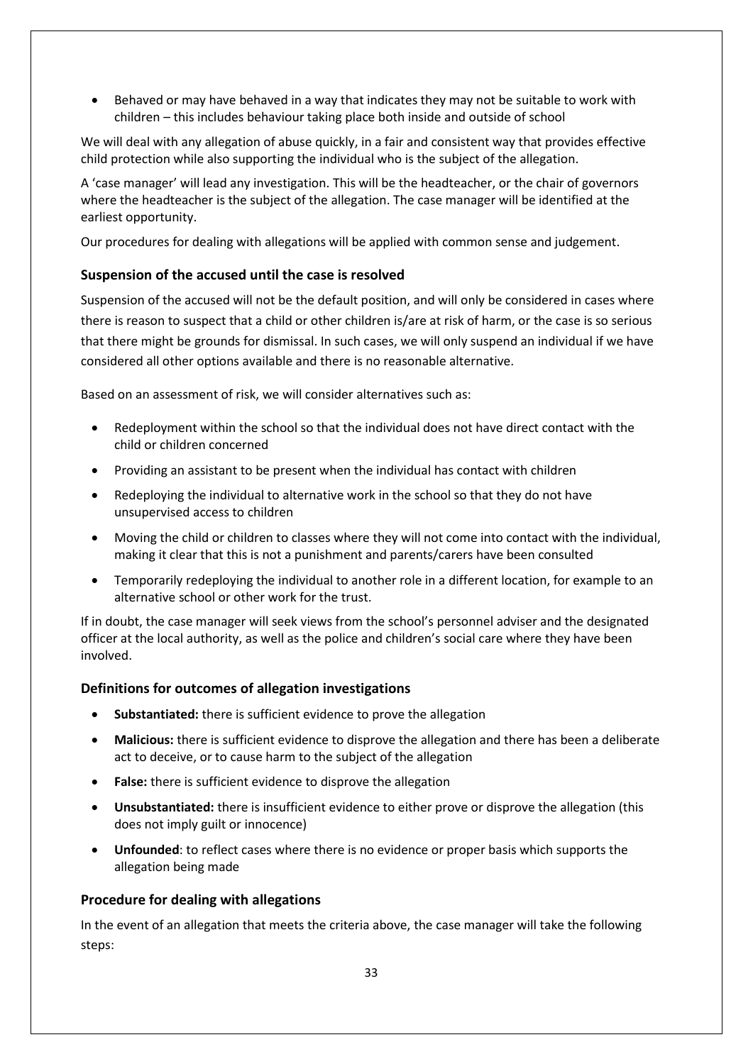- Behaved or may have behaved in a way that indicates they may not be suitable to work with children – this includes behaviour taking place both inside and outside of school

We will deal with any allegation of abuse quickly, in a fair and consistent way that provides effective child protection while also supporting the individual who is the subject of the allegation.

A 'case manager' will lead any investigation. This will be the headteacher, or the chair of governors where the headteacher is the subject of the allegation. The case manager will be identified at the earliest opportunity.

Our procedures for dealing with allegations will be applied with common sense and judgement.

### Suspension of the accused until the case is resolved

Suspension of the accused will not be the default position, and will only be considered in cases where there is reason to suspect that a child or other children is/are at risk of harm, or the case is so serious that there might be grounds for dismissal. In such cases, we will only suspend an individual if we have considered all other options available and there is no reasonable alternative.

Based on an assessment of risk, we will consider alternatives such as:

- Redeployment within the school so that the individual does not have direct contact with the child or children concerned
- Providing an assistant to be present when the individual has contact with children
- Redeploying the individual to alternative work in the school so that they do not have unsupervised access to children
- Moving the child or children to classes where they will not come into contact with the individual, making it clear that this is not a punishment and parents/carers have been consulted
- Temporarily redeploying the individual to another role in a different location, for example to an alternative school or other work for the trust.

If in doubt, the case manager will seek views from the school's personnel adviser and the designated officer at the local authority, as well as the police and children's social care where they have been involved.

### Definitions for outcomes of allegation investigations

- **Substantiated:** there is sufficient evidence to prove the allegation
- **Malicious:** there is sufficient evidence to disprove the allegation and there has been a deliberate act to deceive, or to cause harm to the subject of the allegation
- **False:** there is sufficient evidence to disprove the allegation
- **Unsubstantiated:** there is insufficient evidence to either prove or disprove the allegation (this does not imply guilt or innocence)
- **Unfounded**: to reflect cases where there is no evidence or proper basis which supports the allegation being made

### Procedure for dealing with allegations

In the event of an allegation that meets the criteria above, the case manager will take the following steps: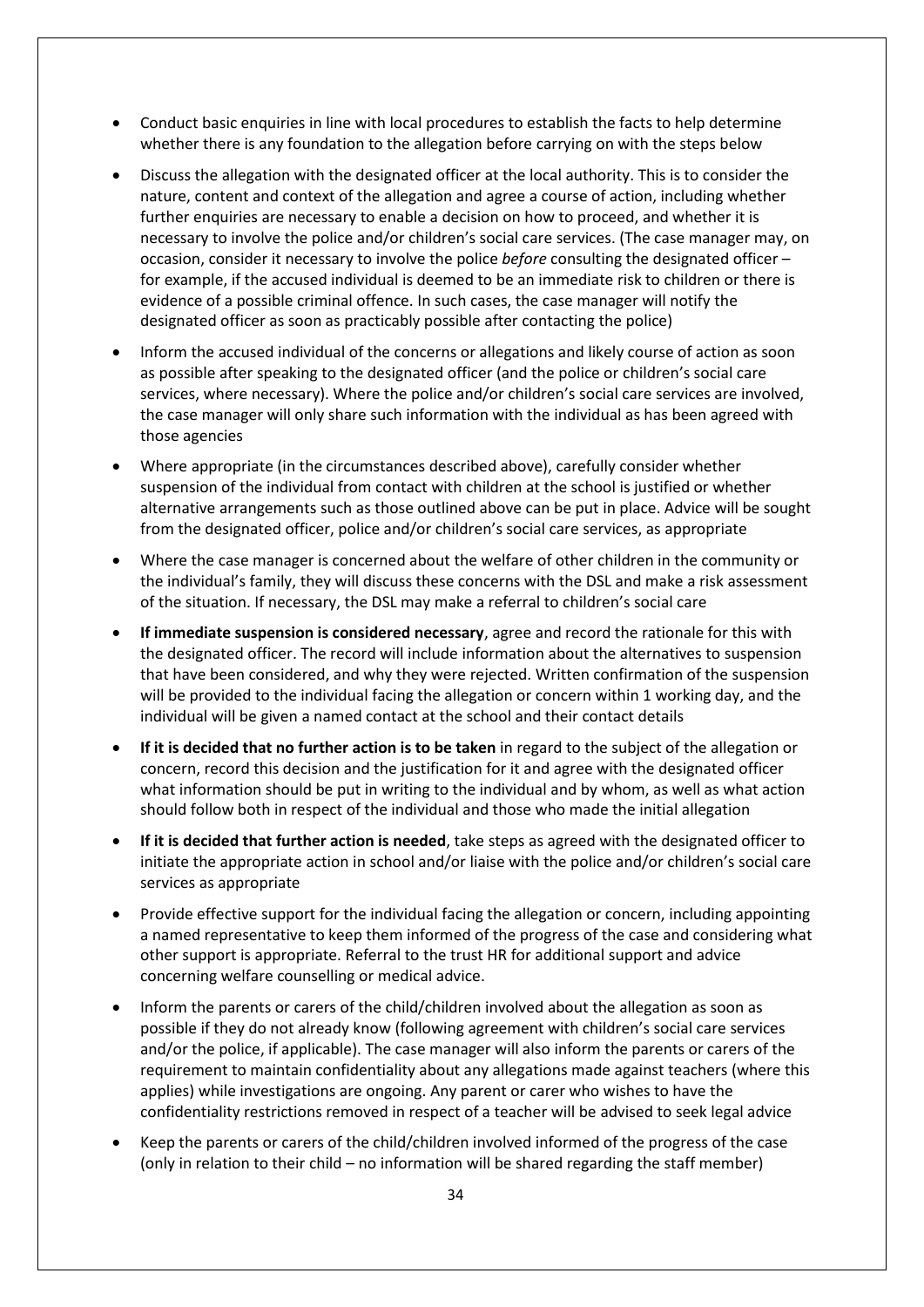- Conduct basic enquiries in line with local procedures to establish the facts to help determine whether there is any foundation to the allegation before carrying on with the steps below
- Discuss the allegation with the designated officer at the local authority. This is to consider the nature, content and context of the allegation and agree a course of action, including whether further enquiries are necessary to enable a decision on how to proceed, and whether it is necessary to involve the police and/or children's social care services. (The case manager may, on occasion, consider it necessary to involve the police *before* consulting the designated officer – for example, if the accused individual is deemed to be an immediate risk to children or there is evidence of a possible criminal offence. In such cases, the case manager will notify the designated officer as soon as practicably possible after contacting the police)
- Inform the accused individual of the concerns or allegations and likely course of action as soon as possible after speaking to the designated officer (and the police or children's social care services, where necessary). Where the police and/or children's social care services are involved, the case manager will only share such information with the individual as has been agreed with those agencies
- Where appropriate (in the circumstances described above), carefully consider whether suspension of the individual from contact with children at the school is justified or whether alternative arrangements such as those outlined above can be put in place. Advice will be sought from the designated officer, police and/or children's social care services, as appropriate
- Where the case manager is concerned about the welfare of other children in the community or the individual's family, they will discuss these concerns with the DSL and make a risk assessment of the situation. If necessary, the DSL may make a referral to children's social care
- **If immediate suspension is considered necessary**, agree and record the rationale for this with the designated officer. The record will include information about the alternatives to suspension that have been considered, and why they were rejected. Written confirmation of the suspension will be provided to the individual facing the allegation or concern within 1 working day, and the individual will be given a named contact at the school and their contact details
- **If it is decided that no further action is to be taken** in regard to the subject of the allegation or concern, record this decision and the justification for it and agree with the designated officer what information should be put in writing to the individual and by whom, as well as what action should follow both in respect of the individual and those who made the initial allegation
- **If it is decided that further action is needed**, take steps as agreed with the designated officer to initiate the appropriate action in school and/or liaise with the police and/or children's social care services as appropriate
- Provide effective support for the individual facing the allegation or concern, including appointing a named representative to keep them informed of the progress of the case and considering what other support is appropriate. Referral to the trust HR for additional support and advice concerning welfare counselling or medical advice.
- Inform the parents or carers of the child/children involved about the allegation as soon as possible if they do not already know (following agreement with children's social care services and/or the police, if applicable). The case manager will also inform the parents or carers of the requirement to maintain confidentiality about any allegations made against teachers (where this applies) while investigations are ongoing. Any parent or carer who wishes to have the confidentiality restrictions removed in respect of a teacher will be advised to seek legal advice
- Keep the parents or carers of the child/children involved informed of the progress of the case (only in relation to their child – no information will be shared regarding the staff member)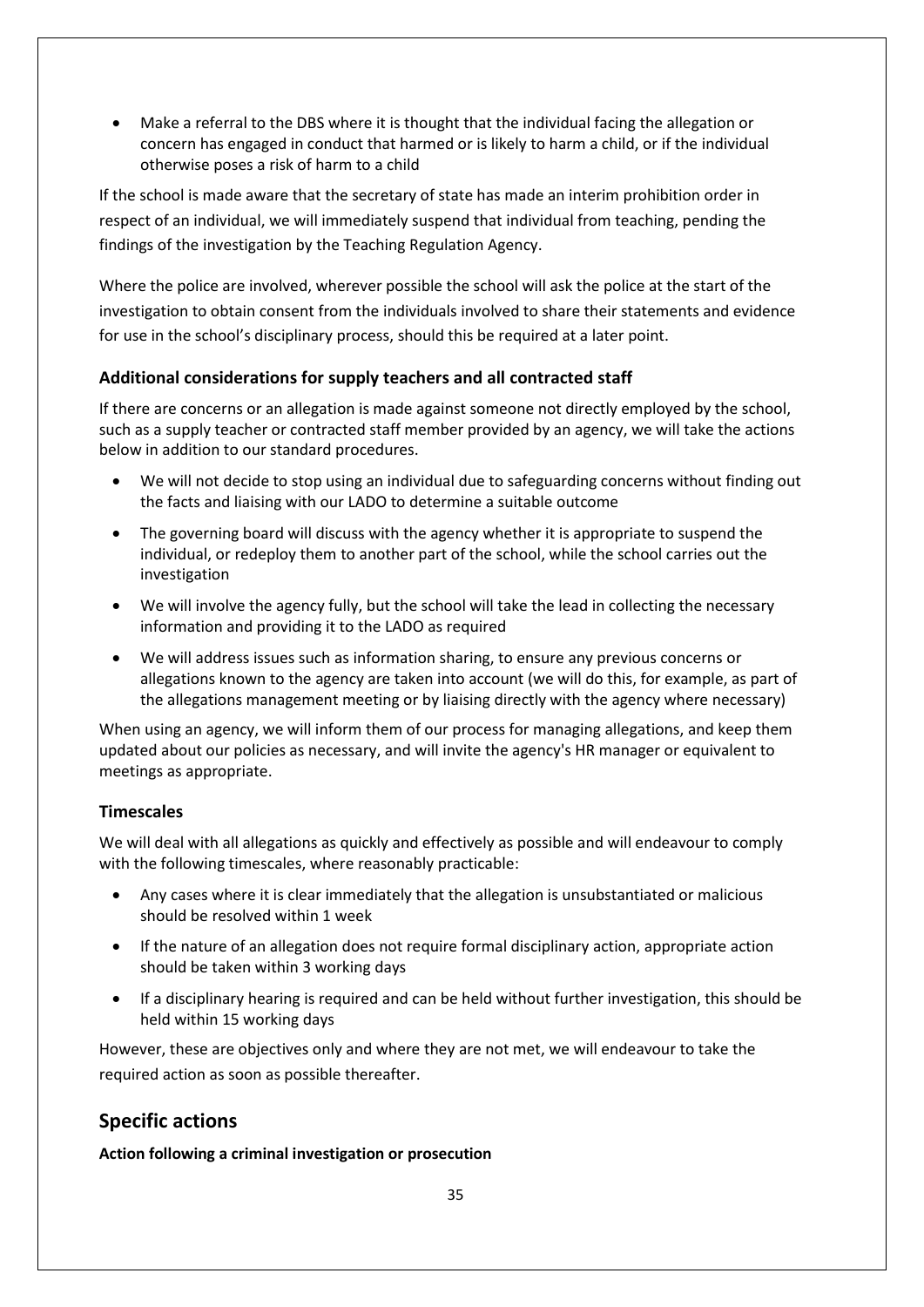- Make a referral to the DBS where it is thought that the individual facing the allegation or concern has engaged in conduct that harmed or is likely to harm a child, or if the individual otherwise poses a risk of harm to a child

If the school is made aware that the secretary of state has made an interim prohibition order in respect of an individual, we will immediately suspend that individual from teaching, pending the findings of the investigation by the Teaching Regulation Agency.

Where the police are involved, wherever possible the school will ask the police at the start of the investigation to obtain consent from the individuals involved to share their statements and evidence for use in the school's disciplinary process, should this be required at a later point.

### Additional considerations for supply teachers and all contracted staff

If there are concerns or an allegation is made against someone not directly employed by the school, such as a supply teacher or contracted staff member provided by an agency, we will take the actions below in addition to our standard procedures.

- We will not decide to stop using an individual due to safeguarding concerns without finding out the facts and liaising with our LADO to determine a suitable outcome
- The governing board will discuss with the agency whether it is appropriate to suspend the individual, or redeploy them to another part of the school, while the school carries out the investigation
- We will involve the agency fully, but the school will take the lead in collecting the necessary information and providing it to the LADO as required
- We will address issues such as information sharing, to ensure any previous concerns or allegations known to the agency are taken into account (we will do this, for example, as part of the allegations management meeting or by liaising directly with the agency where necessary)

When using an agency, we will inform them of our process for managing allegations, and keep them updated about our policies as necessary, and will invite the agency's HR manager or equivalent to meetings as appropriate.

### Timescales

We will deal with all allegations as quickly and effectively as possible and will endeavour to comply with the following timescales, where reasonably practicable:

- Any cases where it is clear immediately that the allegation is unsubstantiated or malicious should be resolved within 1 week
- If the nature of an allegation does not require formal disciplinary action, appropriate action should be taken within 3 working days
- If a disciplinary hearing is required and can be held without further investigation, this should be held within 15 working days

However, these are objectives only and where they are not met, we will endeavour to take the required action as soon as possible thereafter.

## Specific actions

**Action following a criminal investigation or prosecution**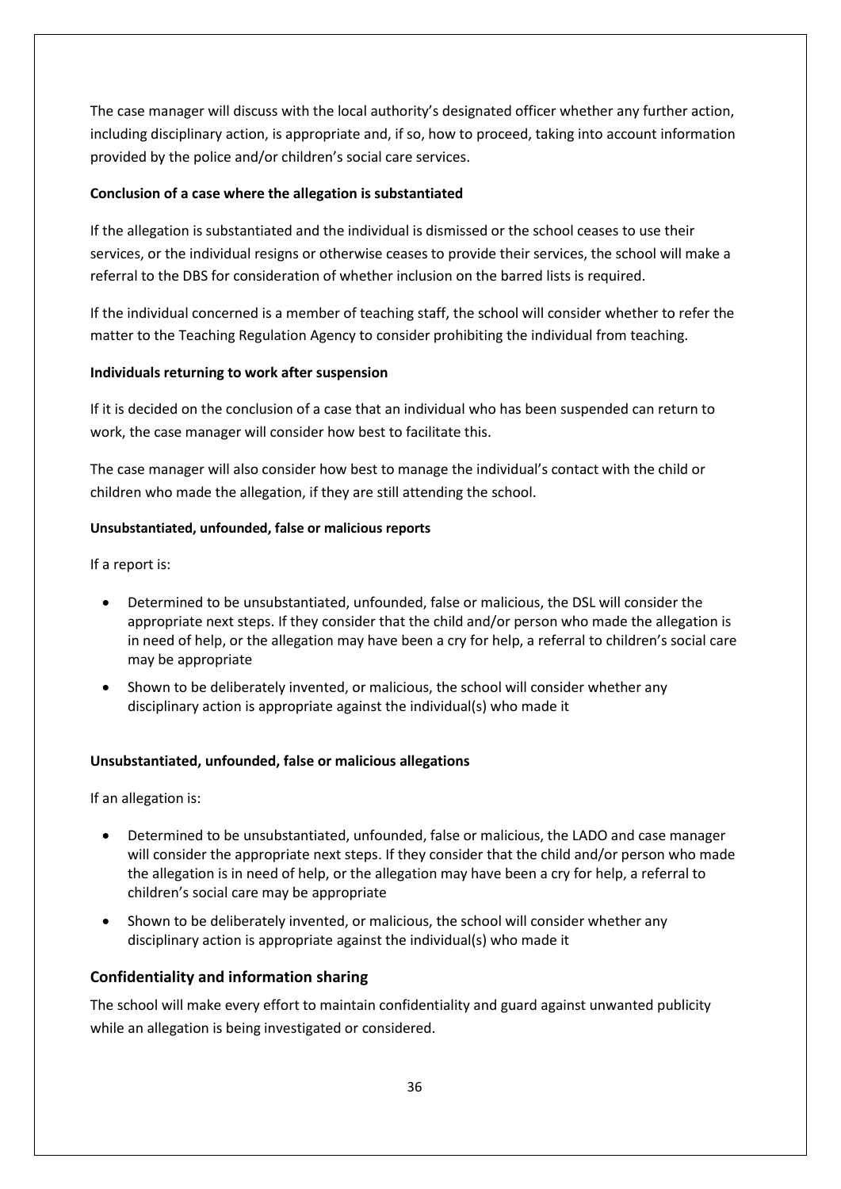The case manager will discuss with the local authority's designated officer whether any further action, including disciplinary action, is appropriate and, if so, how to proceed, taking into account information provided by the police and/or children's social care services.

**Conclusion of a case where the allegation is substantiated**

If the allegation is substantiated and the individual is dismissed or the school ceases to use their services, or the individual resigns or otherwise ceases to provide their services, the school will make a referral to the DBS for consideration of whether inclusion on the barred lists is required.

If the individual concerned is a member of teaching staff, the school will consider whether to refer the matter to the Teaching Regulation Agency to consider prohibiting the individual from teaching.

**Individuals returning to work after suspension**

If it is decided on the conclusion of a case that an individual who has been suspended can return to work, the case manager will consider how best to facilitate this.

The case manager will also consider how best to manage the individual's contact with the child or children who made the allegation, if they are still attending the school.

**Unsubstantiated, unfounded, false or malicious reports**

If a report is:

- Determined to be unsubstantiated, unfounded, false or malicious, the DSL will consider the appropriate next steps. If they consider that the child and/or person who made the allegation is in need of help, or the allegation may have been a cry for help, a referral to children's social care may be appropriate
- Shown to be deliberately invented, or malicious, the school will consider whether any disciplinary action is appropriate against the individual(s) who made it

**Unsubstantiated, unfounded, false or malicious allegations**

If an allegation is:

- Determined to be unsubstantiated, unfounded, false or malicious, the LADO and case manager will consider the appropriate next steps. If they consider that the child and/or person who made the allegation is in need of help, or the allegation may have been a cry for help, a referral to children's social care may be appropriate
- Shown to be deliberately invented, or malicious, the school will consider whether any disciplinary action is appropriate against the individual(s) who made it

## Confidentiality and information sharing

The school will make every effort to maintain confidentiality and guard against unwanted publicity while an allegation is being investigated or considered.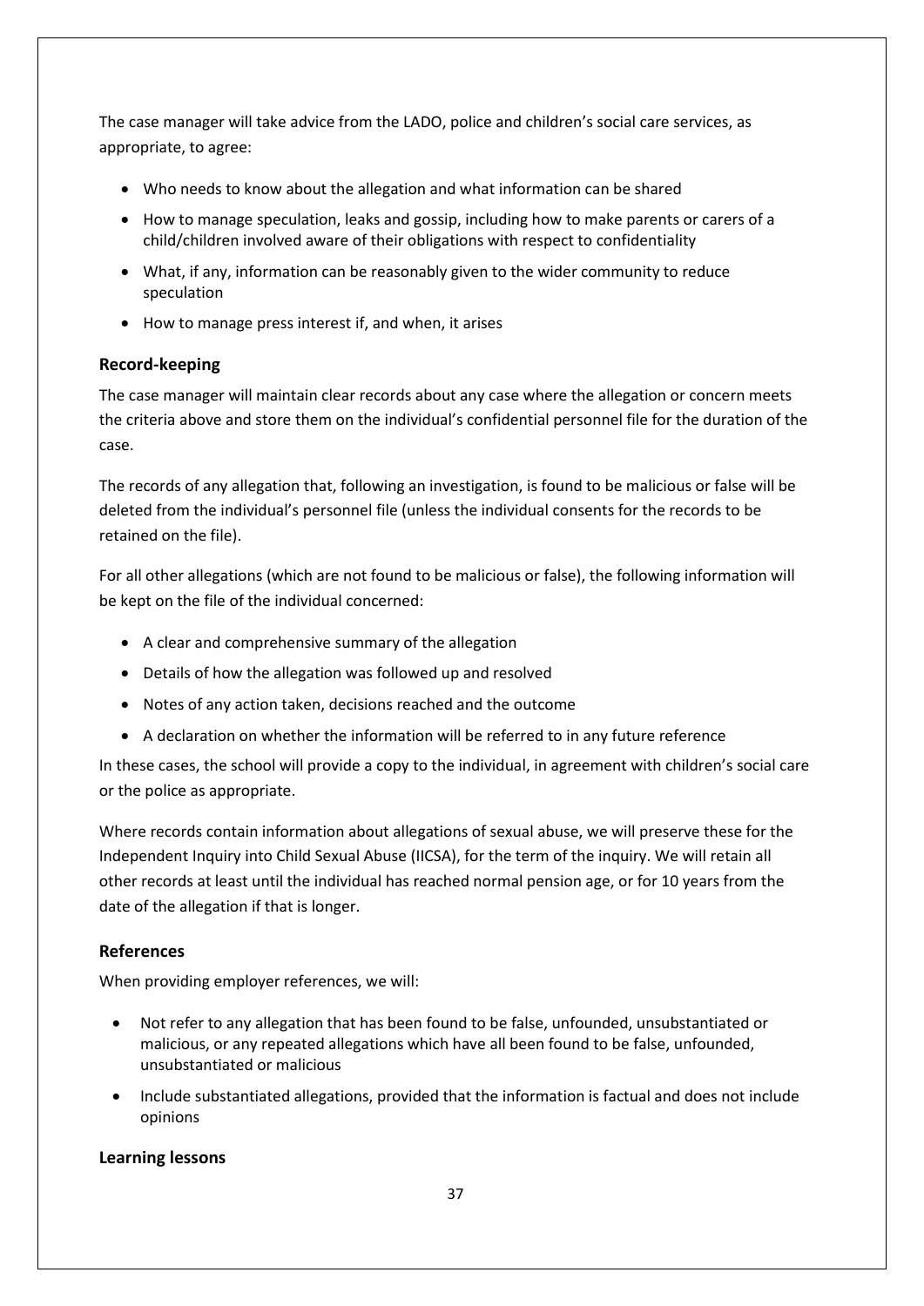The case manager will take advice from the LADO, police and children's social care services, as appropriate, to agree:

- Who needs to know about the allegation and what information can be shared
- How to manage speculation, leaks and gossip, including how to make parents or carers of a child/children involved aware of their obligations with respect to confidentiality
- What, if any, information can be reasonably given to the wider community to reduce speculation
- How to manage press interest if, and when, it arises

### Record-keeping

The case manager will maintain clear records about any case where the allegation or concern meets the criteria above and store them on the individual's confidential personnel file for the duration of the case.

The records of any allegation that, following an investigation, is found to be malicious or false will be deleted from the individual's personnel file (unless the individual consents for the records to be retained on the file).

For all other allegations (which are not found to be malicious or false), the following information will be kept on the file of the individual concerned:

- A clear and comprehensive summary of the allegation
- Details of how the allegation was followed up and resolved
- Notes of any action taken, decisions reached and the outcome
- A declaration on whether the information will be referred to in any future reference

In these cases, the school will provide a copy to the individual, in agreement with children's social care or the police as appropriate.

Where records contain information about allegations of sexual abuse, we will preserve these for the Independent Inquiry into Child Sexual Abuse (IICSA), for the term of the inquiry. We will retain all other records at least until the individual has reached normal pension age, or for 10 years from the date of the allegation if that is longer.

### References

When providing employer references, we will:

- Not refer to any allegation that has been found to be false, unfounded, unsubstantiated or malicious, or any repeated allegations which have all been found to be false, unfounded, unsubstantiated or malicious
- Include substantiated allegations, provided that the information is factual and does not include opinions

### Learning lessons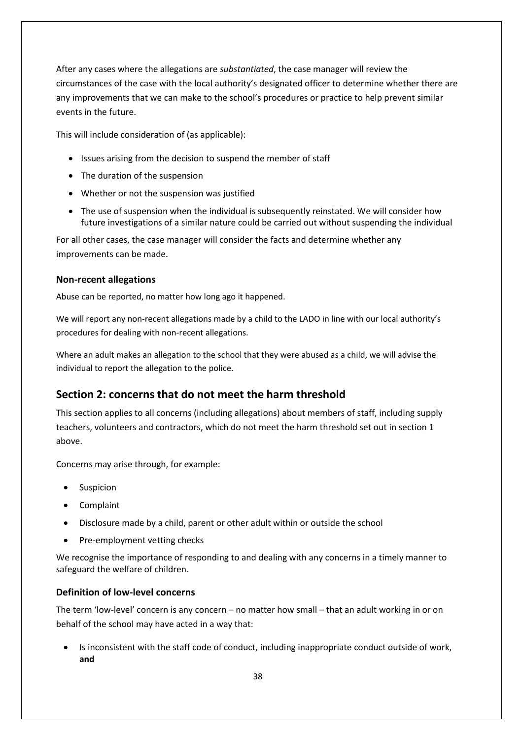After any cases where the allegations are *substantiated*, the case manager will review the circumstances of the case with the local authority's designated officer to determine whether there are any improvements that we can make to the school's procedures or practice to help prevent similar events in the future.

This will include consideration of (as applicable):

- Issues arising from the decision to suspend the member of staff
- The duration of the suspension
- Whether or not the suspension was justified
- The use of suspension when the individual is subsequently reinstated. We will consider how future investigations of a similar nature could be carried out without suspending the individual

For all other cases, the case manager will consider the facts and determine whether any improvements can be made.

### Non-recent allegations

Abuse can be reported, no matter how long ago it happened.

We will report any non-recent allegations made by a child to the LADO in line with our local authority's procedures for dealing with non-recent allegations.

Where an adult makes an allegation to the school that they were abused as a child, we will advise the individual to report the allegation to the police.

## Section 2: concerns that do not meet the harm threshold

This section applies to all concerns (including allegations) about members of staff, including supply teachers, volunteers and contractors, which do not meet the harm threshold set out in section 1 above.

Concerns may arise through, for example:

- Suspicion
- Complaint
- Disclosure made by a child, parent or other adult within or outside the school
- Pre-employment vetting checks

We recognise the importance of responding to and dealing with any concerns in a timely manner to safeguard the welfare of children.

### Definition of low-level concerns

The term 'low-level' concern is any concern – no matter how small – that an adult working in or on behalf of the school may have acted in a way that:

- Is inconsistent with the staff code of conduct, including inappropriate conduct outside of work, **and**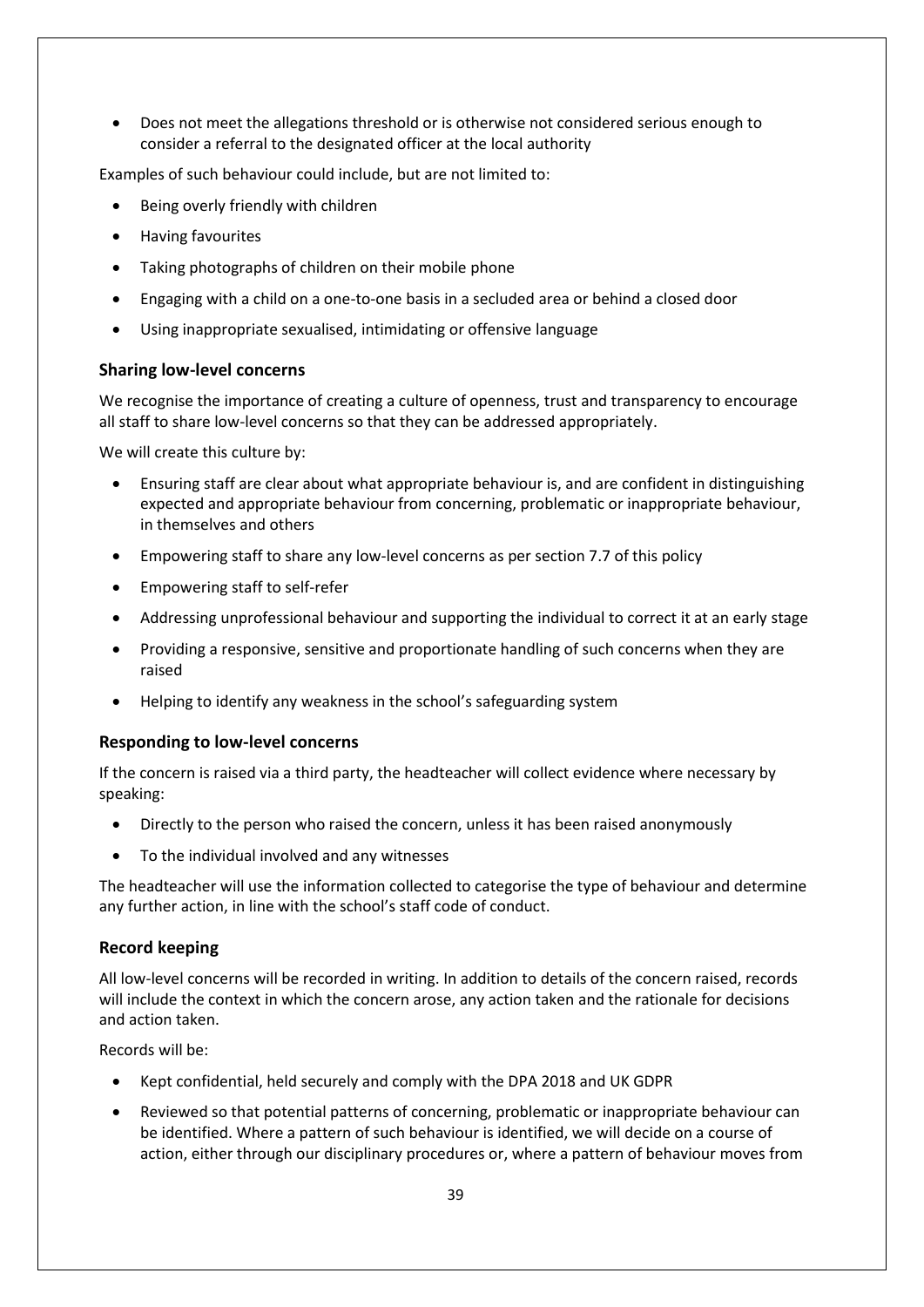- Does not meet the allegations threshold or is otherwise not considered serious enough to consider a referral to the designated officer at the local authority

Examples of such behaviour could include, but are not limited to:

- Being overly friendly with children
- Having favourites
- Taking photographs of children on their mobile phone
- Engaging with a child on a one-to-one basis in a secluded area or behind a closed door
- Using inappropriate sexualised, intimidating or offensive language

### Sharing low-level concerns

We recognise the importance of creating a culture of openness, trust and transparency to encourage all staff to share low-level concerns so that they can be addressed appropriately.

We will create this culture by:

- Ensuring staff are clear about what appropriate behaviour is, and are confident in distinguishing expected and appropriate behaviour from concerning, problematic or inappropriate behaviour, in themselves and others
- Empowering staff to share any low-level concerns as per section 7.7 of this policy
- Empowering staff to self-refer
- Addressing unprofessional behaviour and supporting the individual to correct it at an early stage
- Providing a responsive, sensitive and proportionate handling of such concerns when they are raised
- Helping to identify any weakness in the school's safeguarding system

### Responding to low-level concerns

If the concern is raised via a third party, the headteacher will collect evidence where necessary by speaking:

- Directly to the person who raised the concern, unless it has been raised anonymously
- To the individual involved and any witnesses

The headteacher will use the information collected to categorise the type of behaviour and determine any further action, in line with the school's staff code of conduct.

### Record keeping

All low-level concerns will be recorded in writing. In addition to details of the concern raised, records will include the context in which the concern arose, any action taken and the rationale for decisions and action taken.

Records will be:

- Kept confidential, held securely and comply with the DPA 2018 and UK GDPR
- Reviewed so that potential patterns of concerning, problematic or inappropriate behaviour can be identified. Where a pattern of such behaviour is identified, we will decide on a course of action, either through our disciplinary procedures or, where a pattern of behaviour moves from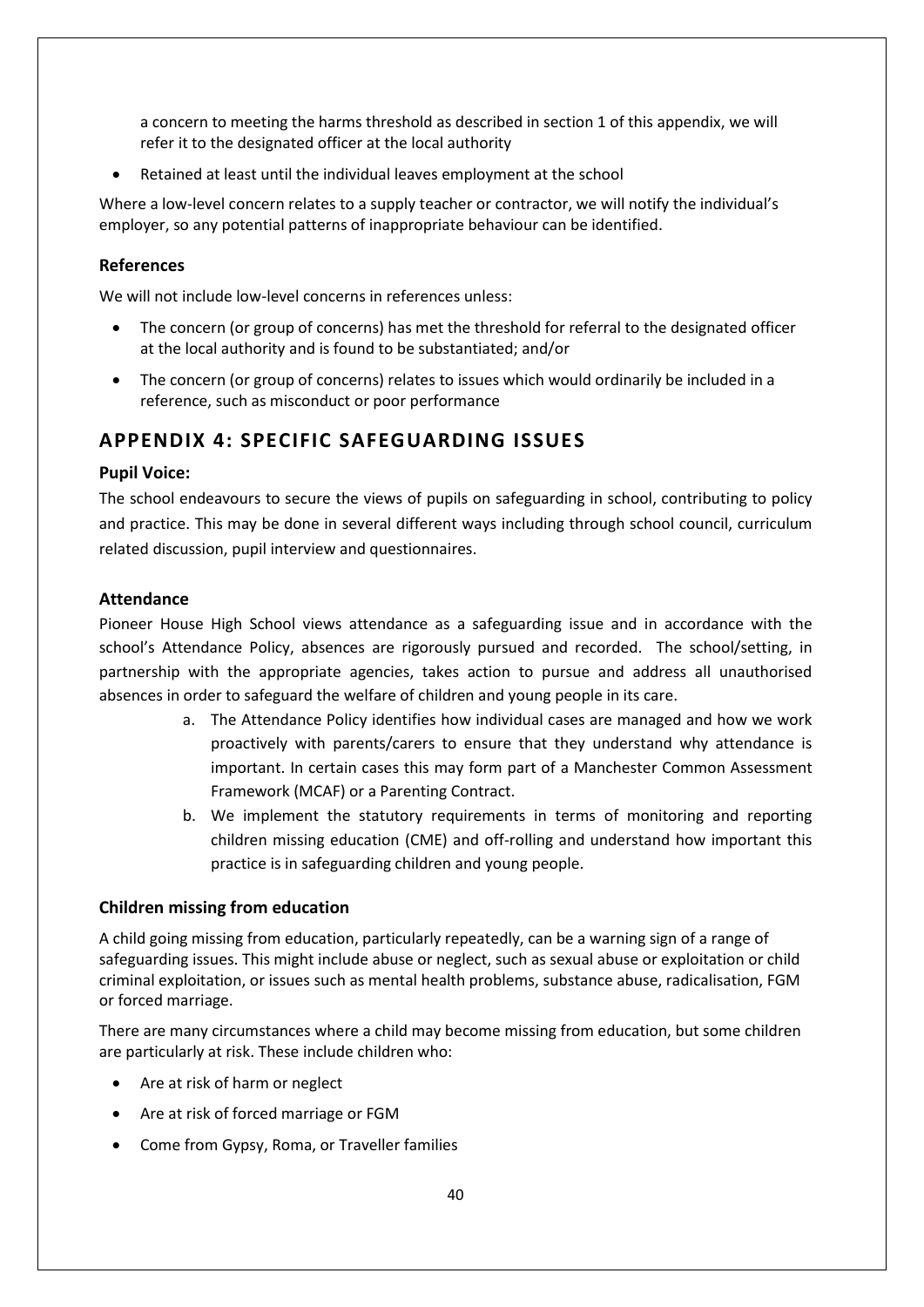a concern to meeting the harms threshold as described in section 1 of this appendix, we will refer it to the designated officer at the local authority

- Retained at least until the individual leaves employment at the school

Where a low-level concern relates to a supply teacher or contractor, we will notify the individual's employer, so any potential patterns of inappropriate behaviour can be identified.

### References

We will not include low-level concerns in references unless:

- The concern (or group of concerns) has met the threshold for referral to the designated officer at the local authority and is found to be substantiated; and/or
- The concern (or group of concerns) relates to issues which would ordinarily be included in a reference, such as misconduct or poor performance

## APPENDIX 4: SPECIFIC SAFEGUARDING ISSUES

### Pupil Voice:

The school endeavours to secure the views of pupils on safeguarding in school, contributing to policy and practice. This may be done in several different ways including through school council, curriculum related discussion, pupil interview and questionnaires.

### Attendance

Pioneer House High School views attendance as a safeguarding issue and in accordance with the school's Attendance Policy, absences are rigorously pursued and recorded. The school/setting, in partnership with the appropriate agencies, takes action to pursue and address all unauthorised absences in order to safeguard the welfare of children and young people in its care.

a. The Attendance Policy identifies how individual cases are managed and how we work proactively with parents/carers to ensure that they understand why attendance is important. In certain cases this may form part of a Manchester Common Assessment Framework (MCAF) or a Parenting Contract.
b. We implement the statutory requirements in terms of monitoring and reporting children missing education (CME) and off-rolling and understand how important this practice is in safeguarding children and young people.

### Children missing from education

A child going missing from education, particularly repeatedly, can be a warning sign of a range of safeguarding issues. This might include abuse or neglect, such as sexual abuse or exploitation or child criminal exploitation, or issues such as mental health problems, substance abuse, radicalisation, FGM or forced marriage.

There are many circumstances where a child may become missing from education, but some children are particularly at risk. These include children who:

- Are at risk of harm or neglect
- Are at risk of forced marriage or FGM
- Come from Gypsy, Roma, or Traveller families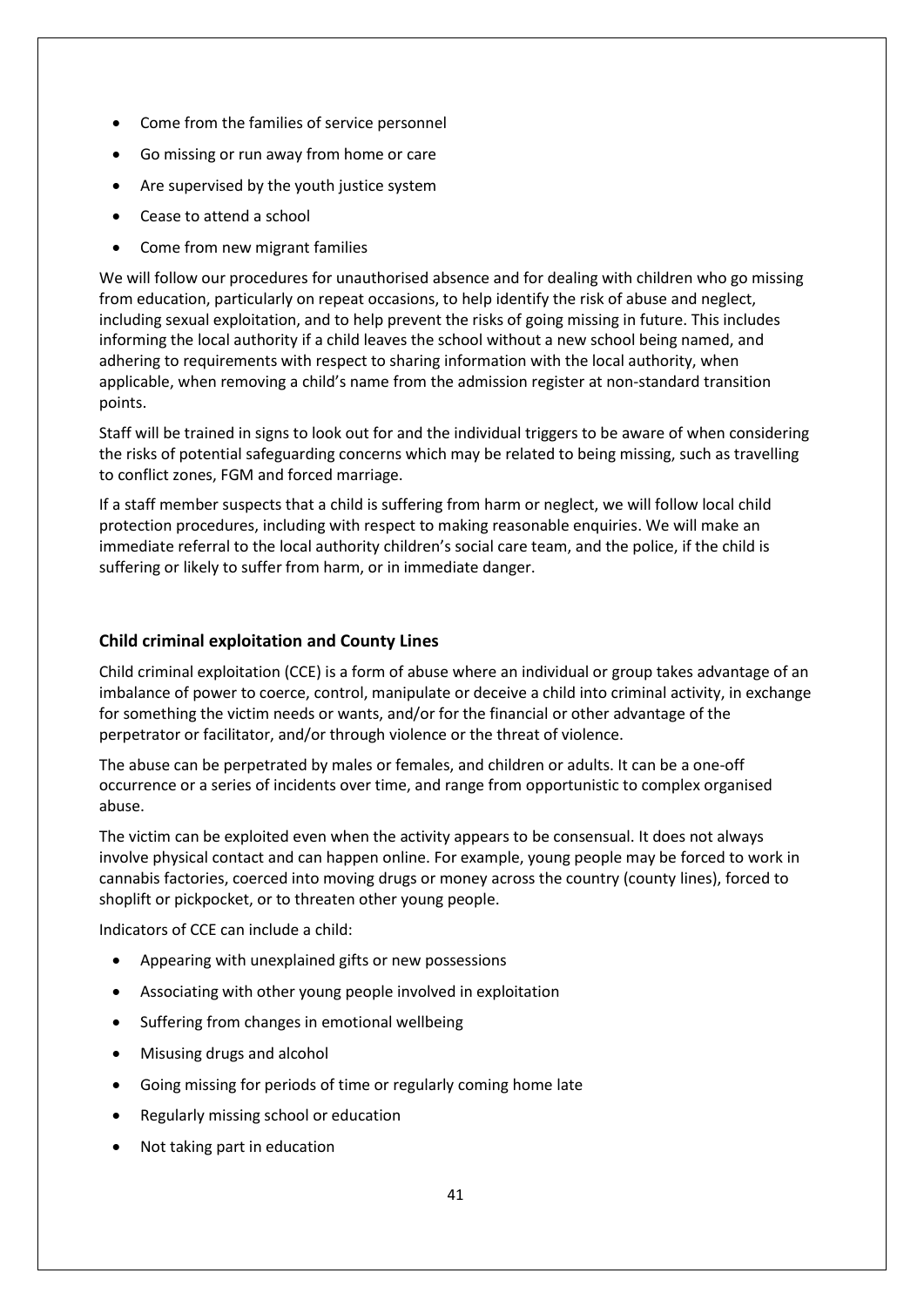- Come from the families of service personnel
- Go missing or run away from home or care
- Are supervised by the youth justice system
- Cease to attend a school
- Come from new migrant families

We will follow our procedures for unauthorised absence and for dealing with children who go missing from education, particularly on repeat occasions, to help identify the risk of abuse and neglect, including sexual exploitation, and to help prevent the risks of going missing in future. This includes informing the local authority if a child leaves the school without a new school being named, and adhering to requirements with respect to sharing information with the local authority, when applicable, when removing a child's name from the admission register at non-standard transition points.

Staff will be trained in signs to look out for and the individual triggers to be aware of when considering the risks of potential safeguarding concerns which may be related to being missing, such as travelling to conflict zones, FGM and forced marriage.

If a staff member suspects that a child is suffering from harm or neglect, we will follow local child protection procedures, including with respect to making reasonable enquiries. We will make an immediate referral to the local authority children's social care team, and the police, if the child is suffering or likely to suffer from harm, or in immediate danger.

### Child criminal exploitation and County Lines

Child criminal exploitation (CCE) is a form of abuse where an individual or group takes advantage of an imbalance of power to coerce, control, manipulate or deceive a child into criminal activity, in exchange for something the victim needs or wants, and/or for the financial or other advantage of the perpetrator or facilitator, and/or through violence or the threat of violence.

The abuse can be perpetrated by males or females, and children or adults. It can be a one-off occurrence or a series of incidents over time, and range from opportunistic to complex organised abuse.

The victim can be exploited even when the activity appears to be consensual. It does not always involve physical contact and can happen online. For example, young people may be forced to work in cannabis factories, coerced into moving drugs or money across the country (county lines), forced to shoplift or pickpocket, or to threaten other young people.

Indicators of CCE can include a child:

- Appearing with unexplained gifts or new possessions
- Associating with other young people involved in exploitation
- Suffering from changes in emotional wellbeing
- Misusing drugs and alcohol
- Going missing for periods of time or regularly coming home late
- Regularly missing school or education
- Not taking part in education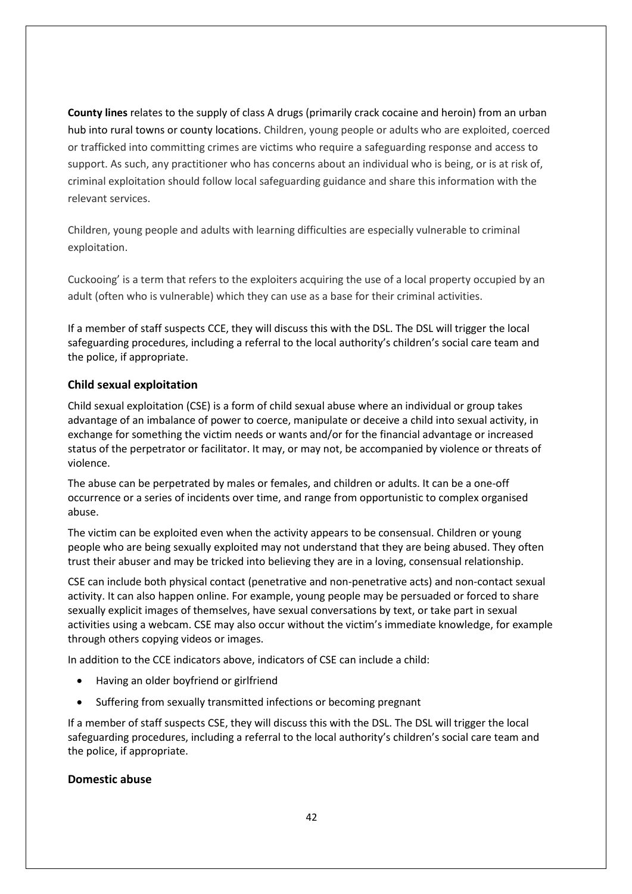**County lines** relates to the supply of class A drugs (primarily crack cocaine and heroin) from an urban hub into rural towns or county locations. Children, young people or adults who are exploited, coerced or trafficked into committing crimes are victims who require a safeguarding response and access to support. As such, any practitioner who has concerns about an individual who is being, or is at risk of, criminal exploitation should follow local safeguarding guidance and share this information with the relevant services.

Children, young people and adults with learning difficulties are especially vulnerable to criminal exploitation.

Cuckooing' is a term that refers to the exploiters acquiring the use of a local property occupied by an adult (often who is vulnerable) which they can use as a base for their criminal activities.

If a member of staff suspects CCE, they will discuss this with the DSL. The DSL will trigger the local safeguarding procedures, including a referral to the local authority's children's social care team and the police, if appropriate.

### Child sexual exploitation

Child sexual exploitation (CSE) is a form of child sexual abuse where an individual or group takes advantage of an imbalance of power to coerce, manipulate or deceive a child into sexual activity, in exchange for something the victim needs or wants and/or for the financial advantage or increased status of the perpetrator or facilitator. It may, or may not, be accompanied by violence or threats of violence.

The abuse can be perpetrated by males or females, and children or adults. It can be a one-off occurrence or a series of incidents over time, and range from opportunistic to complex organised abuse.

The victim can be exploited even when the activity appears to be consensual. Children or young people who are being sexually exploited may not understand that they are being abused. They often trust their abuser and may be tricked into believing they are in a loving, consensual relationship.

CSE can include both physical contact (penetrative and non-penetrative acts) and non-contact sexual activity. It can also happen online. For example, young people may be persuaded or forced to share sexually explicit images of themselves, have sexual conversations by text, or take part in sexual activities using a webcam. CSE may also occur without the victim's immediate knowledge, for example through others copying videos or images.

In addition to the CCE indicators above, indicators of CSE can include a child:

- Having an older boyfriend or girlfriend
- Suffering from sexually transmitted infections or becoming pregnant

If a member of staff suspects CSE, they will discuss this with the DSL. The DSL will trigger the local safeguarding procedures, including a referral to the local authority's children's social care team and the police, if appropriate.

### Domestic abuse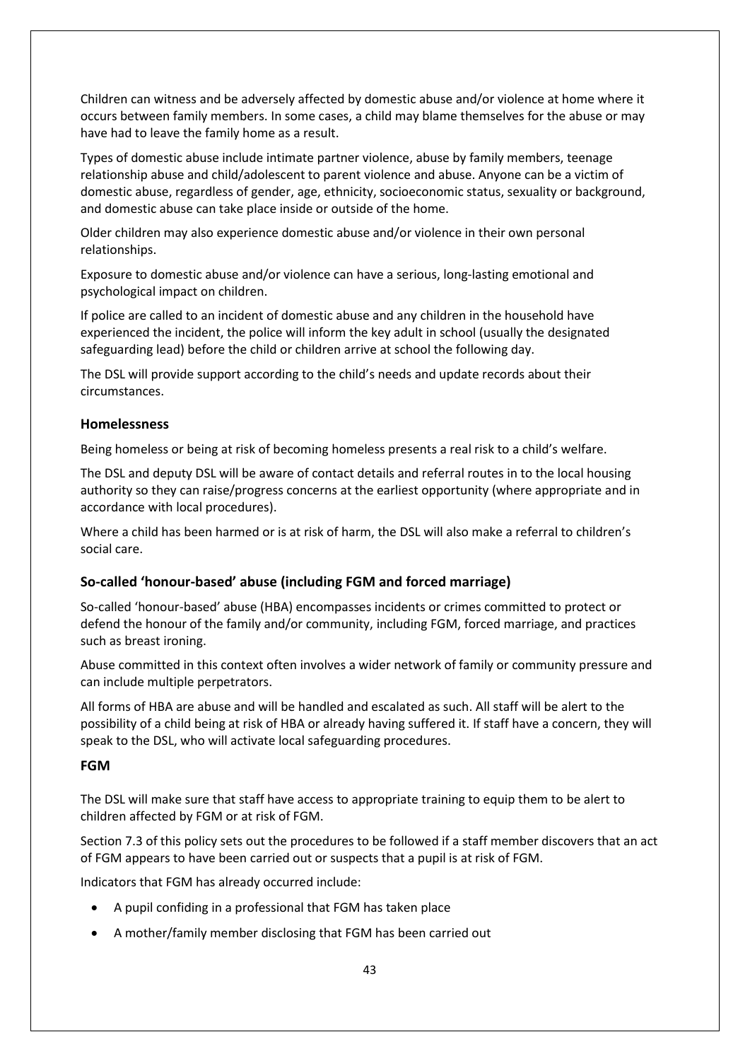Children can witness and be adversely affected by domestic abuse and/or violence at home where it occurs between family members. In some cases, a child may blame themselves for the abuse or may have had to leave the family home as a result.

Types of domestic abuse include intimate partner violence, abuse by family members, teenage relationship abuse and child/adolescent to parent violence and abuse. Anyone can be a victim of domestic abuse, regardless of gender, age, ethnicity, socioeconomic status, sexuality or background, and domestic abuse can take place inside or outside of the home.

Older children may also experience domestic abuse and/or violence in their own personal relationships.

Exposure to domestic abuse and/or violence can have a serious, long-lasting emotional and psychological impact on children.

If police are called to an incident of domestic abuse and any children in the household have experienced the incident, the police will inform the key adult in school (usually the designated safeguarding lead) before the child or children arrive at school the following day.

The DSL will provide support according to the child's needs and update records about their circumstances.

### Homelessness

Being homeless or being at risk of becoming homeless presents a real risk to a child's welfare.

The DSL and deputy DSL will be aware of contact details and referral routes in to the local housing authority so they can raise/progress concerns at the earliest opportunity (where appropriate and in accordance with local procedures).

Where a child has been harmed or is at risk of harm, the DSL will also make a referral to children's social care.

### So-called 'honour-based' abuse (including FGM and forced marriage)

So-called 'honour-based' abuse (HBA) encompasses incidents or crimes committed to protect or defend the honour of the family and/or community, including FGM, forced marriage, and practices such as breast ironing.

Abuse committed in this context often involves a wider network of family or community pressure and can include multiple perpetrators.

All forms of HBA are abuse and will be handled and escalated as such. All staff will be alert to the possibility of a child being at risk of HBA or already having suffered it. If staff have a concern, they will speak to the DSL, who will activate local safeguarding procedures.

#### FGM

The DSL will make sure that staff have access to appropriate training to equip them to be alert to children affected by FGM or at risk of FGM.

Section 7.3 of this policy sets out the procedures to be followed if a staff member discovers that an act of FGM appears to have been carried out or suspects that a pupil is at risk of FGM.

Indicators that FGM has already occurred include:

- A pupil confiding in a professional that FGM has taken place
- A mother/family member disclosing that FGM has been carried out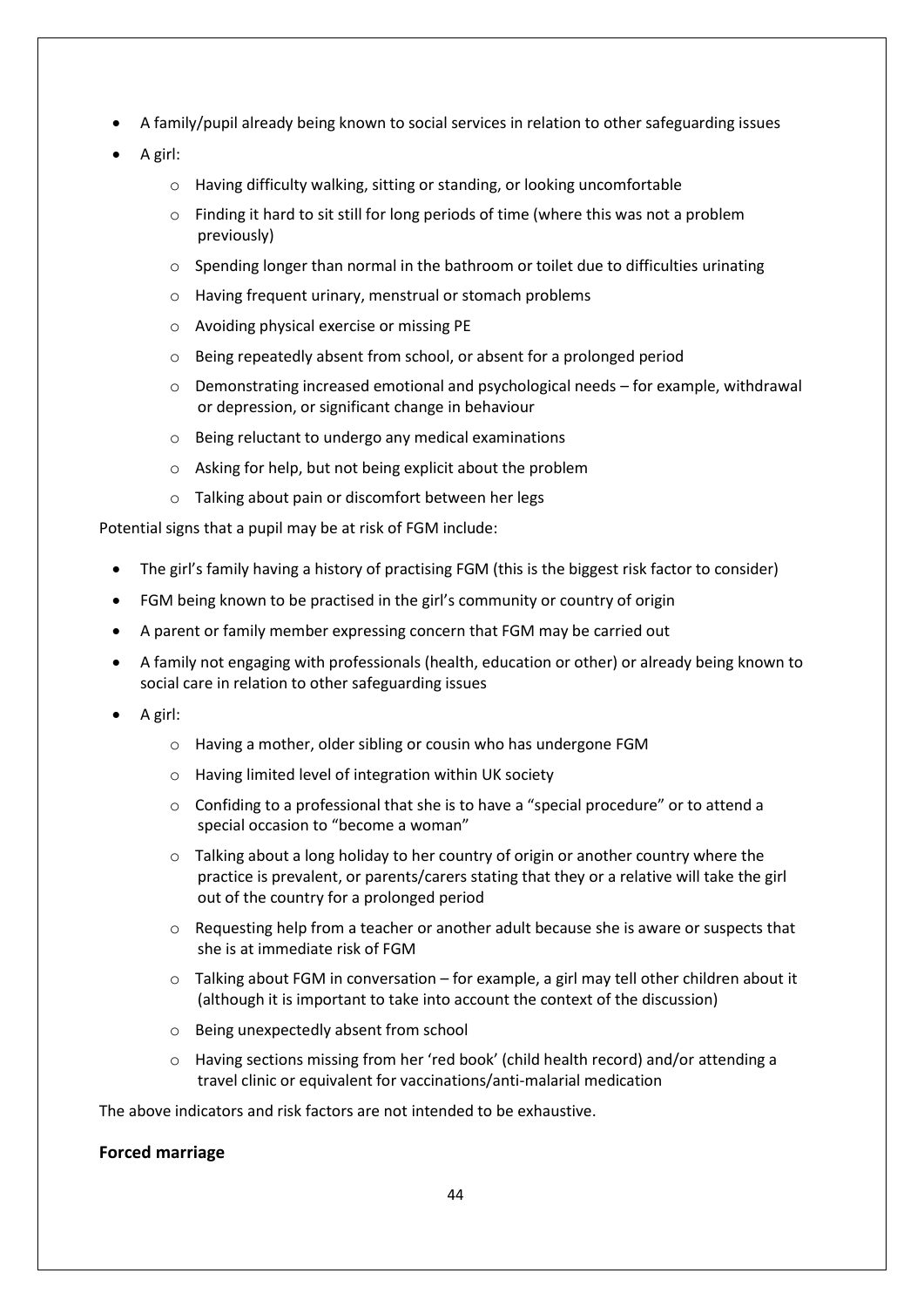- A family/pupil already being known to social services in relation to other safeguarding issues
- A girl:
    - Having difficulty walking, sitting or standing, or looking uncomfortable
    - Finding it hard to sit still for long periods of time (where this was not a problem previously)
    - Spending longer than normal in the bathroom or toilet due to difficulties urinating
    - Having frequent urinary, menstrual or stomach problems
    - Avoiding physical exercise or missing PE
    - Being repeatedly absent from school, or absent for a prolonged period
    - Demonstrating increased emotional and psychological needs – for example, withdrawal or depression, or significant change in behaviour
    - Being reluctant to undergo any medical examinations
    - Asking for help, but not being explicit about the problem
    - Talking about pain or discomfort between her legs

Potential signs that a pupil may be at risk of FGM include:

- The girl's family having a history of practising FGM (this is the biggest risk factor to consider)
- FGM being known to be practised in the girl's community or country of origin
- A parent or family member expressing concern that FGM may be carried out
- A family not engaging with professionals (health, education or other) or already being known to social care in relation to other safeguarding issues
- A girl:
    - Having a mother, older sibling or cousin who has undergone FGM
    - Having limited level of integration within UK society
    - Confiding to a professional that she is to have a "special procedure" or to attend a special occasion to "become a woman"
    - Talking about a long holiday to her country of origin or another country where the practice is prevalent, or parents/carers stating that they or a relative will take the girl out of the country for a prolonged period
    - Requesting help from a teacher or another adult because she is aware or suspects that she is at immediate risk of FGM
    - Talking about FGM in conversation – for example, a girl may tell other children about it (although it is important to take into account the context of the discussion)
    - Being unexpectedly absent from school
    - Having sections missing from her 'red book' (child health record) and/or attending a travel clinic or equivalent for vaccinations/anti-malarial medication

The above indicators and risk factors are not intended to be exhaustive.

### Forced marriage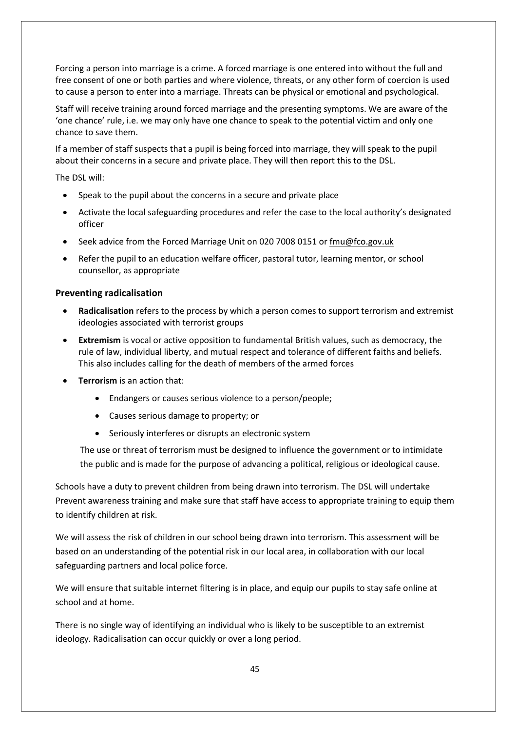Forcing a person into marriage is a crime. A forced marriage is one entered into without the full and free consent of one or both parties and where violence, threats, or any other form of coercion is used to cause a person to enter into a marriage. Threats can be physical or emotional and psychological.

Staff will receive training around forced marriage and the presenting symptoms. We are aware of the 'one chance' rule, i.e. we may only have one chance to speak to the potential victim and only one chance to save them.

If a member of staff suspects that a pupil is being forced into marriage, they will speak to the pupil about their concerns in a secure and private place. They will then report this to the DSL.

The DSL will:

- Speak to the pupil about the concerns in a secure and private place
- Activate the local safeguarding procedures and refer the case to the local authority's designated officer
- Seek advice from the Forced Marriage Unit on 020 7008 0151 or fmu@fco.gov.uk
- Refer the pupil to an education welfare officer, pastoral tutor, learning mentor, or school counsellor, as appropriate

### Preventing radicalisation

- **Radicalisation** refers to the process by which a person comes to support terrorism and extremist ideologies associated with terrorist groups
- **Extremism** is vocal or active opposition to fundamental British values, such as democracy, the rule of law, individual liberty, and mutual respect and tolerance of different faiths and beliefs. This also includes calling for the death of members of the armed forces
- **Terrorism** is an action that:
  - Endangers or causes serious violence to a person/people;
  - Causes serious damage to property; or
  - Seriously interferes or disrupts an electronic system

  The use or threat of terrorism must be designed to influence the government or to intimidate the public and is made for the purpose of advancing a political, religious or ideological cause.

Schools have a duty to prevent children from being drawn into terrorism. The DSL will undertake Prevent awareness training and make sure that staff have access to appropriate training to equip them to identify children at risk.

We will assess the risk of children in our school being drawn into terrorism. This assessment will be based on an understanding of the potential risk in our local area, in collaboration with our local safeguarding partners and local police force.

We will ensure that suitable internet filtering is in place, and equip our pupils to stay safe online at school and at home.

There is no single way of identifying an individual who is likely to be susceptible to an extremist ideology. Radicalisation can occur quickly or over a long period.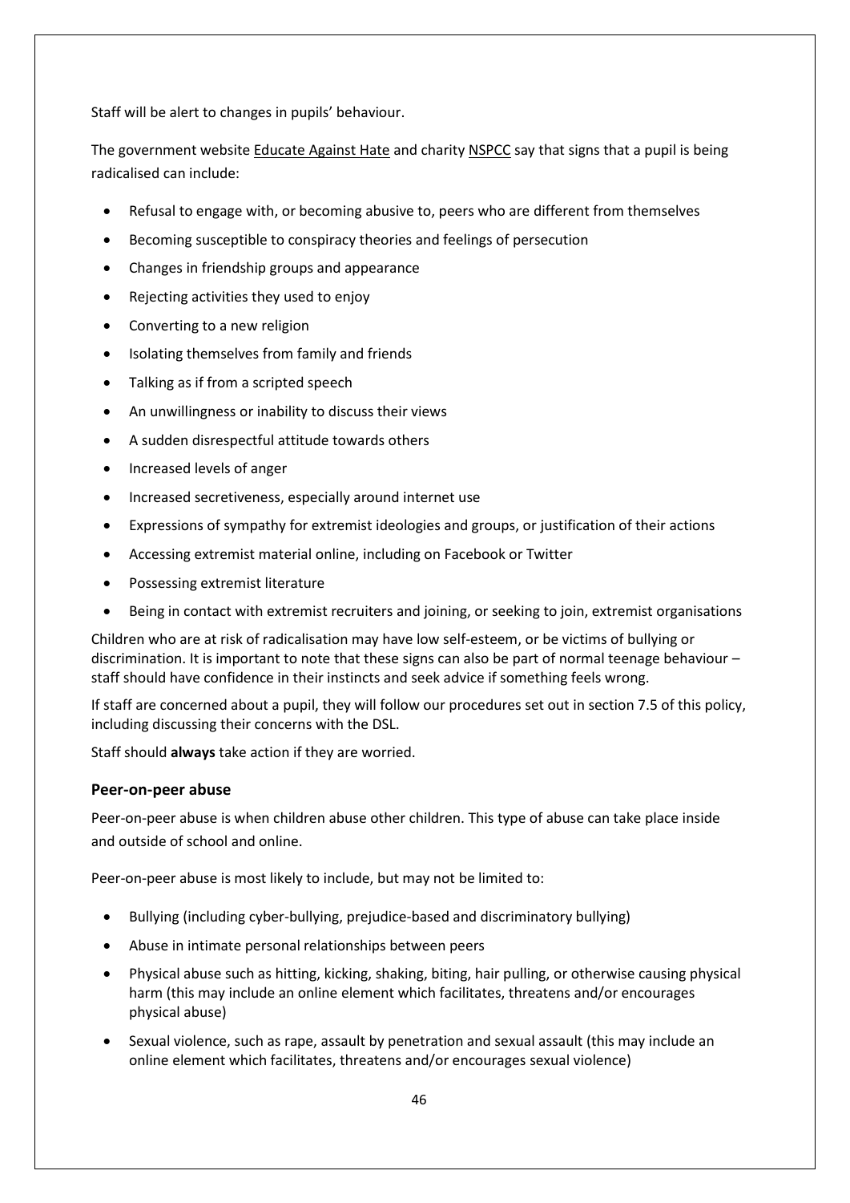Staff will be alert to changes in pupils' behaviour.

The government website Educate Against Hate and charity NSPCC say that signs that a pupil is being radicalised can include:

- Refusal to engage with, or becoming abusive to, peers who are different from themselves
- Becoming susceptible to conspiracy theories and feelings of persecution
- Changes in friendship groups and appearance
- Rejecting activities they used to enjoy
- Converting to a new religion
- Isolating themselves from family and friends
- Talking as if from a scripted speech
- An unwillingness or inability to discuss their views
- A sudden disrespectful attitude towards others
- Increased levels of anger
- Increased secretiveness, especially around internet use
- Expressions of sympathy for extremist ideologies and groups, or justification of their actions
- Accessing extremist material online, including on Facebook or Twitter
- Possessing extremist literature
- Being in contact with extremist recruiters and joining, or seeking to join, extremist organisations

Children who are at risk of radicalisation may have low self-esteem, or be victims of bullying or discrimination. It is important to note that these signs can also be part of normal teenage behaviour – staff should have confidence in their instincts and seek advice if something feels wrong.

If staff are concerned about a pupil, they will follow our procedures set out in section 7.5 of this policy, including discussing their concerns with the DSL.

Staff should **always** take action if they are worried.

### Peer-on-peer abuse

Peer-on-peer abuse is when children abuse other children. This type of abuse can take place inside and outside of school and online.

Peer-on-peer abuse is most likely to include, but may not be limited to:

- Bullying (including cyber-bullying, prejudice-based and discriminatory bullying)
- Abuse in intimate personal relationships between peers
- Physical abuse such as hitting, kicking, shaking, biting, hair pulling, or otherwise causing physical harm (this may include an online element which facilitates, threatens and/or encourages physical abuse)
- Sexual violence, such as rape, assault by penetration and sexual assault (this may include an online element which facilitates, threatens and/or encourages sexual violence)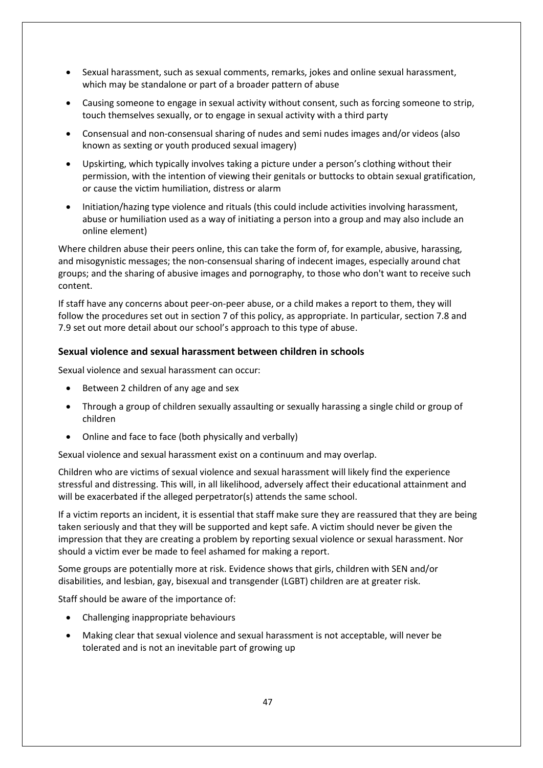- Sexual harassment, such as sexual comments, remarks, jokes and online sexual harassment, which may be standalone or part of a broader pattern of abuse
- Causing someone to engage in sexual activity without consent, such as forcing someone to strip, touch themselves sexually, or to engage in sexual activity with a third party
- Consensual and non-consensual sharing of nudes and semi nudes images and/or videos (also known as sexting or youth produced sexual imagery)
- Upskirting, which typically involves taking a picture under a person's clothing without their permission, with the intention of viewing their genitals or buttocks to obtain sexual gratification, or cause the victim humiliation, distress or alarm
- Initiation/hazing type violence and rituals (this could include activities involving harassment, abuse or humiliation used as a way of initiating a person into a group and may also include an online element)

Where children abuse their peers online, this can take the form of, for example, abusive, harassing, and misogynistic messages; the non-consensual sharing of indecent images, especially around chat groups; and the sharing of abusive images and pornography, to those who don't want to receive such content.

If staff have any concerns about peer-on-peer abuse, or a child makes a report to them, they will follow the procedures set out in section 7 of this policy, as appropriate. In particular, section 7.8 and 7.9 set out more detail about our school's approach to this type of abuse.

### Sexual violence and sexual harassment between children in schools

Sexual violence and sexual harassment can occur:

- Between 2 children of any age and sex
- Through a group of children sexually assaulting or sexually harassing a single child or group of children
- Online and face to face (both physically and verbally)

Sexual violence and sexual harassment exist on a continuum and may overlap.

Children who are victims of sexual violence and sexual harassment will likely find the experience stressful and distressing. This will, in all likelihood, adversely affect their educational attainment and will be exacerbated if the alleged perpetrator(s) attends the same school.

If a victim reports an incident, it is essential that staff make sure they are reassured that they are being taken seriously and that they will be supported and kept safe. A victim should never be given the impression that they are creating a problem by reporting sexual violence or sexual harassment. Nor should a victim ever be made to feel ashamed for making a report.

Some groups are potentially more at risk. Evidence shows that girls, children with SEN and/or disabilities, and lesbian, gay, bisexual and transgender (LGBT) children are at greater risk.

Staff should be aware of the importance of:

- Challenging inappropriate behaviours
- Making clear that sexual violence and sexual harassment is not acceptable, will never be tolerated and is not an inevitable part of growing up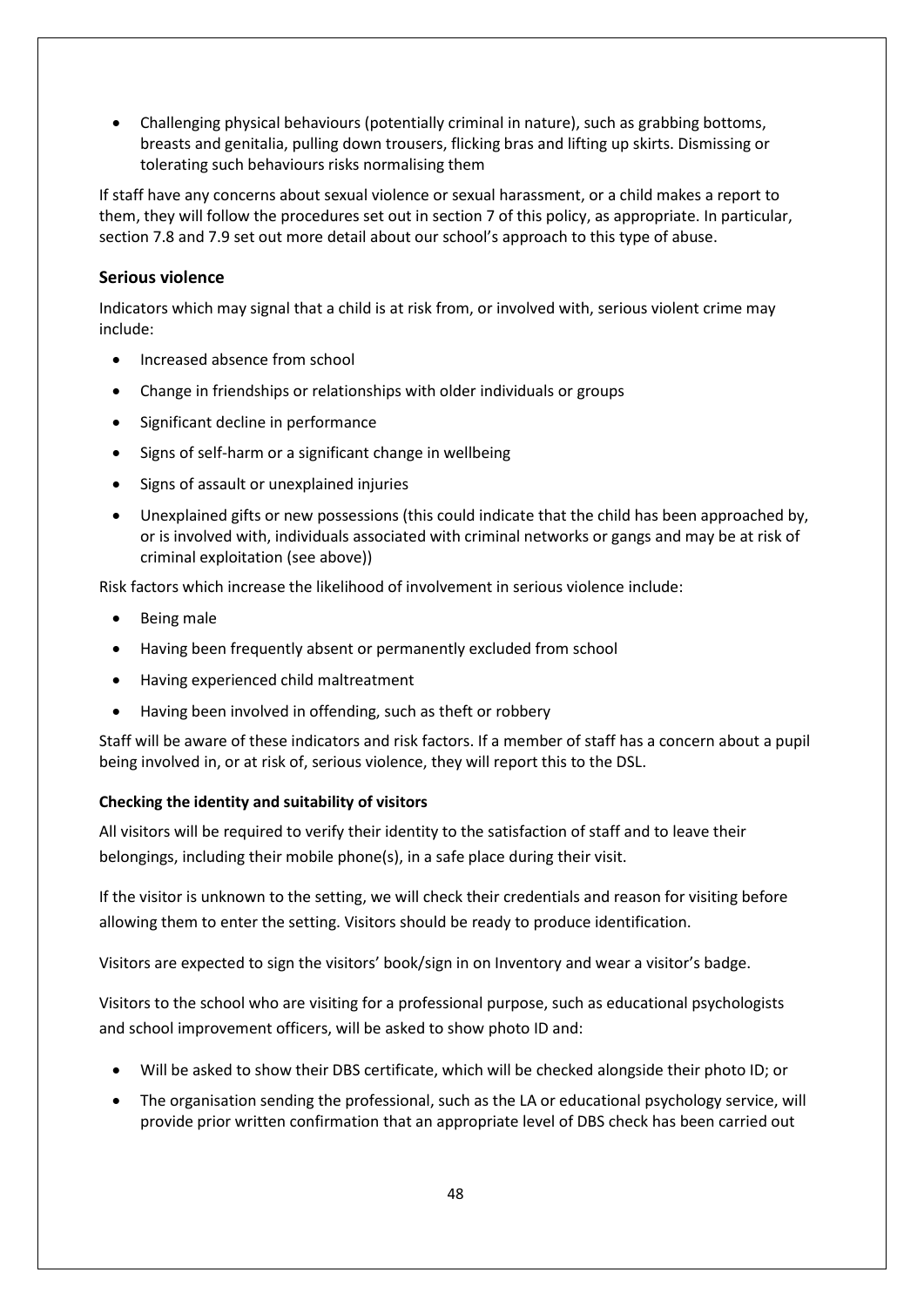- Challenging physical behaviours (potentially criminal in nature), such as grabbing bottoms, breasts and genitalia, pulling down trousers, flicking bras and lifting up skirts. Dismissing or tolerating such behaviours risks normalising them

If staff have any concerns about sexual violence or sexual harassment, or a child makes a report to them, they will follow the procedures set out in section 7 of this policy, as appropriate. In particular, section 7.8 and 7.9 set out more detail about our school's approach to this type of abuse.

## Serious violence

Indicators which may signal that a child is at risk from, or involved with, serious violent crime may include:

- Increased absence from school
- Change in friendships or relationships with older individuals or groups
- Significant decline in performance
- Signs of self-harm or a significant change in wellbeing
- Signs of assault or unexplained injuries
- Unexplained gifts or new possessions (this could indicate that the child has been approached by, or is involved with, individuals associated with criminal networks or gangs and may be at risk of criminal exploitation (see above))

Risk factors which increase the likelihood of involvement in serious violence include:

- Being male
- Having been frequently absent or permanently excluded from school
- Having experienced child maltreatment
- Having been involved in offending, such as theft or robbery

Staff will be aware of these indicators and risk factors. If a member of staff has a concern about a pupil being involved in, or at risk of, serious violence, they will report this to the DSL.

### Checking the identity and suitability of visitors

All visitors will be required to verify their identity to the satisfaction of staff and to leave their belongings, including their mobile phone(s), in a safe place during their visit.

If the visitor is unknown to the setting, we will check their credentials and reason for visiting before allowing them to enter the setting. Visitors should be ready to produce identification.

Visitors are expected to sign the visitors' book/sign in on Inventory and wear a visitor's badge.

Visitors to the school who are visiting for a professional purpose, such as educational psychologists and school improvement officers, will be asked to show photo ID and:

- Will be asked to show their DBS certificate, which will be checked alongside their photo ID; or
- The organisation sending the professional, such as the LA or educational psychology service, will provide prior written confirmation that an appropriate level of DBS check has been carried out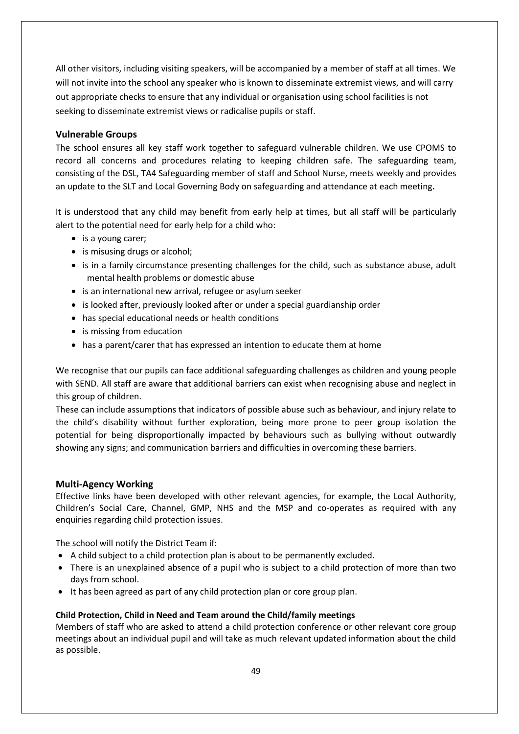All other visitors, including visiting speakers, will be accompanied by a member of staff at all times. We will not invite into the school any speaker who is known to disseminate extremist views, and will carry out appropriate checks to ensure that any individual or organisation using school facilities is not seeking to disseminate extremist views or radicalise pupils or staff.

## Vulnerable Groups

The school ensures all key staff work together to safeguard vulnerable children. We use CPOMS to record all concerns and procedures relating to keeping children safe. The safeguarding team, consisting of the DSL, TA4 Safeguarding member of staff and School Nurse, meets weekly and provides an update to the SLT and Local Governing Body on safeguarding and attendance at each meeting**.**

It is understood that any child may benefit from early help at times, but all staff will be particularly alert to the potential need for early help for a child who:

- is a young carer;
- is misusing drugs or alcohol;
- is in a family circumstance presenting challenges for the child, such as substance abuse, adult mental health problems or domestic abuse
- is an international new arrival, refugee or asylum seeker
- is looked after, previously looked after or under a special guardianship order
- has special educational needs or health conditions
- is missing from education
- has a parent/carer that has expressed an intention to educate them at home

We recognise that our pupils can face additional safeguarding challenges as children and young people with SEND. All staff are aware that additional barriers can exist when recognising abuse and neglect in this group of children.

These can include assumptions that indicators of possible abuse such as behaviour, and injury relate to the child's disability without further exploration, being more prone to peer group isolation the potential for being disproportionally impacted by behaviours such as bullying without outwardly showing any signs; and communication barriers and difficulties in overcoming these barriers.

## Multi-Agency Working

Effective links have been developed with other relevant agencies, for example, the Local Authority, Children's Social Care, Channel, GMP, NHS and the MSP and co-operates as required with any enquiries regarding child protection issues.

The school will notify the District Team if:

- A child subject to a child protection plan is about to be permanently excluded.
- There is an unexplained absence of a pupil who is subject to a child protection of more than two days from school.
- It has been agreed as part of any child protection plan or core group plan.

### Child Protection, Child in Need and Team around the Child/family meetings

Members of staff who are asked to attend a child protection conference or other relevant core group meetings about an individual pupil and will take as much relevant updated information about the child as possible.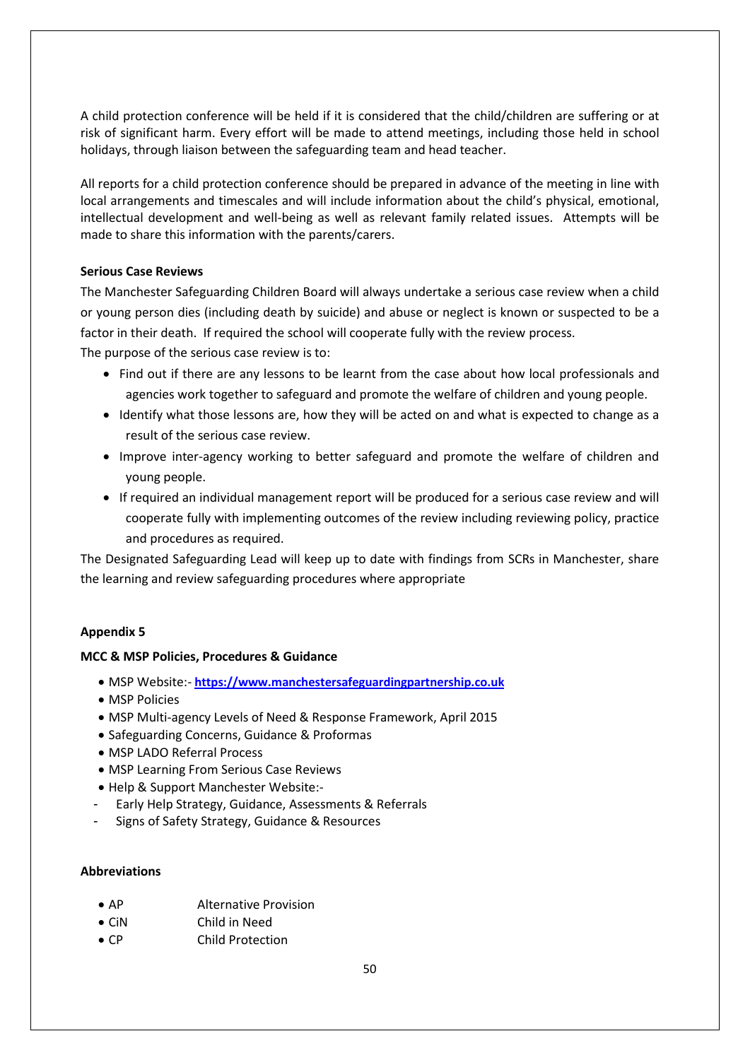A child protection conference will be held if it is considered that the child/children are suffering or at risk of significant harm. Every effort will be made to attend meetings, including those held in school holidays, through liaison between the safeguarding team and head teacher.

All reports for a child protection conference should be prepared in advance of the meeting in line with local arrangements and timescales and will include information about the child's physical, emotional, intellectual development and well-being as well as relevant family related issues. Attempts will be made to share this information with the parents/carers.

**Serious Case Reviews**

The Manchester Safeguarding Children Board will always undertake a serious case review when a child or young person dies (including death by suicide) and abuse or neglect is known or suspected to be a factor in their death. If required the school will cooperate fully with the review process.

The purpose of the serious case review is to:

- Find out if there are any lessons to be learnt from the case about how local professionals and agencies work together to safeguard and promote the welfare of children and young people.
- Identify what those lessons are, how they will be acted on and what is expected to change as a result of the serious case review.
- Improve inter-agency working to better safeguard and promote the welfare of children and young people.
- If required an individual management report will be produced for a serious case review and will cooperate fully with implementing outcomes of the review including reviewing policy, practice and procedures as required.

The Designated Safeguarding Lead will keep up to date with findings from SCRs in Manchester, share the learning and review safeguarding procedures where appropriate

**Appendix 5**

**MCC & MSP Policies, Procedures & Guidance**

- MSP Website:- **https://www.manchestersafeguardingpartnership.co.uk**
- MSP Policies
- MSP Multi-agency Levels of Need & Response Framework, April 2015
- Safeguarding Concerns, Guidance & Proformas
- MSP LADO Referral Process
- MSP Learning From Serious Case Reviews
- Help & Support Manchester Website:-
  - Early Help Strategy, Guidance, Assessments & Referrals
  - Signs of Safety Strategy, Guidance & Resources

**Abbreviations**

- AP Alternative Provision
- CiN Child in Need
- CP Child Protection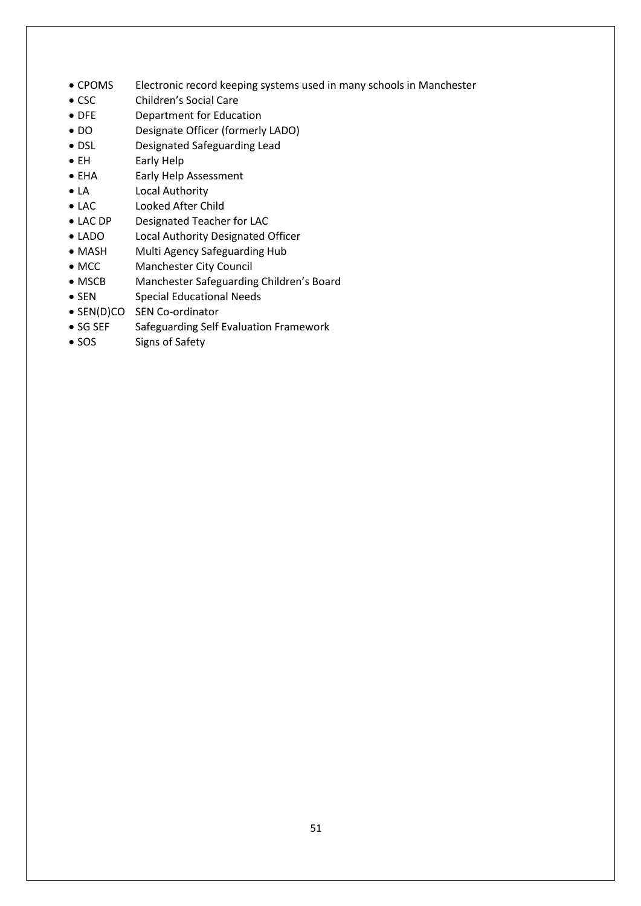- CPOMS Electronic record keeping systems used in many schools in Manchester
- CSC Children's Social Care
- DFE Department for Education
- DO Designate Officer (formerly LADO)
- DSL Designated Safeguarding Lead
- EH Early Help
- EHA Early Help Assessment
- LA Local Authority
- LAC Looked After Child
- LAC DP Designated Teacher for LAC
- LADO Local Authority Designated Officer
- MASH Multi Agency Safeguarding Hub
- MCC Manchester City Council
- MSCB Manchester Safeguarding Children's Board
- SEN Special Educational Needs
- SEN(D)CO SEN Co-ordinator
- SG SEF Safeguarding Self Evaluation Framework
- SOS Signs of Safety